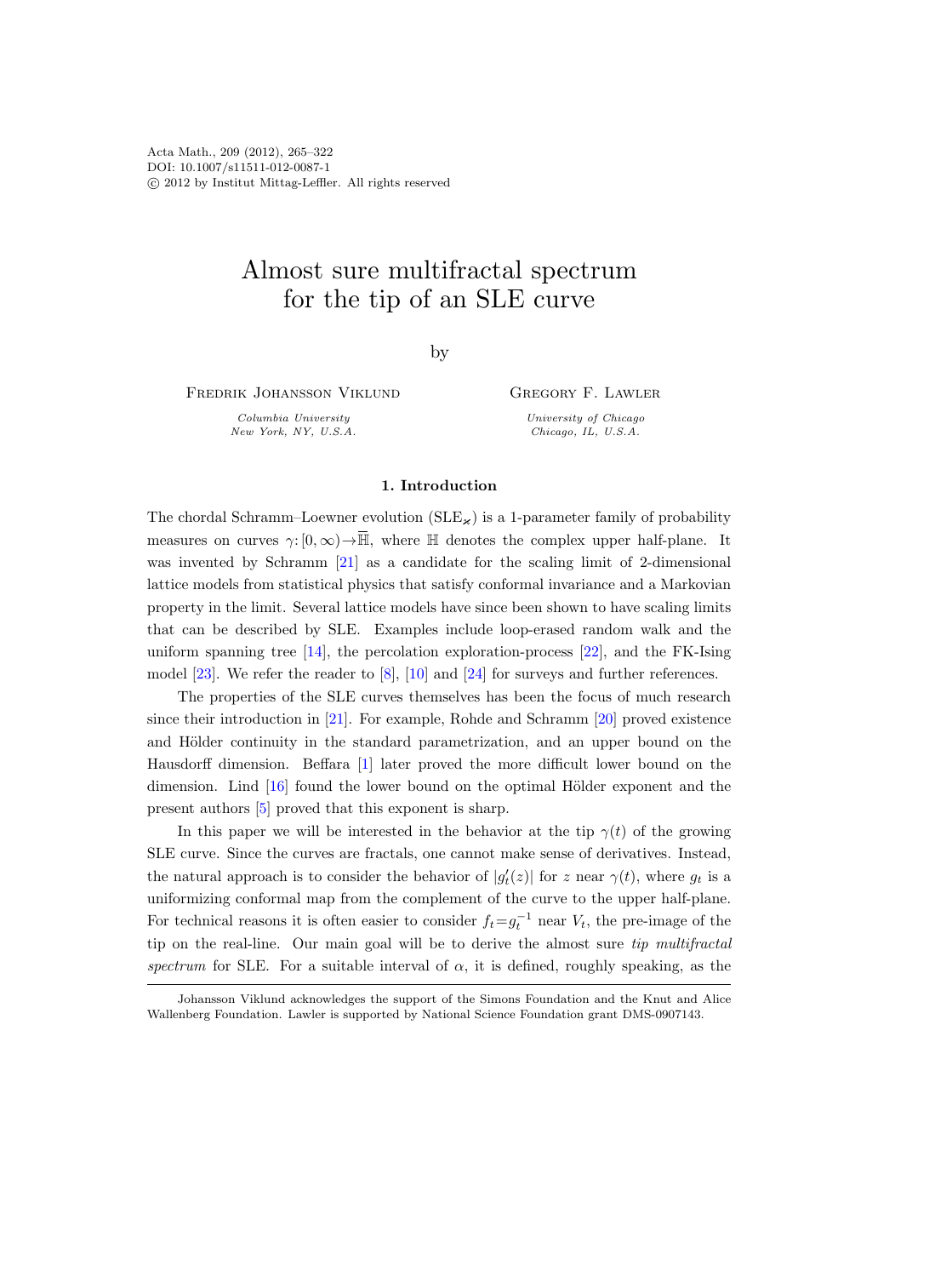# Almost sure multifractal spectrum for the tip of an SLE curve

by

Fredrik Johansson Viklund

*Columbia University*
*New York, NY, U.S.A.*

Gregory F. Lawler

*University of Chicago*
*Chicago, IL, U.S.A.*

## 1. Introduction

The chordal Schramm–Loewner evolution ($\mathrm{SLE}_\varkappa$) is a 1-parameter family of probability measures on curves $\gamma\colon[0,\infty)\to\overline{\mathbb{H}}$, where $\mathbb{H}$ denotes the complex upper half-plane. It was invented by Schramm [21] as a candidate for the scaling limit of 2-dimensional lattice models from statistical physics that satisfy conformal invariance and a Markovian property in the limit. Several lattice models have since been shown to have scaling limits that can be described by SLE. Examples include loop-erased random walk and the uniform spanning tree [14], the percolation exploration-process [22], and the FK-Ising model [23]. We refer the reader to [8], [10] and [24] for surveys and further references.

The properties of the SLE curves themselves has been the focus of much research since their introduction in [21]. For example, Rohde and Schramm [20] proved existence and Hölder continuity in the standard parametrization, and an upper bound on the Hausdorff dimension. Beffara [1] later proved the more difficult lower bound on the dimension. Lind [16] found the lower bound on the optimal Hölder exponent and the present authors [5] proved that this exponent is sharp.

In this paper we will be interested in the behavior at the tip $\gamma(t)$ of the growing SLE curve. Since the curves are fractals, one cannot make sense of derivatives. Instead, the natural approach is to consider the behavior of $|g_t'(z)|$ for $z$ near $\gamma(t)$, where $g_t$ is a uniformizing conformal map from the complement of the curve to the upper half-plane. For technical reasons it is often easier to consider $f_t=g_t^{-1}$ near $V_t$, the pre-image of the tip on the real-line. Our main goal will be to derive the almost sure *tip multifractal spectrum* for SLE. For a suitable interval of $\alpha$, it is defined, roughly speaking, as the

Johansson Viklund acknowledges the support of the Simons Foundation and the Knut and Alice Wallenberg Foundation. Lawler is supported by National Science Foundation grant DMS-0907143.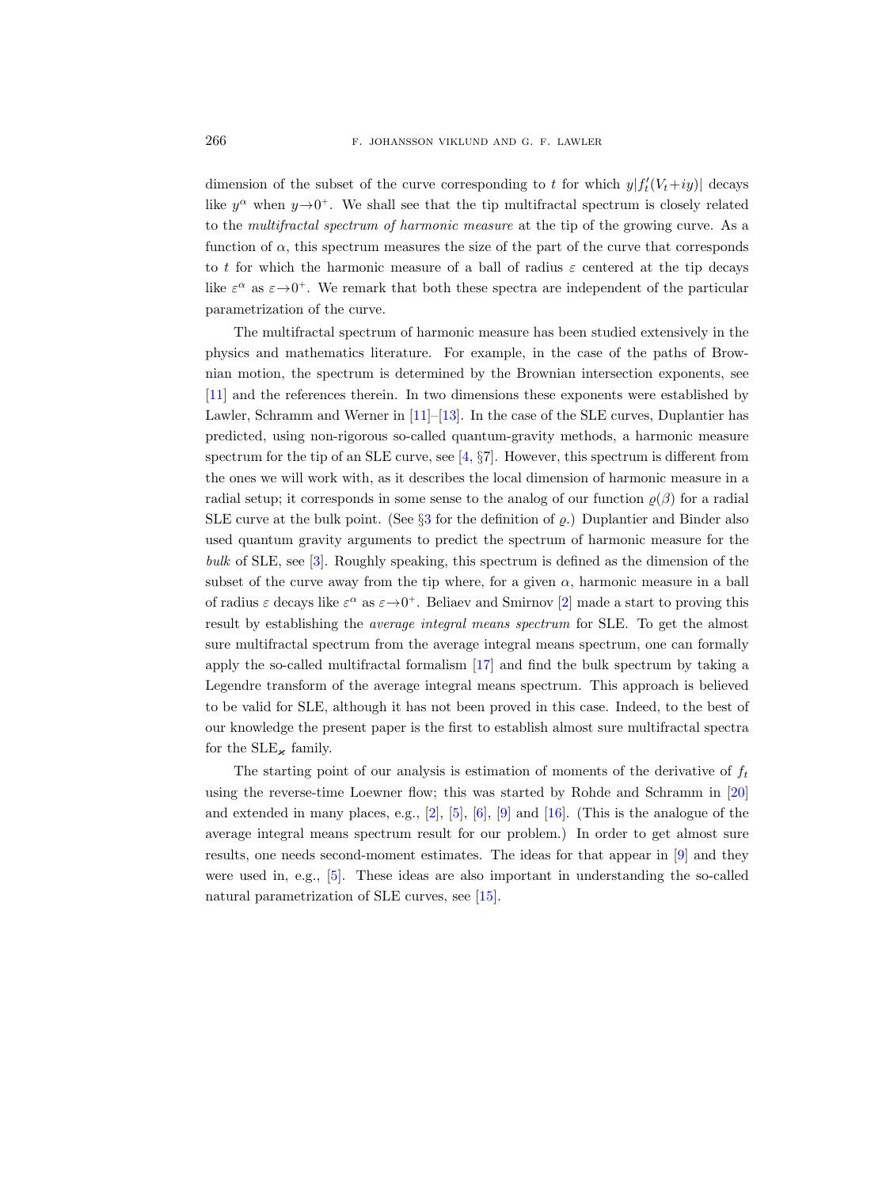dimension of the subset of the curve corresponding to $t$ for which $y|f_t'(V_t+iy)|$ decays like $y^\alpha$ when $y\to 0^+$. We shall see that the tip multifractal spectrum is closely related to the *multifractal spectrum of harmonic measure* at the tip of the growing curve. As a function of $\alpha$, this spectrum measures the size of the part of the curve that corresponds to $t$ for which the harmonic measure of a ball of radius $\varepsilon$ centered at the tip decays like $\varepsilon^\alpha$ as $\varepsilon\to 0^+$. We remark that both these spectra are independent of the particular parametrization of the curve.

The multifractal spectrum of harmonic measure has been studied extensively in the physics and mathematics literature. For example, in the case of the paths of Brownian motion, the spectrum is determined by the Brownian intersection exponents, see [11] and the references therein. In two dimensions these exponents were established by Lawler, Schramm and Werner in [11]–[13]. In the case of the SLE curves, Duplantier has predicted, using non-rigorous so-called quantum-gravity methods, a harmonic measure spectrum for the tip of an SLE curve, see [4, §7]. However, this spectrum is different from the ones we will work with, as it describes the local dimension of harmonic measure in a radial setup; it corresponds in some sense to the analog of our function $\varrho(\beta)$ for a radial SLE curve at the bulk point. (See §3 for the definition of $\varrho$.) Duplantier and Binder also used quantum gravity arguments to predict the spectrum of harmonic measure for the *bulk* of SLE, see [3]. Roughly speaking, this spectrum is defined as the dimension of the subset of the curve away from the tip where, for a given $\alpha$, harmonic measure in a ball of radius $\varepsilon$ decays like $\varepsilon^\alpha$ as $\varepsilon\to 0^+$. Beliaev and Smirnov [2] made a start to proving this result by establishing the *average integral means spectrum* for SLE. To get the almost sure multifractal spectrum from the average integral means spectrum, one can formally apply the so-called multifractal formalism [17] and find the bulk spectrum by taking a Legendre transform of the average integral means spectrum. This approach is believed to be valid for SLE, although it has not been proved in this case. Indeed, to the best of our knowledge the present paper is the first to establish almost sure multifractal spectra for the $\mathrm{SLE}_\varkappa$ family.

The starting point of our analysis is estimation of moments of the derivative of $f_t$ using the reverse-time Loewner flow; this was started by Rohde and Schramm in [20] and extended in many places, e.g., [2], [5], [6], [9] and [16]. (This is the analogue of the average integral means spectrum result for our problem.) In order to get almost sure results, one needs second-moment estimates. The ideas for that appear in [9] and they were used in, e.g., [5]. These ideas are also important in understanding the so-called natural parametrization of SLE curves, see [15].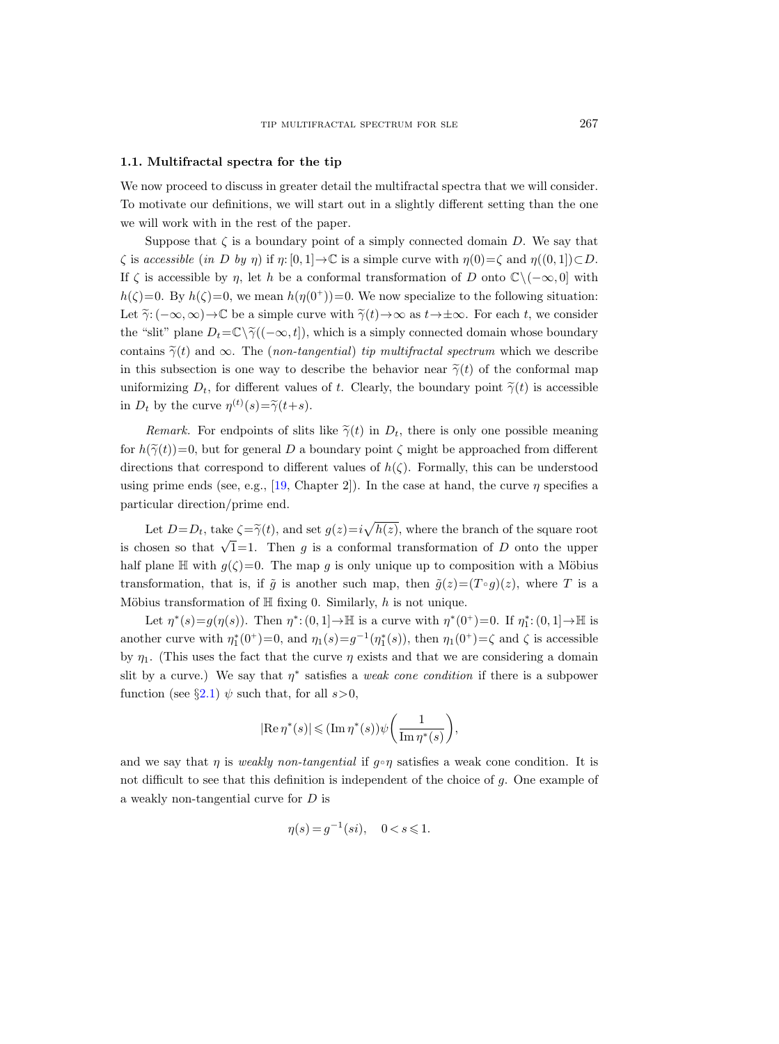### 1.1. Multifractal spectra for the tip

We now proceed to discuss in greater detail the multifractal spectra that we will consider. To motivate our definitions, we will start out in a slightly different setting than the one we will work with in the rest of the paper.

Suppose that $\zeta$ is a boundary point of a simply connected domain $D$. We say that $\zeta$ is *accessible* (*in $D$ by $\eta$*) if $\eta\colon[0,1]\to\mathbb{C}$ is a simple curve with $\eta(0)=\zeta$ and $\eta((0,1])\subset D$. If $\zeta$ is accessible by $\eta$, let $h$ be a conformal transformation of $D$ onto $\mathbb{C}\setminus(-\infty,0]$ with $h(\zeta)=0$. By $h(\zeta)=0$, we mean $h(\eta(0^+))=0$. We now specialize to the following situation: Let $\tilde{\gamma}\colon(-\infty,\infty)\to\mathbb{C}$ be a simple curve with $\tilde{\gamma}(t)\to\infty$ as $t\to\pm\infty$. For each $t$, we consider the "slit" plane $D_t=\mathbb{C}\setminus\tilde{\gamma}((-\infty,t])$, which is a simply connected domain whose boundary contains $\tilde{\gamma}(t)$ and $\infty$. The (*non-tangential*) *tip multifractal spectrum* which we describe in this subsection is one way to describe the behavior near $\tilde{\gamma}(t)$ of the conformal map uniformizing $D_t$, for different values of $t$. Clearly, the boundary point $\tilde{\gamma}(t)$ is accessible in $D_t$ by the curve $\eta^{(t)}(s)=\tilde{\gamma}(t+s)$.

*Remark.* For endpoints of slits like $\tilde{\gamma}(t)$ in $D_t$, there is only one possible meaning for $h(\tilde{\gamma}(t))=0$, but for general $D$ a boundary point $\zeta$ might be approached from different directions that correspond to different values of $h(\zeta)$. Formally, this can be understood using prime ends (see, e.g., [19, Chapter 2]). In the case at hand, the curve $\eta$ specifies a particular direction/prime end.

Let $D=D_t$, take $\zeta=\tilde{\gamma}(t)$, and set $g(z)=i\sqrt{h(z)}$, where the branch of the square root is chosen so that $\sqrt{1}=1$. Then $g$ is a conformal transformation of $D$ onto the upper half plane $\mathbb{H}$ with $g(\zeta)=0$. The map $g$ is only unique up to composition with a Möbius transformation, that is, if $\tilde{g}$ is another such map, then $\tilde{g}(z)=(T\circ g)(z)$, where $T$ is a Möbius transformation of $\mathbb{H}$ fixing 0. Similarly, $h$ is not unique.

Let $\eta^*(s)=g(\eta(s))$. Then $\eta^*\colon(0,1]\to\mathbb{H}$ is a curve with $\eta^*(0^+)=0$. If $\eta_1^*\colon(0,1]\to\mathbb{H}$ is another curve with $\eta_1^*(0^+)=0$, and $\eta_1(s)=g^{-1}(\eta_1^*(s))$, then $\eta_1(0^+)=\zeta$ and $\zeta$ is accessible by $\eta_1$. (This uses the fact that the curve $\eta$ exists and that we are considering a domain slit by a curve.) We say that $\eta^*$ satisfies a *weak cone condition* if there is a subpower function (see §2.1) $\psi$ such that, for all $s>0$,

$$|\operatorname{Re}\eta^*(s)|\leqslant(\operatorname{Im}\eta^*(s))\,\psi\biggl(\frac{1}{\operatorname{Im}\eta^*(s)}\biggr),$$

and we say that $\eta$ is *weakly non-tangential* if $g\circ\eta$ satisfies a weak cone condition. It is not difficult to see that this definition is independent of the choice of $g$. One example of a weakly non-tangential curve for $D$ is

$$\eta(s)=g^{-1}(si),\quad 0<s\leqslant 1.$$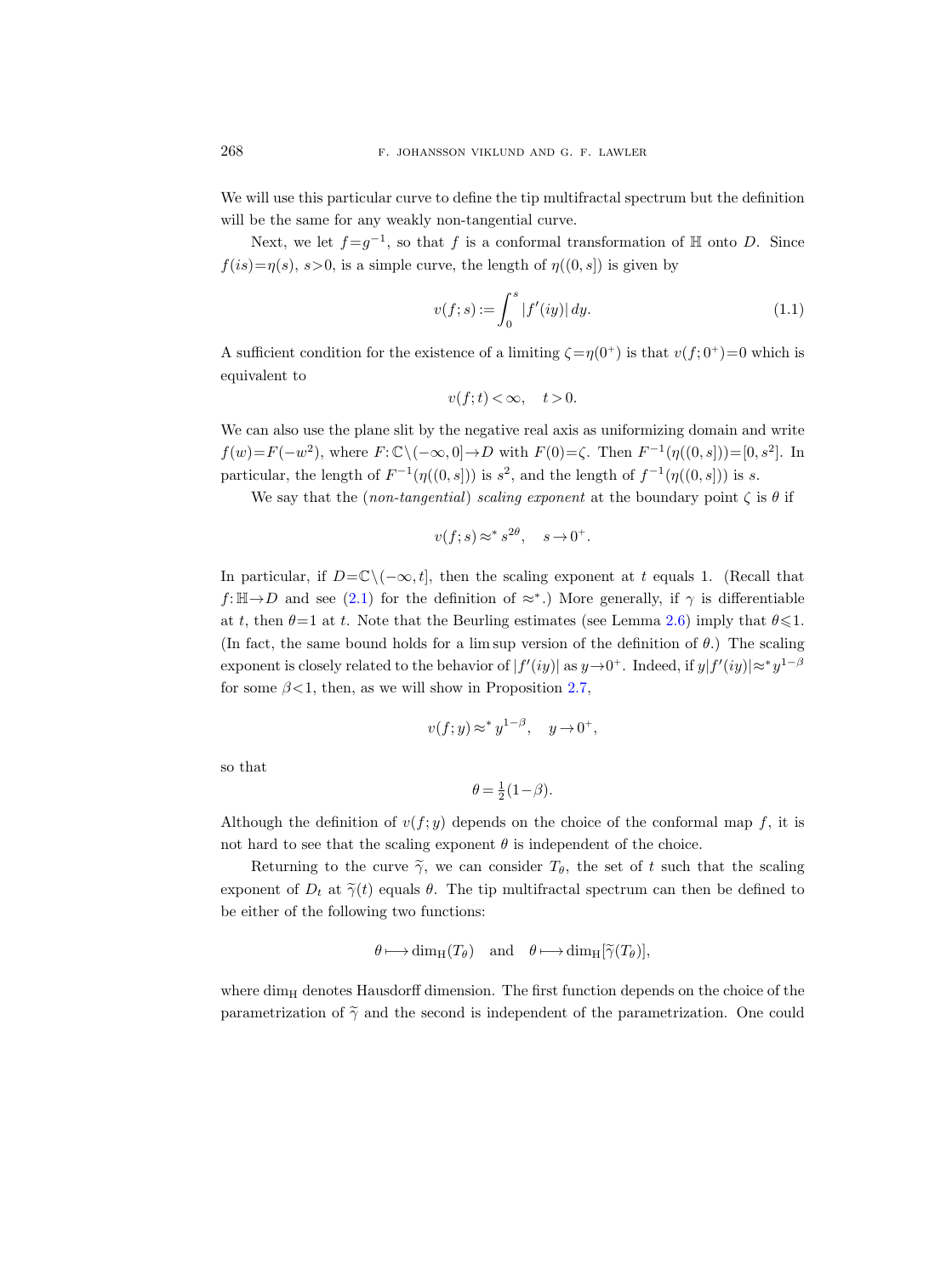We will use this particular curve to define the tip multifractal spectrum but the definition will be the same for any weakly non-tangential curve.

Next, we let $f=g^{-1}$, so that $f$ is a conformal transformation of $\mathbb{H}$ onto $D$. Since $f(is)=\eta(s)$, $s>0$, is a simple curve, the length of $\eta((0,s])$ is given by

$$v(f;s) := \int_0^s |f'(iy)|\,dy. \tag{1.1}$$

A sufficient condition for the existence of a limiting $\zeta=\eta(0^+)$ is that $v(f;0^+)=0$ which is equivalent to

$$v(f;t)<\infty, \quad t>0.$$

We can also use the plane slit by the negative real axis as uniformizing domain and write $f(w)=F(-w^2)$, where $F\colon\mathbb{C}\setminus(-\infty,0]\to D$ with $F(0)=\zeta$. Then $F^{-1}(\eta((0,s]))=[0,s^2]$. In particular, the length of $F^{-1}(\eta((0,s]))$ is $s^2$, and the length of $f^{-1}(\eta((0,s]))$ is $s$.

We say that the (*non-tangential*) *scaling exponent* at the boundary point $\zeta$ is $\theta$ if

$$v(f;s) \approx^* s^{2\theta}, \quad s\to 0^+.$$

In particular, if $D=\mathbb{C}\setminus(-\infty,t]$, then the scaling exponent at $t$ equals 1. (Recall that $f\colon\mathbb{H}\to D$ and see (2.1) for the definition of $\approx^*$.) More generally, if $\gamma$ is differentiable at $t$, then $\theta=1$ at $t$. Note that the Beurling estimates (see Lemma 2.6) imply that $\theta\leqslant 1$. (In fact, the same bound holds for a lim sup version of the definition of $\theta$.) The scaling exponent is closely related to the behavior of $|f'(iy)|$ as $y\to 0^+$. Indeed, if $y|f'(iy)|\approx^* y^{1-\beta}$ for some $\beta<1$, then, as we will show in Proposition 2.7,

$$v(f;y)\approx^* y^{1-\beta}, \quad y\to 0^+,$$

so that

$$\theta=\tfrac{1}{2}(1-\beta).$$

Although the definition of $v(f;y)$ depends on the choice of the conformal map $f$, it is not hard to see that the scaling exponent $\theta$ is independent of the choice.

Returning to the curve $\tilde{\gamma}$, we can consider $T_\theta$, the set of $t$ such that the scaling exponent of $D_t$ at $\tilde{\gamma}(t)$ equals $\theta$. The tip multifractal spectrum can then be defined to be either of the following two functions:

$$\theta\longmapsto \dim_{\mathrm{H}}(T_\theta) \quad \text{and} \quad \theta\longmapsto \dim_{\mathrm{H}}[\tilde{\gamma}(T_\theta)],$$

where $\dim_{\mathrm{H}}$ denotes Hausdorff dimension. The first function depends on the choice of the parametrization of $\tilde{\gamma}$ and the second is independent of the parametrization. One could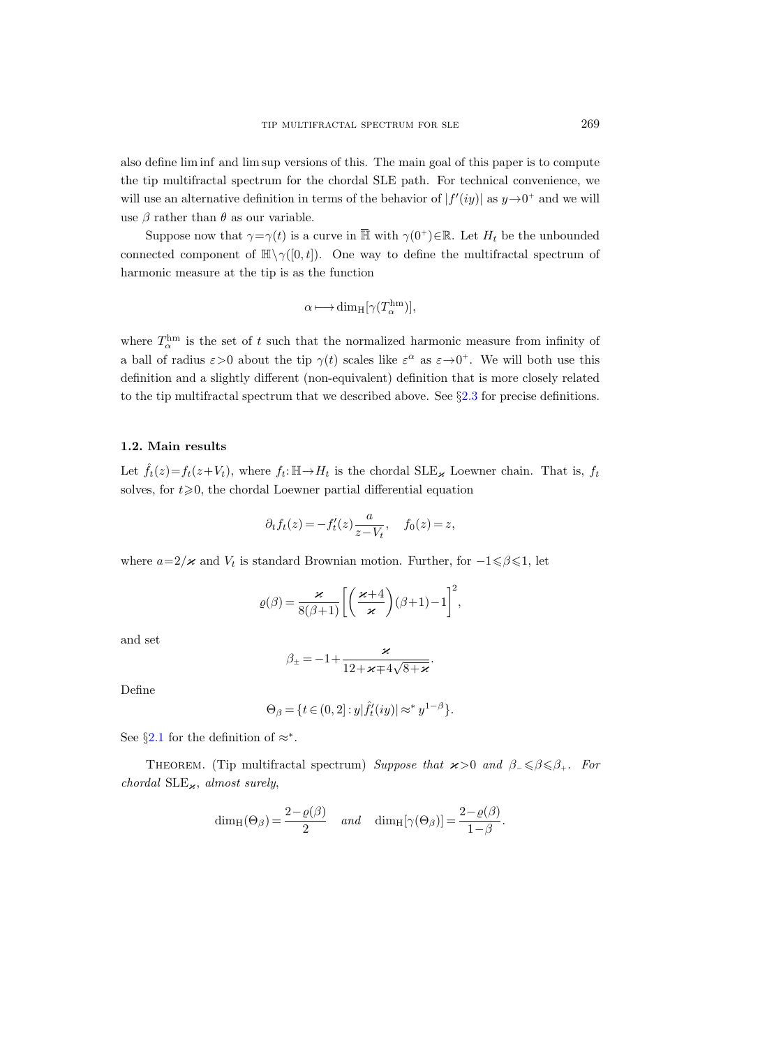also define lim inf and lim sup versions of this. The main goal of this paper is to compute the tip multifractal spectrum for the chordal SLE path. For technical convenience, we will use an alternative definition in terms of the behavior of $|f'(iy)|$ as $y \to 0^+$ and we will use $\beta$ rather than $\theta$ as our variable.

Suppose now that $\gamma = \gamma(t)$ is a curve in $\overline{\mathbb{H}}$ with $\gamma(0^+) \in \mathbb{R}$. Let $H_t$ be the unbounded connected component of $\mathbb{H} \setminus \gamma([0,t])$. One way to define the multifractal spectrum of harmonic measure at the tip is as the function

$$\alpha \longmapsto \dim_{\mathrm{H}}[\gamma(T_\alpha^{\mathrm{hm}})],$$

where $T_\alpha^{\mathrm{hm}}$ is the set of $t$ such that the normalized harmonic measure from infinity of a ball of radius $\varepsilon > 0$ about the tip $\gamma(t)$ scales like $\varepsilon^\alpha$ as $\varepsilon \to 0^+$. We will both use this definition and a slightly different (non-equivalent) definition that is more closely related to the tip multifractal spectrum that we described above. See §2.3 for precise definitions.

### 1.2. Main results

Let $\hat{f}_t(z) = f_t(z + V_t)$, where $f_t \colon \mathbb{H} \to H_t$ is the chordal $\mathrm{SLE}_\varkappa$ Loewner chain. That is, $f_t$ solves, for $t \geqslant 0$, the chordal Loewner partial differential equation

$$\partial_t f_t(z) = -f_t'(z) \frac{a}{z - V_t}, \quad f_0(z) = z,$$

where $a = 2/\varkappa$ and $V_t$ is standard Brownian motion. Further, for $-1 \leqslant \beta \leqslant 1$, let

$$\varrho(\beta) = \frac{\varkappa}{8(\beta+1)} \left[ \left( \frac{\varkappa+4}{\varkappa} \right)(\beta+1) - 1 \right]^2,$$

and set

$$\beta_\pm = -1 + \frac{\varkappa}{12 + \varkappa \mp 4\sqrt{8+\varkappa}}.$$

Define

$$\Theta_\beta = \{ t \in (0,2] : y|\hat{f}_t'(iy)| \approx^* y^{1-\beta} \}.$$

See §2.1 for the definition of $\approx^*$.

Theorem. (Tip multifractal spectrum) *Suppose that $\varkappa > 0$ and $\beta_- \leqslant \beta \leqslant \beta_+$. For chordal $\mathrm{SLE}_\varkappa$, almost surely,*

$$\dim_{\mathrm{H}}(\Theta_\beta) = \frac{2 - \varrho(\beta)}{2} \quad \textit{and} \quad \dim_{\mathrm{H}}[\gamma(\Theta_\beta)] = \frac{2 - \varrho(\beta)}{1 - \beta}.$$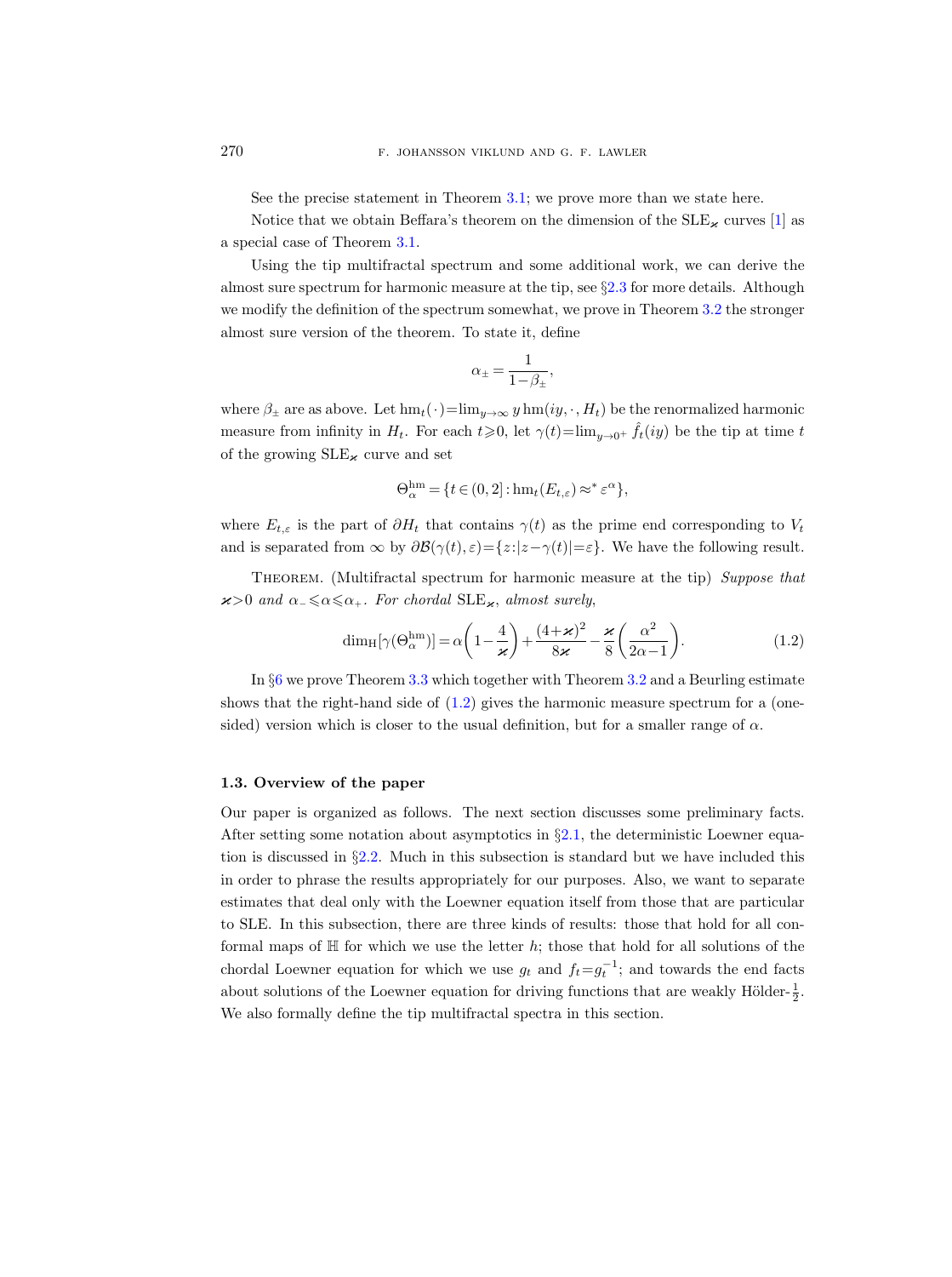See the precise statement in Theorem 3.1; we prove more than we state here.

Notice that we obtain Beffara's theorem on the dimension of the $\mathrm{SLE}_\varkappa$ curves [1] as a special case of Theorem 3.1.

Using the tip multifractal spectrum and some additional work, we can derive the almost sure spectrum for harmonic measure at the tip, see §2.3 for more details. Although we modify the definition of the spectrum somewhat, we prove in Theorem 3.2 the stronger almost sure version of the theorem. To state it, define

$$\alpha_\pm = \frac{1}{1-\beta_\pm},$$

where $\beta_\pm$ are as above. Let $\mathrm{hm}_t(\cdot)=\lim_{y\to\infty} y\,\mathrm{hm}(iy,\cdot,H_t)$ be the renormalized harmonic measure from infinity in $H_t$. For each $t\geqslant 0$, let $\gamma(t)=\lim_{y\to 0^+}\hat{f}_t(iy)$ be the tip at time $t$ of the growing $\mathrm{SLE}_\varkappa$ curve and set

$$\Theta_\alpha^{\mathrm{hm}} = \{t\in(0,2] : \mathrm{hm}_t(E_{t,\varepsilon}) \approx^* \varepsilon^\alpha\},$$

where $E_{t,\varepsilon}$ is the part of $\partial H_t$ that contains $\gamma(t)$ as the prime end corresponding to $V_t$ and is separated from $\infty$ by $\partial\mathcal{B}(\gamma(t),\varepsilon)=\{z:|z-\gamma(t)|=\varepsilon\}$. We have the following result.

Theorem. (Multifractal spectrum for harmonic measure at the tip) *Suppose that $\varkappa>0$ and $\alpha_-\leqslant\alpha\leqslant\alpha_+$. For chordal $\mathrm{SLE}_\varkappa$, almost surely,*

$$\dim_{\mathrm{H}}[\gamma(\Theta_\alpha^{\mathrm{hm}})] = \alpha\left(1-\frac{4}{\varkappa}\right)+\frac{(4+\varkappa)^2}{8\varkappa}-\frac{\varkappa}{8}\left(\frac{\alpha^2}{2\alpha-1}\right). \tag{1.2}$$

In §6 we prove Theorem 3.3 which together with Theorem 3.2 and a Beurling estimate shows that the right-hand side of (1.2) gives the harmonic measure spectrum for a (one-sided) version which is closer to the usual definition, but for a smaller range of $\alpha$.

### 1.3. Overview of the paper

Our paper is organized as follows. The next section discusses some preliminary facts. After setting some notation about asymptotics in §2.1, the deterministic Loewner equation is discussed in §2.2. Much in this subsection is standard but we have included this in order to phrase the results appropriately for our purposes. Also, we want to separate estimates that deal only with the Loewner equation itself from those that are particular to SLE. In this subsection, there are three kinds of results: those that hold for all conformal maps of $\mathbb{H}$ for which we use the letter $h$; those that hold for all solutions of the chordal Loewner equation for which we use $g_t$ and $f_t=g_t^{-1}$; and towards the end facts about solutions of the Loewner equation for driving functions that are weakly Hölder-$\frac{1}{2}$. We also formally define the tip multifractal spectra in this section.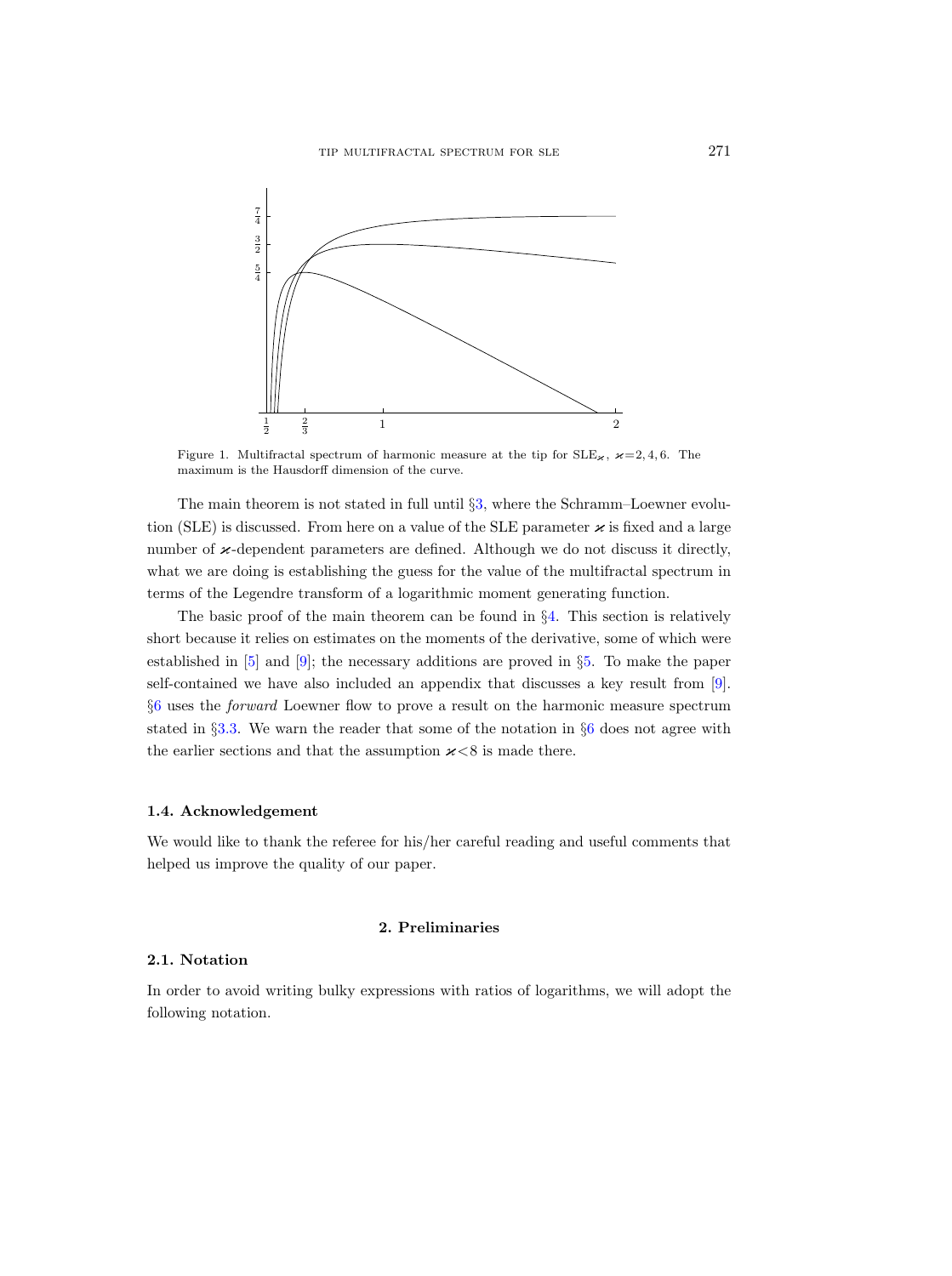Figure 1. Multifractal spectrum of harmonic measure at the tip for $\mathrm{SLE}_\varkappa$, $\varkappa=2,4,6$. The maximum is the Hausdorff dimension of the curve.

The main theorem is not stated in full until §3, where the Schramm–Loewner evolution (SLE) is discussed. From here on a value of the SLE parameter $\varkappa$ is fixed and a large number of $\varkappa$-dependent parameters are defined. Although we do not discuss it directly, what we are doing is establishing the guess for the value of the multifractal spectrum in terms of the Legendre transform of a logarithmic moment generating function.

The basic proof of the main theorem can be found in §4. This section is relatively short because it relies on estimates on the moments of the derivative, some of which were established in [5] and [9]; the necessary additions are proved in §5. To make the paper self-contained we have also included an appendix that discusses a key result from [9]. §6 uses the *forward* Loewner flow to prove a result on the harmonic measure spectrum stated in §3.3. We warn the reader that some of the notation in §6 does not agree with the earlier sections and that the assumption $\varkappa<8$ is made there.

### 1.4. Acknowledgement

We would like to thank the referee for his/her careful reading and useful comments that helped us improve the quality of our paper.

## 2. Preliminaries

### 2.1. Notation

In order to avoid writing bulky expressions with ratios of logarithms, we will adopt the following notation.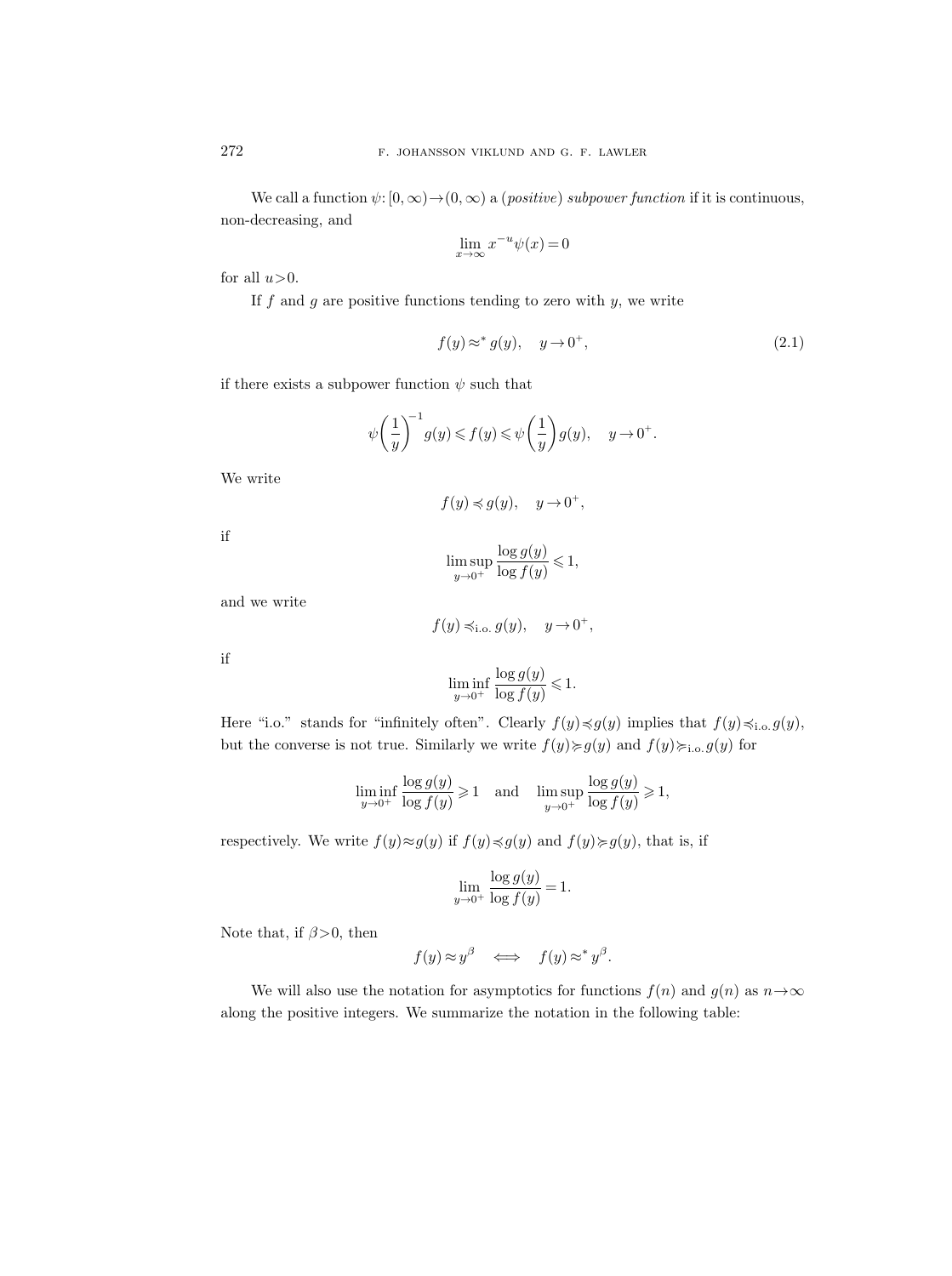We call a function $\psi: [0,\infty)\to(0,\infty)$ a (*positive*) *subpower function* if it is continuous, non-decreasing, and

$$\lim_{x\to\infty} x^{-u}\psi(x)=0$$

for all $u>0$.

If $f$ and $g$ are positive functions tending to zero with $y$, we write

$$f(y)\approx^* g(y), \quad y\to 0^+, \tag{2.1}$$

if there exists a subpower function $\psi$ such that

$$\psi\left(\frac{1}{y}\right)^{-1} g(y)\leqslant f(y)\leqslant \psi\left(\frac{1}{y}\right) g(y), \quad y\to 0^+.$$

We write

$$f(y)\preccurlyeq g(y), \quad y\to 0^+,$$

if

$$\limsup_{y\to 0^+} \frac{\log g(y)}{\log f(y)}\leqslant 1,$$

and we write

$$f(y)\preccurlyeq_{\text{i.o.}} g(y), \quad y\to 0^+,$$

if

$$\liminf_{y\to 0^+} \frac{\log g(y)}{\log f(y)}\leqslant 1.$$

Here "i.o." stands for "infinitely often". Clearly $f(y)\preccurlyeq g(y)$ implies that $f(y)\preccurlyeq_{\text{i.o.}} g(y)$, but the converse is not true. Similarly we write $f(y)\succcurlyeq g(y)$ and $f(y)\succcurlyeq_{\text{i.o.}} g(y)$ for

$$\liminf_{y\to 0^+} \frac{\log g(y)}{\log f(y)}\geqslant 1 \quad \text{and} \quad \limsup_{y\to 0^+} \frac{\log g(y)}{\log f(y)}\geqslant 1,$$

respectively. We write $f(y)\approx g(y)$ if $f(y)\preccurlyeq g(y)$ and $f(y)\succcurlyeq g(y)$, that is, if

$$\lim_{y\to 0^+} \frac{\log g(y)}{\log f(y)}=1.$$

Note that, if $\beta>0$, then

$$f(y)\approx y^\beta \iff f(y)\approx^* y^\beta.$$

We will also use the notation for asymptotics for functions $f(n)$ and $g(n)$ as $n\to\infty$ along the positive integers. We summarize the notation in the following table: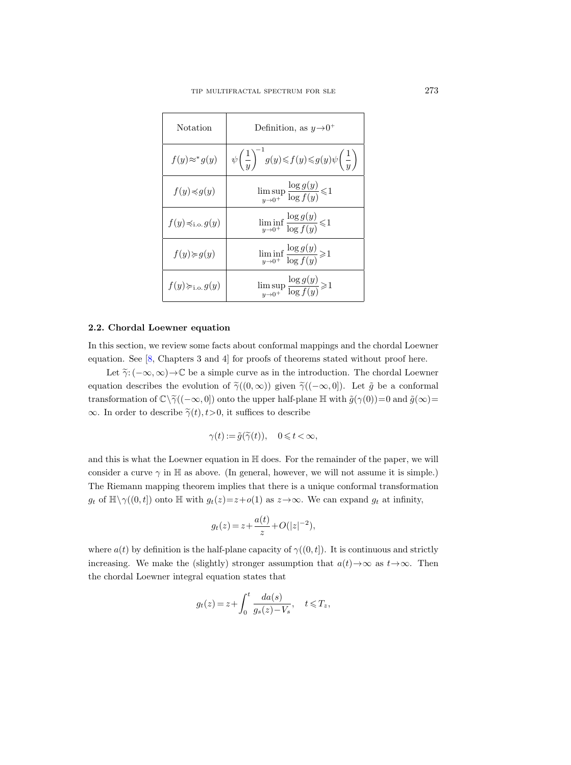| Notation | Definition, as $y \to 0^+$ |
| --- | --- |
| $f(y) \approx^* g(y)$ | $\psi\left(\frac{1}{y}\right)^{-1} g(y) \leqslant f(y) \leqslant g(y)\psi\left(\frac{1}{y}\right)$ |
| $f(y) \preccurlyeq g(y)$ | $\limsup_{y \to 0^+} \frac{\log g(y)}{\log f(y)} \leqslant 1$ |
| $f(y) \preccurlyeq_{\text{i.o.}} g(y)$ | $\liminf_{y \to 0^+} \frac{\log g(y)}{\log f(y)} \leqslant 1$ |
| $f(y) \succcurlyeq g(y)$ | $\liminf_{y \to 0^+} \frac{\log g(y)}{\log f(y)} \geqslant 1$ |
| $f(y) \succcurlyeq_{\text{i.o.}} g(y)$ | $\limsup_{y \to 0^+} \frac{\log g(y)}{\log f(y)} \geqslant 1$ |

### 2.2. Chordal Loewner equation

In this section, we review some facts about conformal mappings and the chordal Loewner equation. See [8, Chapters 3 and 4] for proofs of theorems stated without proof here.

Let $\widetilde{\gamma}: (-\infty, \infty) \to \mathbb{C}$ be a simple curve as in the introduction. The chordal Loewner equation describes the evolution of $\widetilde{\gamma}((0,\infty))$ given $\widetilde{\gamma}((-\infty,0])$. Let $\tilde{g}$ be a conformal transformation of $\mathbb{C} \setminus \widetilde{\gamma}((-\infty,0])$ onto the upper half-plane $\mathbb{H}$ with $\tilde{g}(\gamma(0))=0$ and $\tilde{g}(\infty)=\infty$. In order to describe $\widetilde{\gamma}(t), t>0$, it suffices to describe

$$\gamma(t) := \tilde{g}(\widetilde{\gamma}(t)), \quad 0 \leqslant t < \infty,$$

and this is what the Loewner equation in $\mathbb{H}$ does. For the remainder of the paper, we will consider a curve $\gamma$ in $\mathbb{H}$ as above. (In general, however, we will not assume it is simple.) The Riemann mapping theorem implies that there is a unique conformal transformation $g_t$ of $\mathbb{H} \setminus \gamma((0,t])$ onto $\mathbb{H}$ with $g_t(z) = z + o(1)$ as $z \to \infty$. We can expand $g_t$ at infinity,

$$g_t(z) = z + \frac{a(t)}{z} + O(|z|^{-2}),$$

where $a(t)$ by definition is the half-plane capacity of $\gamma((0,t])$. It is continuous and strictly increasing. We make the (slightly) stronger assumption that $a(t) \to \infty$ as $t \to \infty$. Then the chordal Loewner integral equation states that

$$g_t(z) = z + \int_0^t \frac{da(s)}{g_s(z) - V_s}, \quad t \leqslant T_z,$$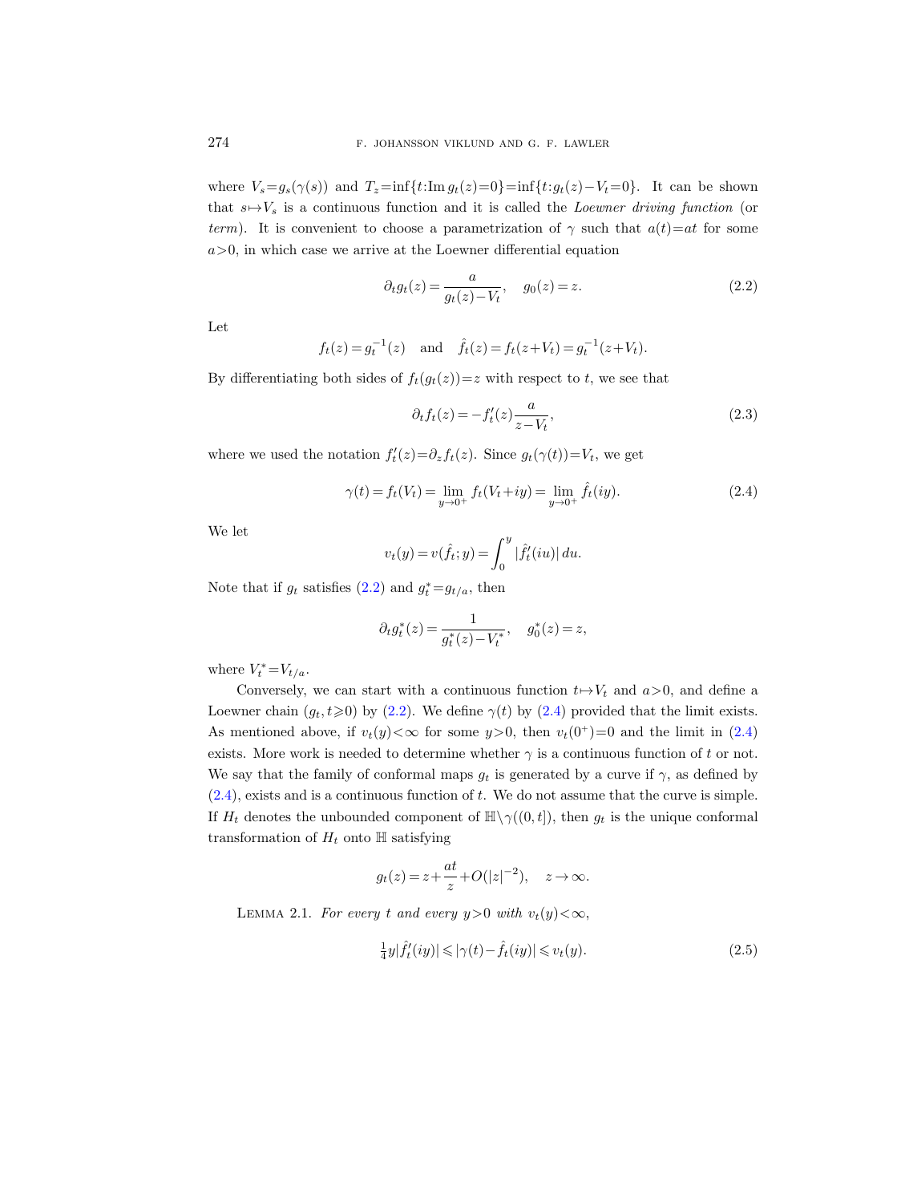where $V_s = g_s(\gamma(s))$ and $T_z = \inf\{t : \operatorname{Im} g_t(z) = 0\} = \inf\{t : g_t(z) - V_t = 0\}$. It can be shown that $s \mapsto V_s$ is a continuous function and it is called the *Loewner driving function* (or *term*). It is convenient to choose a parametrization of $\gamma$ such that $a(t) = at$ for some $a > 0$, in which case we arrive at the Loewner differential equation

$$\partial_t g_t(z) = \frac{a}{g_t(z) - V_t}, \quad g_0(z) = z. \tag{2.2}$$

Let

$$f_t(z) = g_t^{-1}(z) \quad \text{and} \quad \hat{f}_t(z) = f_t(z + V_t) = g_t^{-1}(z + V_t).$$

By differentiating both sides of $f_t(g_t(z)) = z$ with respect to $t$, we see that

$$\partial_t f_t(z) = -f_t'(z) \frac{a}{z - V_t}, \tag{2.3}$$

where we used the notation $f_t'(z) = \partial_z f_t(z)$. Since $g_t(\gamma(t)) = V_t$, we get

$$\gamma(t) = f_t(V_t) = \lim_{y \to 0^+} f_t(V_t + iy) = \lim_{y \to 0^+} \hat{f}_t(iy). \tag{2.4}$$

We let

$$v_t(y) = v(\hat{f}_t; y) = \int_0^y |\hat{f}_t'(iu)|\, du.$$

Note that if $g_t$ satisfies (2.2) and $g_t^* = g_{t/a}$, then

$$\partial_t g_t^*(z) = \frac{1}{g_t^*(z) - V_t^*}, \quad g_0^*(z) = z,$$

where $V_t^* = V_{t/a}$.

Conversely, we can start with a continuous function $t \mapsto V_t$ and $a > 0$, and define a Loewner chain $(g_t, t \geqslant 0)$ by (2.2). We define $\gamma(t)$ by (2.4) provided that the limit exists. As mentioned above, if $v_t(y) < \infty$ for some $y > 0$, then $v_t(0^+) = 0$ and the limit in (2.4) exists. More work is needed to determine whether $\gamma$ is a continuous function of $t$ or not. We say that the family of conformal maps $g_t$ is generated by a curve if $\gamma$, as defined by (2.4), exists and is a continuous function of $t$. We do not assume that the curve is simple. If $H_t$ denotes the unbounded component of $\mathbb{H} \setminus \gamma((0, t])$, then $g_t$ is the unique conformal transformation of $H_t$ onto $\mathbb{H}$ satisfying

$$g_t(z) = z + \frac{at}{z} + O(|z|^{-2}), \quad z \to \infty.$$

Lemma 2.1. *For every $t$ and every $y > 0$ with $v_t(y) < \infty$,*

$$\tfrac{1}{4} y |\hat{f}_t'(iy)| \leqslant |\gamma(t) - \hat{f}_t(iy)| \leqslant v_t(y). \tag{2.5}$$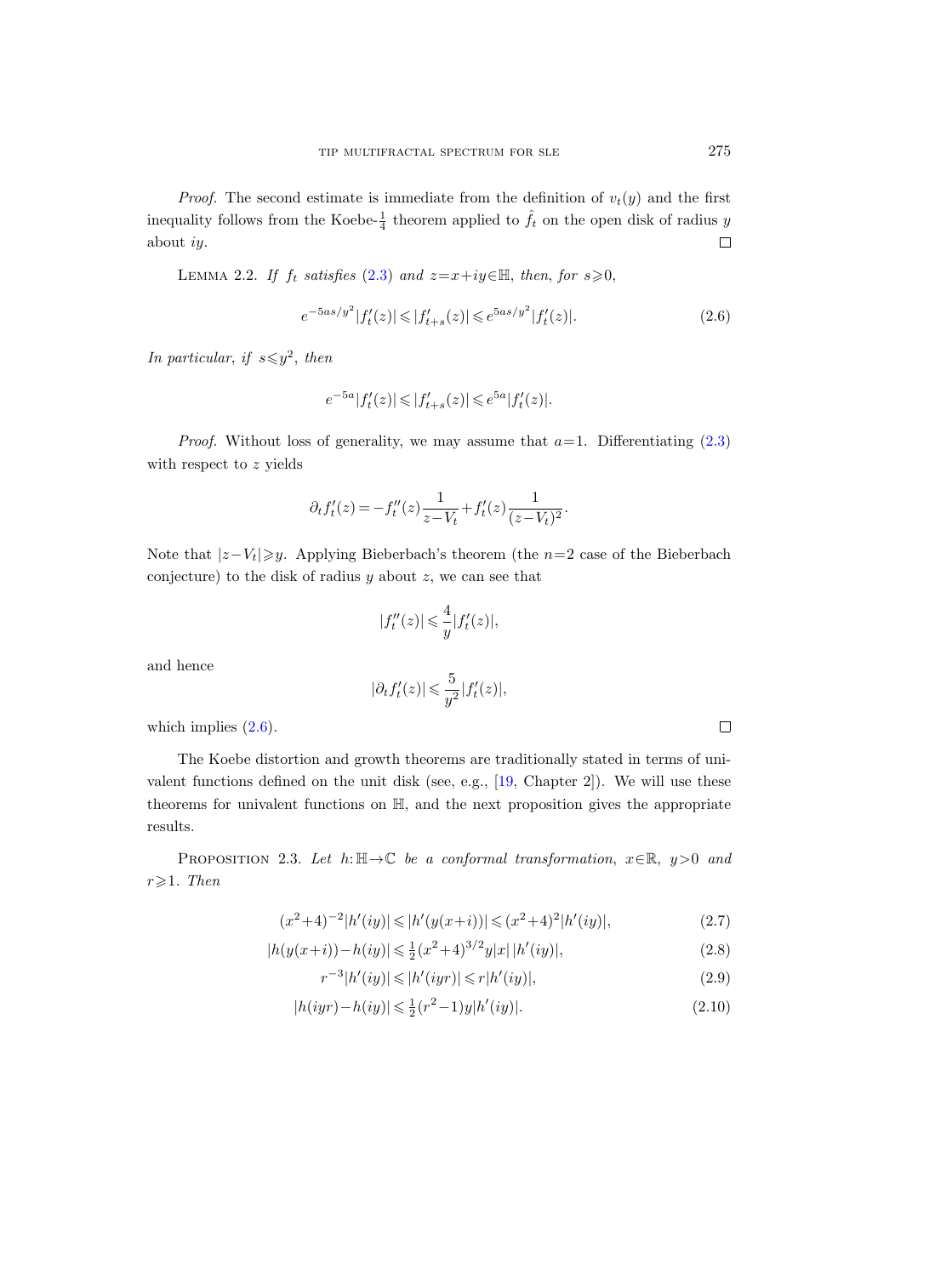*Proof.* The second estimate is immediate from the definition of $v_t(y)$ and the first inequality follows from the Koebe-$\frac{1}{4}$ theorem applied to $\hat{f}_t$ on the open disk of radius $y$ about $iy$. $\square$

LEMMA 2.2. *If $f_t$ satisfies* (2.3) *and $z=x+iy\in\mathbb{H}$, then, for $s\geqslant 0$,*

$$e^{-5as/y^2}|f_t'(z)|\leqslant|f_{t+s}'(z)|\leqslant e^{5as/y^2}|f_t'(z)|. \tag{2.6}$$

*In particular, if $s\leqslant y^2$, then*

$$e^{-5a}|f_t'(z)|\leqslant|f_{t+s}'(z)|\leqslant e^{5a}|f_t'(z)|.$$

*Proof.* Without loss of generality, we may assume that $a=1$. Differentiating (2.3) with respect to $z$ yields

$$\partial_t f_t'(z)=-f_t''(z)\frac{1}{z-V_t}+f_t'(z)\frac{1}{(z-V_t)^2}.$$

Note that $|z-V_t|\geqslant y$. Applying Bieberbach's theorem (the $n=2$ case of the Bieberbach conjecture) to the disk of radius $y$ about $z$, we can see that

$$|f_t''(z)|\leqslant\frac{4}{y}|f_t'(z)|,$$

and hence

$$|\partial_t f_t'(z)|\leqslant\frac{5}{y^2}|f_t'(z)|,$$

which implies (2.6). $\square$

The Koebe distortion and growth theorems are traditionally stated in terms of univalent functions defined on the unit disk (see, e.g., [19, Chapter 2]). We will use these theorems for univalent functions on $\mathbb{H}$, and the next proposition gives the appropriate results.

PROPOSITION 2.3. *Let $h:\mathbb{H}\to\mathbb{C}$ be a conformal transformation, $x\in\mathbb{R}$, $y>0$ and $r\geqslant 1$. Then*

$$(x^2+4)^{-2}|h'(iy)|\leqslant|h'(y(x+i))|\leqslant(x^2+4)^2|h'(iy)|, \tag{2.7}$$

$$|h(y(x+i))-h(iy)|\leqslant\tfrac{1}{2}(x^2+4)^{3/2}y|x|\,|h'(iy)|, \tag{2.8}$$

$$r^{-3}|h'(iy)|\leqslant|h'(iyr)|\leqslant r|h'(iy)|, \tag{2.9}$$

$$|h(iyr)-h(iy)|\leqslant\tfrac{1}{2}(r^2-1)y|h'(iy)|. \tag{2.10}$$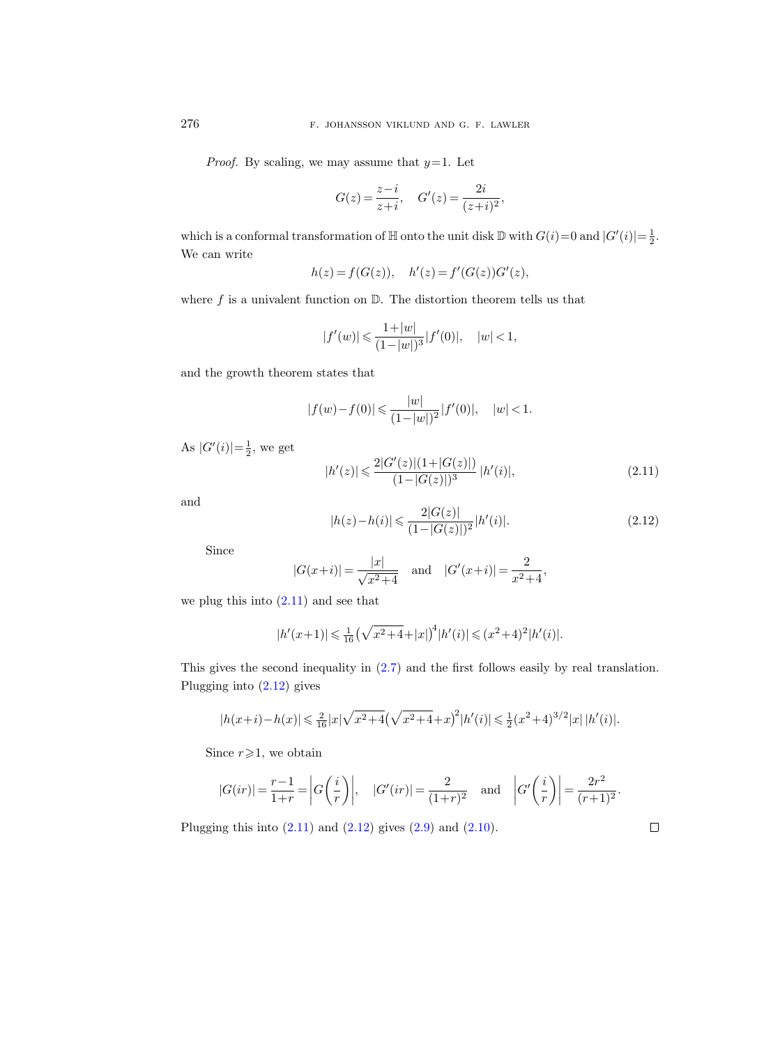*Proof.* By scaling, we may assume that $y=1$. Let

$$G(z)=\frac{z-i}{z+i},\quad G'(z)=\frac{2i}{(z+i)^2},$$

which is a conformal transformation of $\mathbb{H}$ onto the unit disk $\mathbb{D}$ with $G(i)=0$ and $|G'(i)|=\frac{1}{2}$. We can write

$$h(z)=f(G(z)),\quad h'(z)=f'(G(z))G'(z),$$

where $f$ is a univalent function on $\mathbb{D}$. The distortion theorem tells us that

$$|f'(w)|\leqslant\frac{1+|w|}{(1-|w|)^3}|f'(0)|,\quad |w|<1,$$

and the growth theorem states that

$$|f(w)-f(0)|\leqslant\frac{|w|}{(1-|w|)^2}|f'(0)|,\quad |w|<1.$$

As $|G'(i)|=\frac{1}{2}$, we get

$$|h'(z)|\leqslant\frac{2|G'(z)|(1+|G(z)|)}{(1-|G(z)|)^3}\,|h'(i)|, \tag{2.11}$$

and

$$|h(z)-h(i)|\leqslant\frac{2|G(z)|}{(1-|G(z)|)^2}|h'(i)|. \tag{2.12}$$

Since

$$|G(x+i)|=\frac{|x|}{\sqrt{x^2+4}}\quad\text{and}\quad |G'(x+i)|=\frac{2}{x^2+4},$$

we plug this into (2.11) and see that

$$|h'(x+1)|\leqslant\tfrac{1}{16}\big(\sqrt{x^2+4}+|x|\big)^4|h'(i)|\leqslant(x^2+4)^2|h'(i)|.$$

This gives the second inequality in (2.7) and the first follows easily by real translation. Plugging into (2.12) gives

$$|h(x+i)-h(x)|\leqslant\tfrac{2}{16}|x|\sqrt{x^2+4}\big(\sqrt{x^2+4}+x\big)^2|h'(i)|\leqslant\tfrac{1}{2}(x^2+4)^{3/2}|x|\,|h'(i)|.$$

Since $r\geqslant1$, we obtain

$$|G(ir)|=\frac{r-1}{1+r}=\left|G\left(\frac{i}{r}\right)\right|,\quad |G'(ir)|=\frac{2}{(1+r)^2}\quad\text{and}\quad \left|G'\left(\frac{i}{r}\right)\right|=\frac{2r^2}{(r+1)^2}.$$

Plugging this into (2.11) and (2.12) gives (2.9) and (2.10). $\square$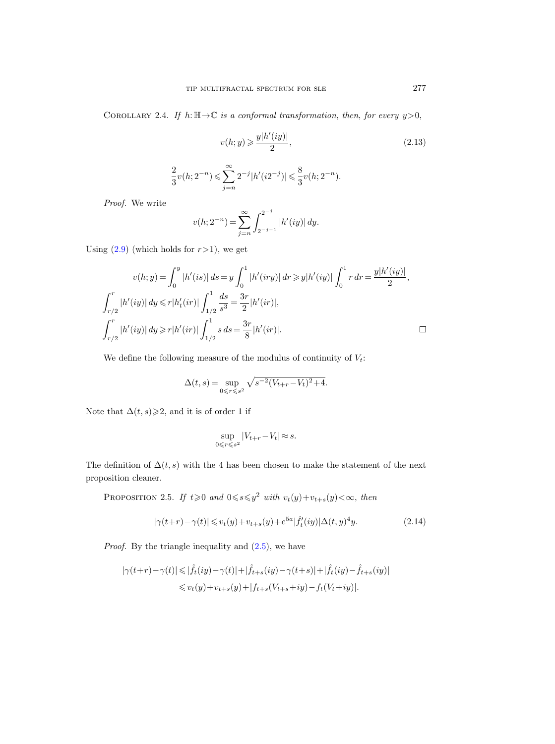Corollary 2.4. *If $h:\mathbb{H}\to\mathbb{C}$ is a conformal transformation, then, for every $y>0$,*

$$v(h;y)\geqslant \frac{y|h'(iy)|}{2}, \tag{2.13}$$

$$\frac{2}{3}v(h;2^{-n})\leqslant \sum_{j=n}^{\infty} 2^{-j}|h'(i2^{-j})|\leqslant \frac{8}{3}v(h;2^{-n}).$$

*Proof.* We write

$$v(h;2^{-n})=\sum_{j=n}^{\infty}\int_{2^{-j-1}}^{2^{-j}}|h'(iy)|\,dy.$$

Using (2.9) (which holds for $r>1$), we get

$$v(h;y)=\int_0^y |h'(is)|\,ds = y\int_0^1 |h'(iry)|\,dr \geqslant y|h'(iy)|\int_0^1 r\,dr=\frac{y|h'(iy)|}{2},$$

$$\int_{r/2}^{r}|h'(iy)|\,dy\leqslant r|h_t'(ir)|\int_{1/2}^{1}\frac{ds}{s^3}=\frac{3r}{2}|h'(ir)|,$$

$$\int_{r/2}^{r}|h'(iy)|\,dy\geqslant r|h'(ir)|\int_{1/2}^{1}s\,ds=\frac{3r}{8}|h'(ir)|. \qquad \square$$

We define the following measure of the modulus of continuity of $V_t$:

$$\Delta(t,s)=\sup_{0\leqslant r\leqslant s^2}\sqrt{s^{-2}(V_{t+r}-V_t)^2+4}.$$

Note that $\Delta(t,s)\geqslant 2$, and it is of order 1 if

$$\sup_{0\leqslant r\leqslant s^2}|V_{t+r}-V_t|\approx s.$$

The definition of $\Delta(t,s)$ with the 4 has been chosen to make the statement of the next proposition cleaner.

Proposition 2.5. *If $t\geqslant 0$ and $0\leqslant s\leqslant y^2$ with $v_t(y)+v_{t+s}(y)<\infty$, then*

$$|\gamma(t+r)-\gamma(t)|\leqslant v_t(y)+v_{t+s}(y)+e^{5a}|\hat f_t'(iy)|\Delta(t,y)^4 y. \tag{2.14}$$

*Proof.* By the triangle inequality and (2.5), we have

$$\begin{aligned}|\gamma(t+r)-\gamma(t)| &\leqslant |\hat f_t(iy)-\gamma(t)|+|\hat f_{t+s}(iy)-\gamma(t+s)|+|\hat f_t(iy)-\hat f_{t+s}(iy)|\\ &\leqslant v_t(y)+v_{t+s}(y)+|f_{t+s}(V_{t+s}+iy)-f_t(V_t+iy)|.\end{aligned}$$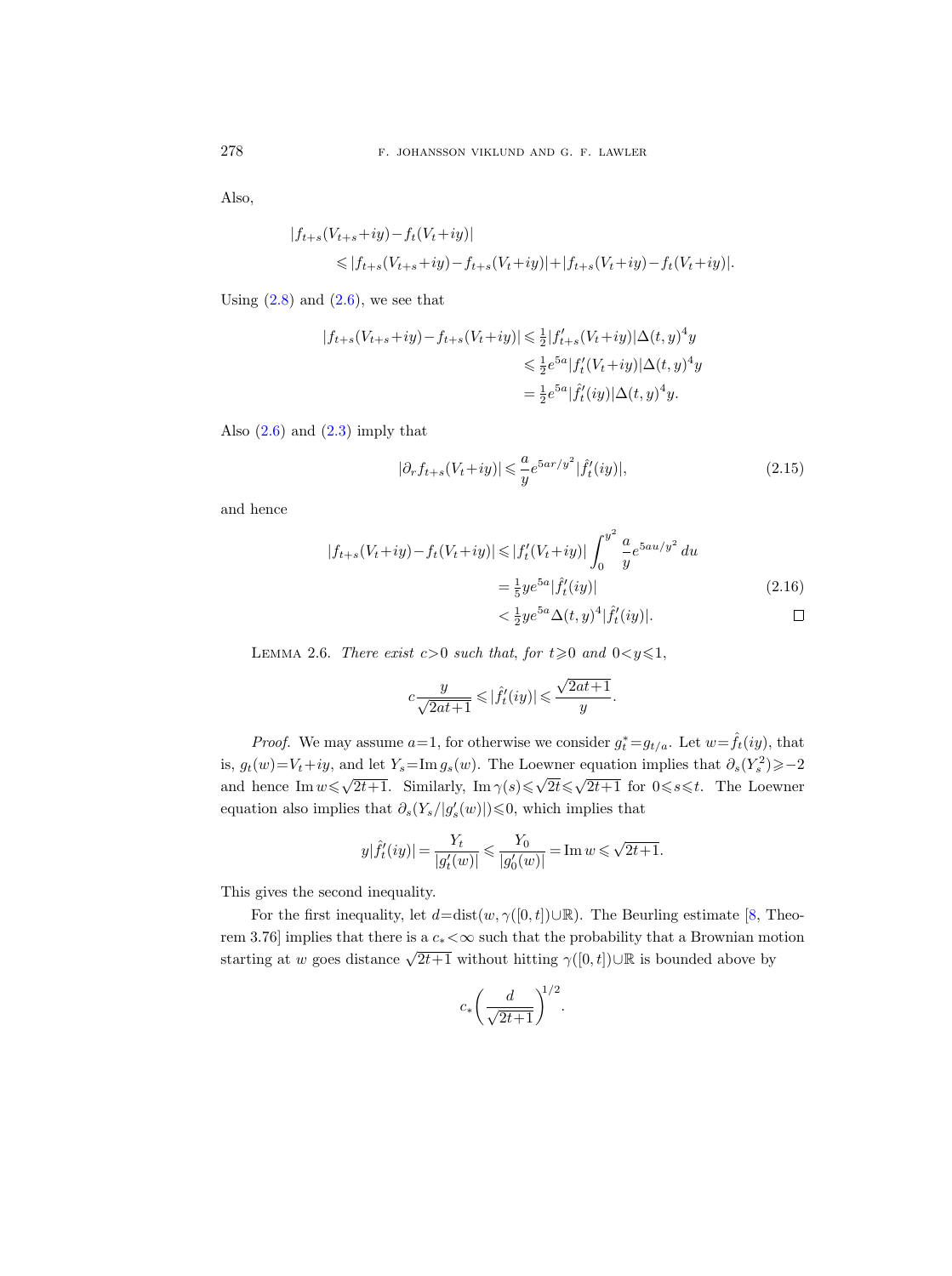Also,

$$
\begin{aligned}
&|f_{t+s}(V_{t+s}+iy)-f_t(V_t+iy)| \\
&\qquad \leqslant |f_{t+s}(V_{t+s}+iy)-f_{t+s}(V_t+iy)|+|f_{t+s}(V_t+iy)-f_t(V_t+iy)|.
\end{aligned}
$$

Using (2.8) and (2.6), we see that

$$
\begin{aligned}
|f_{t+s}(V_{t+s}+iy)-f_{t+s}(V_t+iy)| &\leqslant \tfrac{1}{2}|f'_{t+s}(V_t+iy)|\Delta(t,y)^4 y \\
&\leqslant \tfrac{1}{2}e^{5a}|f'_t(V_t+iy)|\Delta(t,y)^4 y \\
&= \tfrac{1}{2}e^{5a}|\hat{f}'_t(iy)|\Delta(t,y)^4 y.
\end{aligned}
$$

Also (2.6) and (2.3) imply that

$$
|\partial_r f_{t+s}(V_t+iy)| \leqslant \frac{a}{y} e^{5ar/y^2} |\hat{f}'_t(iy)|, \tag{2.15}
$$

and hence

$$
\begin{aligned}
|f_{t+s}(V_t+iy)-f_t(V_t+iy)| &\leqslant |f'_t(V_t+iy)| \int_0^{y^2} \frac{a}{y} e^{5au/y^2}\,du \\
&= \tfrac{1}{5} y e^{5a} |\hat{f}'_t(iy)| \qquad\qquad (2.16)\\
&< \tfrac{1}{2} y e^{5a} \Delta(t,y)^4 |\hat{f}'_t(iy)|. \qquad \square
\end{aligned}
$$

Lemma 2.6. *There exist $c>0$ such that, for $t\geqslant 0$ and $0<y\leqslant 1$,*

$$
c\frac{y}{\sqrt{2at+1}} \leqslant |\hat{f}'_t(iy)| \leqslant \frac{\sqrt{2at+1}}{y}.
$$

*Proof.* We may assume $a=1$, for otherwise we consider $g^*_t = g_{t/a}$. Let $w=\hat{f}_t(iy)$, that is, $g_t(w)=V_t+iy$, and let $Y_s = \operatorname{Im} g_s(w)$. The Loewner equation implies that $\partial_s(Y_s^2)\geqslant -2$ and hence $\operatorname{Im} w \leqslant \sqrt{2t+1}$. Similarly, $\operatorname{Im}\gamma(s)\leqslant\sqrt{2t}\leqslant\sqrt{2t+1}$ for $0\leqslant s\leqslant t$. The Loewner equation also implies that $\partial_s(Y_s/|g'_s(w)|)\leqslant 0$, which implies that

$$
y|\hat{f}'_t(iy)| = \frac{Y_t}{|g'_t(w)|} \leqslant \frac{Y_0}{|g'_0(w)|} = \operatorname{Im} w \leqslant \sqrt{2t+1}.
$$

This gives the second inequality.

For the first inequality, let $d=\operatorname{dist}(w,\gamma([0,t])\cup\mathbb{R})$. The Beurling estimate [8, Theorem 3.76] implies that there is a $c_*<\infty$ such that the probability that a Brownian motion starting at $w$ goes distance $\sqrt{2t+1}$ without hitting $\gamma([0,t])\cup\mathbb{R}$ is bounded above by

$$
c_*\left(\frac{d}{\sqrt{2t+1}}\right)^{1/2}.
$$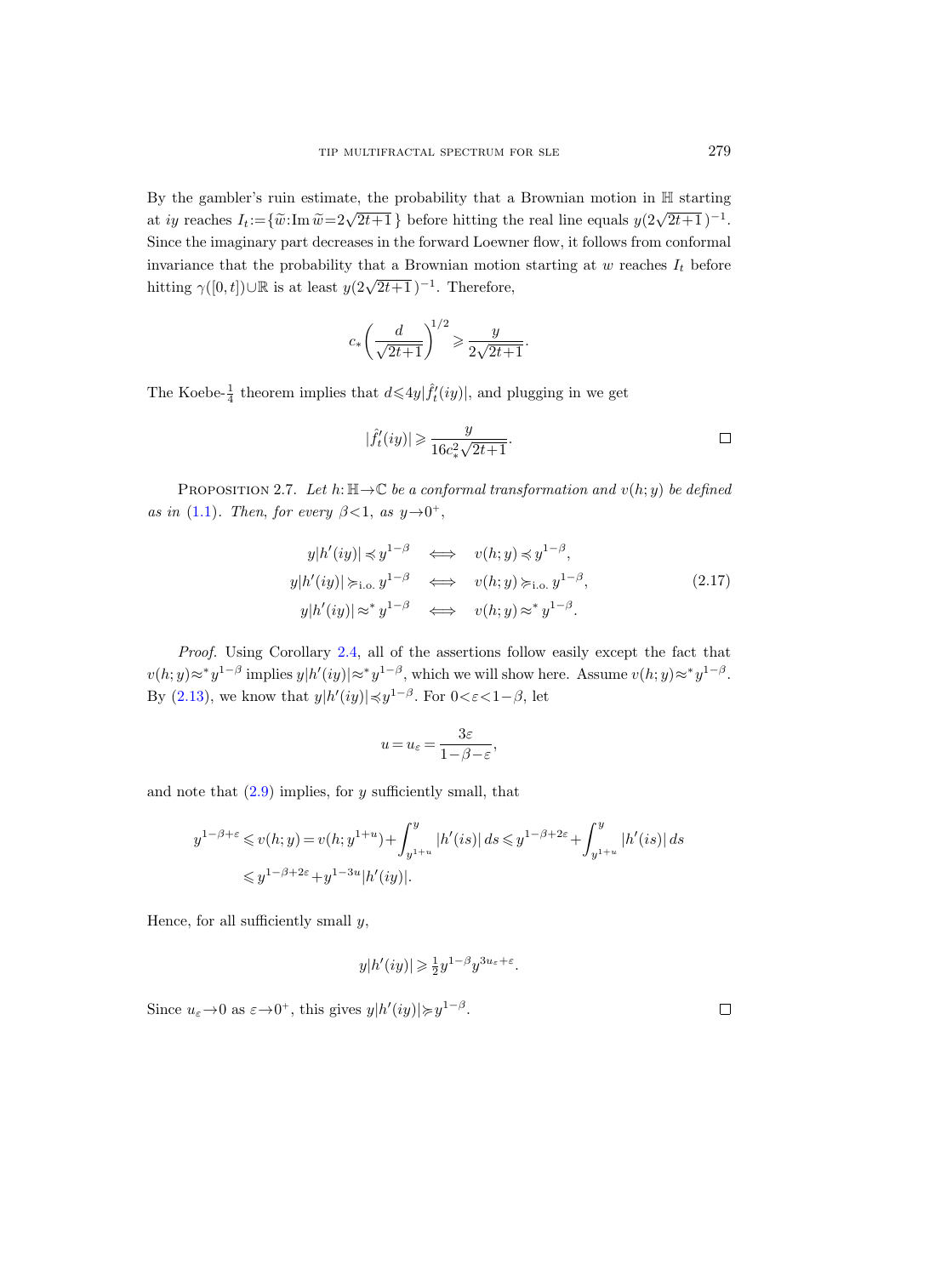By the gambler's ruin estimate, the probability that a Brownian motion in $\mathbb{H}$ starting at $iy$ reaches $I_t := \{\tilde{w} : \operatorname{Im} \tilde{w} = 2\sqrt{2t+1}\}$ before hitting the real line equals $y(2\sqrt{2t+1})^{-1}$. Since the imaginary part decreases in the forward Loewner flow, it follows from conformal invariance that the probability that a Brownian motion starting at $w$ reaches $I_t$ before hitting $\gamma([0,t]) \cup \mathbb{R}$ is at least $y(2\sqrt{2t+1})^{-1}$. Therefore,

$$c_* \left( \frac{d}{\sqrt{2t+1}} \right)^{1/2} \geqslant \frac{y}{2\sqrt{2t+1}}.$$

The Koebe-$\frac{1}{4}$ theorem implies that $d \leqslant 4y |\hat{f}_t'(iy)|$, and plugging in we get

$$|\hat{f}_t'(iy)| \geqslant \frac{y}{16 c_*^2 \sqrt{2t+1}}. \qquad \square$$

PROPOSITION 2.7. *Let $h: \mathbb{H} \to \mathbb{C}$ be a conformal transformation and $v(h; y)$ be defined as in (1.1). Then, for every $\beta < 1$, as $y \to 0^+$,*

$$\begin{aligned} y|h'(iy)| \preccurlyeq y^{1-\beta} \quad &\Longleftrightarrow \quad v(h;y) \preccurlyeq y^{1-\beta}, \\ y|h'(iy)| \succcurlyeq_{\text{i.o.}} y^{1-\beta} \quad &\Longleftrightarrow \quad v(h;y) \succcurlyeq_{\text{i.o.}} y^{1-\beta}, \\ y|h'(iy)| \approx^* y^{1-\beta} \quad &\Longleftrightarrow \quad v(h;y) \approx^* y^{1-\beta}. \end{aligned} \tag{2.17}$$

*Proof.* Using Corollary 2.4, all of the assertions follow easily except the fact that $v(h;y) \approx^* y^{1-\beta}$ implies $y|h'(iy)| \approx^* y^{1-\beta}$, which we will show here. Assume $v(h;y) \approx^* y^{1-\beta}$. By (2.13), we know that $y|h'(iy)| \preccurlyeq y^{1-\beta}$. For $0 < \varepsilon < 1-\beta$, let

$$u = u_\varepsilon = \frac{3\varepsilon}{1-\beta-\varepsilon},$$

and note that (2.9) implies, for $y$ sufficiently small, that

$$\begin{aligned} y^{1-\beta+\varepsilon} \leqslant v(h;y) = v(h;y^{1+u}) + \int_{y^{1+u}}^{y} |h'(is)|\, ds &\leqslant y^{1-\beta+2\varepsilon} + \int_{y^{1+u}}^{y} |h'(is)|\, ds \\ &\leqslant y^{1-\beta+2\varepsilon} + y^{1-3u} |h'(iy)|. \end{aligned}$$

Hence, for all sufficiently small $y$,

$$y|h'(iy)| \geqslant \tfrac{1}{2} y^{1-\beta} y^{3u_\varepsilon + \varepsilon}.$$

Since $u_\varepsilon \to 0$ as $\varepsilon \to 0^+$, this gives $y|h'(iy)| \succcurlyeq y^{1-\beta}$. $\square$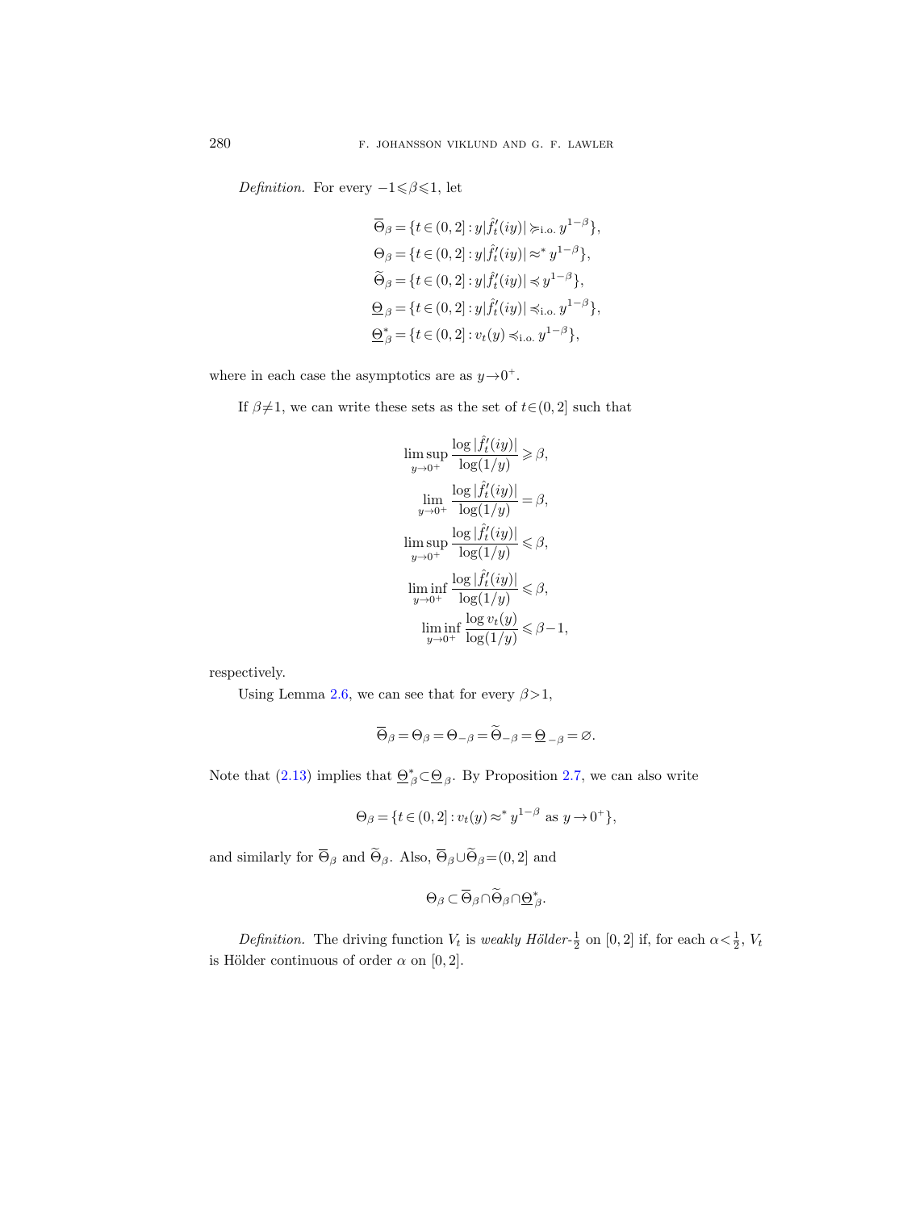*Definition.* For every $-1 \leqslant \beta \leqslant 1$, let

$$\begin{aligned}
\overline{\Theta}_\beta &= \{t \in (0,2] : y|\hat{f}_t'(iy)| \succcurlyeq_{\text{i.o.}} y^{1-\beta}\},\\
\Theta_\beta &= \{t \in (0,2] : y|\hat{f}_t'(iy)| \approx^* y^{1-\beta}\},\\
\widetilde{\Theta}_\beta &= \{t \in (0,2] : y|\hat{f}_t'(iy)| \preccurlyeq y^{1-\beta}\},\\
\underline{\Theta}_\beta &= \{t \in (0,2] : y|\hat{f}_t'(iy)| \preccurlyeq_{\text{i.o.}} y^{1-\beta}\},\\
\underline{\Theta}^*_\beta &= \{t \in (0,2] : v_t(y) \preccurlyeq_{\text{i.o.}} y^{1-\beta}\},
\end{aligned}$$

where in each case the asymptotics are as $y \to 0^+$.

If $\beta \neq 1$, we can write these sets as the set of $t \in (0,2]$ such that

$$\begin{aligned}
\limsup_{y\to 0^+} \frac{\log|\hat{f}_t'(iy)|}{\log(1/y)} &\geqslant \beta,\\
\lim_{y\to 0^+} \frac{\log|\hat{f}_t'(iy)|}{\log(1/y)} &= \beta,\\
\limsup_{y\to 0^+} \frac{\log|\hat{f}_t'(iy)|}{\log(1/y)} &\leqslant \beta,\\
\liminf_{y\to 0^+} \frac{\log|\hat{f}_t'(iy)|}{\log(1/y)} &\leqslant \beta,\\
\liminf_{y\to 0^+} \frac{\log v_t(y)}{\log(1/y)} &\leqslant \beta - 1,
\end{aligned}$$

respectively.

Using Lemma 2.6, we can see that for every $\beta > 1$,

$$\overline{\Theta}_\beta = \Theta_\beta = \Theta_{-\beta} = \widetilde{\Theta}_{-\beta} = \underline{\Theta}_{-\beta} = \varnothing.$$

Note that (2.13) implies that $\underline{\Theta}^*_\beta \subset \underline{\Theta}_\beta$. By Proposition 2.7, we can also write

$$\Theta_\beta = \{t \in (0,2] : v_t(y) \approx^* y^{1-\beta} \text{ as } y \to 0^+\},$$

and similarly for $\overline{\Theta}_\beta$ and $\widetilde{\Theta}_\beta$. Also, $\overline{\Theta}_\beta \cup \widetilde{\Theta}_\beta = (0,2]$ and

$$\Theta_\beta \subset \overline{\Theta}_\beta \cap \widetilde{\Theta}_\beta \cap \underline{\Theta}^*_\beta.$$

*Definition.* The driving function $V_t$ is *weakly Hölder-$\frac{1}{2}$* on $[0,2]$ if, for each $\alpha < \frac{1}{2}$, $V_t$ is Hölder continuous of order $\alpha$ on $[0,2]$.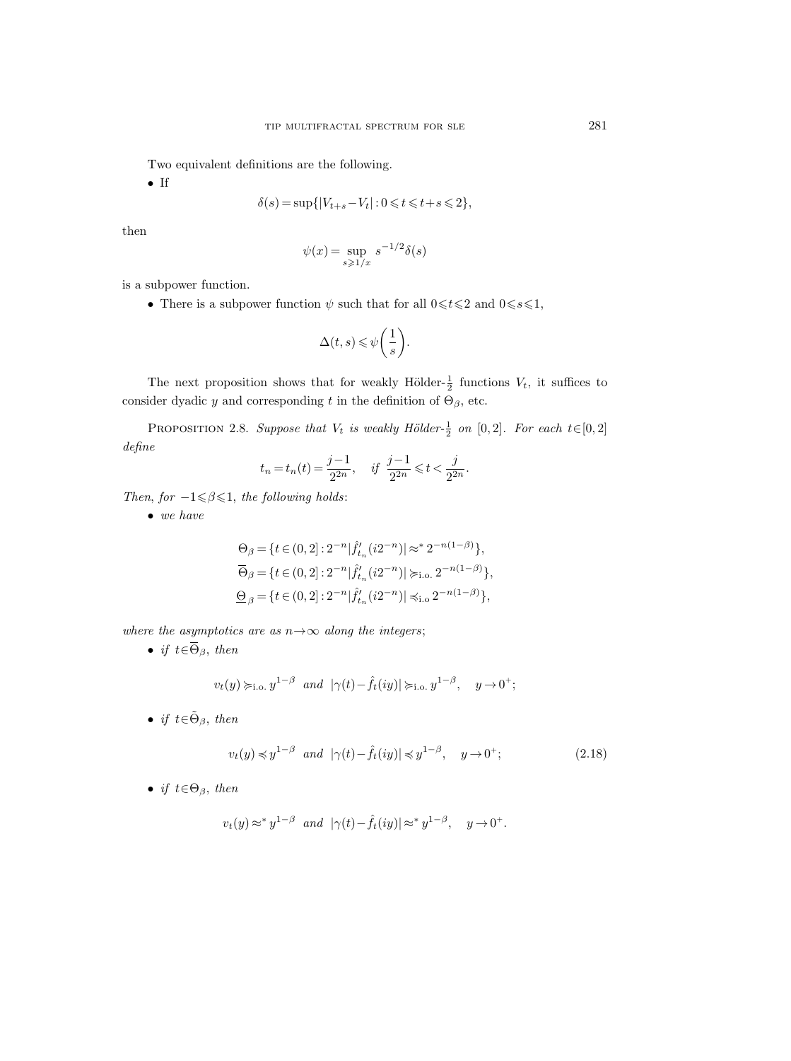Two equivalent definitions are the following.

- If

$$\delta(s) = \sup\{|V_{t+s} - V_t| : 0 \leqslant t \leqslant t+s \leqslant 2\},$$

then

$$\psi(x) = \sup_{s \geqslant 1/x} s^{-1/2}\delta(s)$$

is a subpower function.

- There is a subpower function $\psi$ such that for all $0 \leqslant t \leqslant 2$ and $0 \leqslant s \leqslant 1$,

$$\Delta(t,s) \leqslant \psi\left(\frac{1}{s}\right).$$

The next proposition shows that for weakly Hölder-$\frac{1}{2}$ functions $V_t$, it suffices to consider dyadic $y$ and corresponding $t$ in the definition of $\Theta_\beta$, etc.

Proposition 2.8. *Suppose that $V_t$ is weakly Hölder-$\frac{1}{2}$ on $[0,2]$. For each $t \in [0,2]$ define*

$$t_n = t_n(t) = \frac{j-1}{2^{2n}}, \quad \textit{if } \frac{j-1}{2^{2n}} \leqslant t < \frac{j}{2^{2n}}.$$

*Then, for $-1 \leqslant \beta \leqslant 1$, the following holds:*

- *we have*

$$\Theta_\beta = \{t \in (0,2] : 2^{-n}|\hat{f}'_{t_n}(i2^{-n})| \approx^* 2^{-n(1-\beta)}\},$$
$$\overline{\Theta}_\beta = \{t \in (0,2] : 2^{-n}|\hat{f}'_{t_n}(i2^{-n})| \succcurlyeq_{\text{i.o.}} 2^{-n(1-\beta)}\},$$
$$\underline{\Theta}_\beta = \{t \in (0,2] : 2^{-n}|\hat{f}'_{t_n}(i2^{-n})| \preccurlyeq_{\text{i.o}} 2^{-n(1-\beta)}\},$$

*where the asymptotics are as $n \to \infty$ along the integers*;

- *if $t \in \overline{\Theta}_\beta$, then*

$$v_t(y) \succcurlyeq_{\text{i.o.}} y^{1-\beta} \quad \textit{and} \quad |\gamma(t) - \hat{f}_t(iy)| \succcurlyeq_{\text{i.o.}} y^{1-\beta}, \quad y \to 0^+;$$

- *if $t \in \tilde{\Theta}_\beta$, then*

$$v_t(y) \preccurlyeq y^{1-\beta} \quad \textit{and} \quad |\gamma(t) - \hat{f}_t(iy)| \preccurlyeq y^{1-\beta}, \quad y \to 0^+; \tag{2.18}$$

- *if $t \in \Theta_\beta$, then*

$$v_t(y) \approx^* y^{1-\beta} \quad \textit{and} \quad |\gamma(t) - \hat{f}_t(iy)| \approx^* y^{1-\beta}, \quad y \to 0^+.$$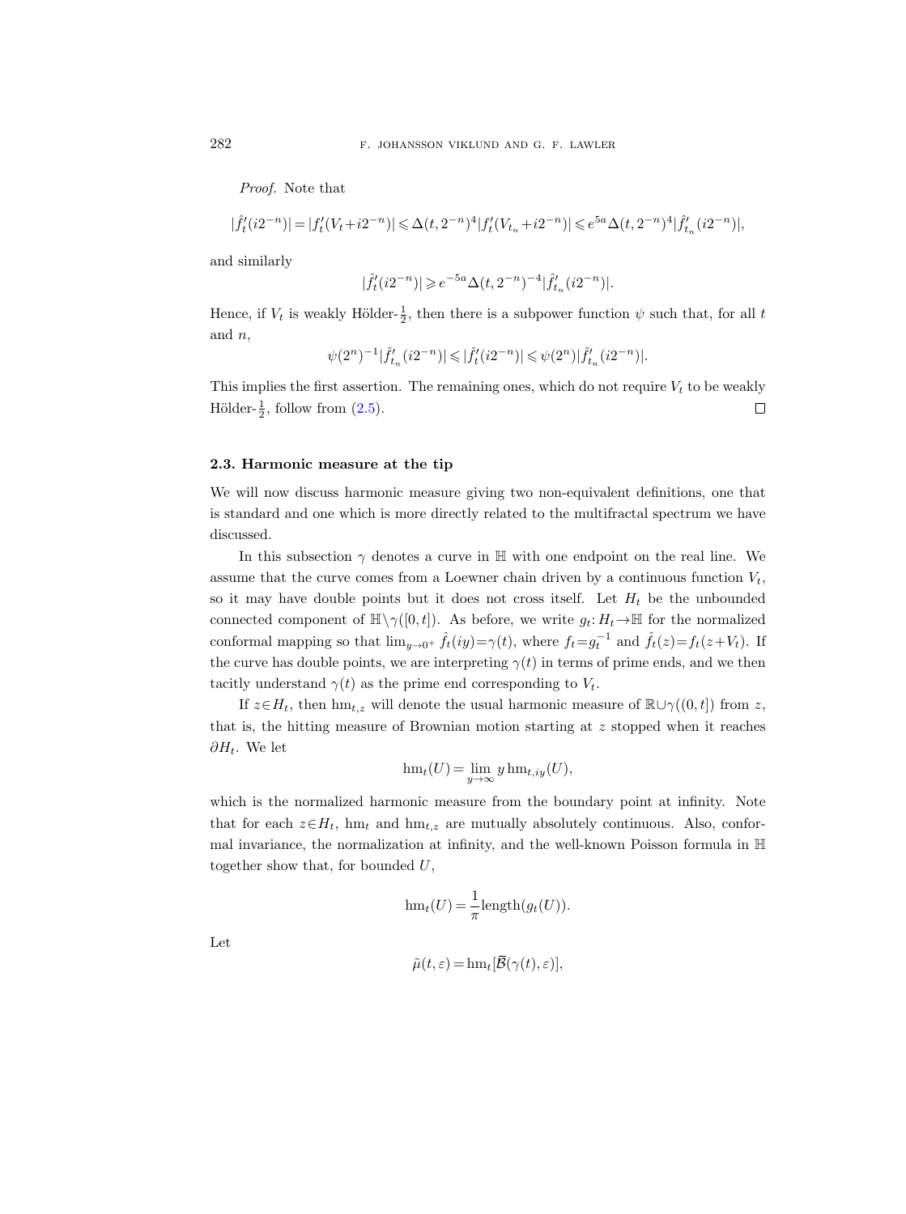*Proof.* Note that

$$|\hat{f}_t'(i2^{-n})| = |f_t'(V_t + i2^{-n})| \leqslant \Delta(t, 2^{-n})^4 |f_t'(V_{t_n} + i2^{-n})| \leqslant e^{5a} \Delta(t, 2^{-n})^4 |\hat{f}_{t_n}'(i2^{-n})|,$$

and similarly

$$|\hat{f}_t'(i2^{-n})| \geqslant e^{-5a} \Delta(t, 2^{-n})^{-4} |\hat{f}_{t_n}'(i2^{-n})|.$$

Hence, if $V_t$ is weakly Hölder-$\frac{1}{2}$, then there is a subpower function $\psi$ such that, for all $t$ and $n$,

$$\psi(2^n)^{-1} |\hat{f}_{t_n}'(i2^{-n})| \leqslant |\hat{f}_t'(i2^{-n})| \leqslant \psi(2^n) |\hat{f}_{t_n}'(i2^{-n})|.$$

This implies the first assertion. The remaining ones, which do not require $V_t$ to be weakly Hölder-$\frac{1}{2}$, follow from (2.5). $\square$

### 2.3. Harmonic measure at the tip

We will now discuss harmonic measure giving two non-equivalent definitions, one that is standard and one which is more directly related to the multifractal spectrum we have discussed.

In this subsection $\gamma$ denotes a curve in $\mathbb{H}$ with one endpoint on the real line. We assume that the curve comes from a Loewner chain driven by a continuous function $V_t$, so it may have double points but it does not cross itself. Let $H_t$ be the unbounded connected component of $\mathbb{H} \setminus \gamma([0,t])$. As before, we write $g_t: H_t \to \mathbb{H}$ for the normalized conformal mapping so that $\lim_{y \to 0^+} \hat{f}_t(iy) = \gamma(t)$, where $f_t = g_t^{-1}$ and $\hat{f}_t(z) = f_t(z + V_t)$. If the curve has double points, we are interpreting $\gamma(t)$ in terms of prime ends, and we then tacitly understand $\gamma(t)$ as the prime end corresponding to $V_t$.

If $z \in H_t$, then $\mathrm{hm}_{t,z}$ will denote the usual harmonic measure of $\mathbb{R} \cup \gamma((0,t])$ from $z$, that is, the hitting measure of Brownian motion starting at $z$ stopped when it reaches $\partial H_t$. We let

$$\mathrm{hm}_t(U) = \lim_{y \to \infty} y \, \mathrm{hm}_{t,iy}(U),$$

which is the normalized harmonic measure from the boundary point at infinity. Note that for each $z \in H_t$, $\mathrm{hm}_t$ and $\mathrm{hm}_{t,z}$ are mutually absolutely continuous. Also, conformal invariance, the normalization at infinity, and the well-known Poisson formula in $\mathbb{H}$ together show that, for bounded $U$,

$$\mathrm{hm}_t(U) = \frac{1}{\pi} \mathrm{length}(g_t(U)).$$

Let

$$\tilde{\mu}(t, \varepsilon) = \mathrm{hm}_t[\overline{\mathcal{B}}(\gamma(t), \varepsilon)],$$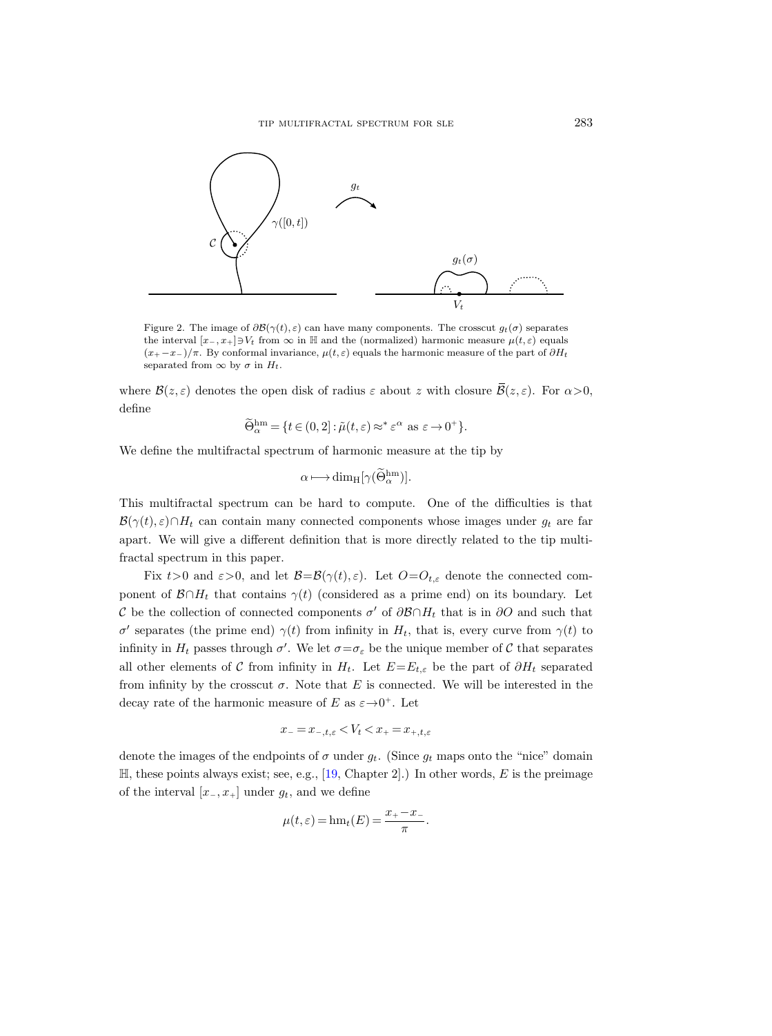Figure 2. The image of $\partial\mathcal{B}(\gamma(t),\varepsilon)$ can have many components. The crosscut $g_t(\sigma)$ separates the interval $[x_-,x_+]\ni V_t$ from $\infty$ in $\mathbb{H}$ and the (normalized) harmonic measure $\mu(t,\varepsilon)$ equals $(x_+-x_-)/\pi$. By conformal invariance, $\mu(t,\varepsilon)$ equals the harmonic measure of the part of $\partial H_t$ separated from $\infty$ by $\sigma$ in $H_t$.

where $\mathcal{B}(z,\varepsilon)$ denotes the open disk of radius $\varepsilon$ about $z$ with closure $\overline{\mathcal{B}}(z,\varepsilon)$. For $\alpha>0$, define

$$\widetilde{\Theta}^{\mathrm{hm}}_\alpha = \{t\in(0,2] : \tilde{\mu}(t,\varepsilon)\approx^* \varepsilon^\alpha \text{ as } \varepsilon\to 0^+\}.$$

We define the multifractal spectrum of harmonic measure at the tip by

$$\alpha\longmapsto \dim_{\mathrm{H}}[\gamma(\widetilde{\Theta}^{\mathrm{hm}}_\alpha)].$$

This multifractal spectrum can be hard to compute. One of the difficulties is that $\mathcal{B}(\gamma(t),\varepsilon)\cap H_t$ can contain many connected components whose images under $g_t$ are far apart. We will give a different definition that is more directly related to the tip multifractal spectrum in this paper.

Fix $t>0$ and $\varepsilon>0$, and let $\mathcal{B}=\mathcal{B}(\gamma(t),\varepsilon)$. Let $O=O_{t,\varepsilon}$ denote the connected component of $\mathcal{B}\cap H_t$ that contains $\gamma(t)$ (considered as a prime end) on its boundary. Let $\mathcal{C}$ be the collection of connected components $\sigma'$ of $\partial\mathcal{B}\cap H_t$ that is in $\partial O$ and such that $\sigma'$ separates (the prime end) $\gamma(t)$ from infinity in $H_t$, that is, every curve from $\gamma(t)$ to infinity in $H_t$ passes through $\sigma'$. We let $\sigma=\sigma_\varepsilon$ be the unique member of $\mathcal{C}$ that separates all other elements of $\mathcal{C}$ from infinity in $H_t$. Let $E=E_{t,\varepsilon}$ be the part of $\partial H_t$ separated from infinity by the crosscut $\sigma$. Note that $E$ is connected. We will be interested in the decay rate of the harmonic measure of $E$ as $\varepsilon\to 0^+$. Let

$$x_- = x_{-,t,\varepsilon} < V_t < x_+ = x_{+,t,\varepsilon}$$

denote the images of the endpoints of $\sigma$ under $g_t$. (Since $g_t$ maps onto the "nice" domain $\mathbb{H}$, these points always exist; see, e.g., [19, Chapter 2].) In other words, $E$ is the preimage of the interval $[x_-,x_+]$ under $g_t$, and we define

$$\mu(t,\varepsilon) = \mathrm{hm}_t(E) = \frac{x_+-x_-}{\pi}.$$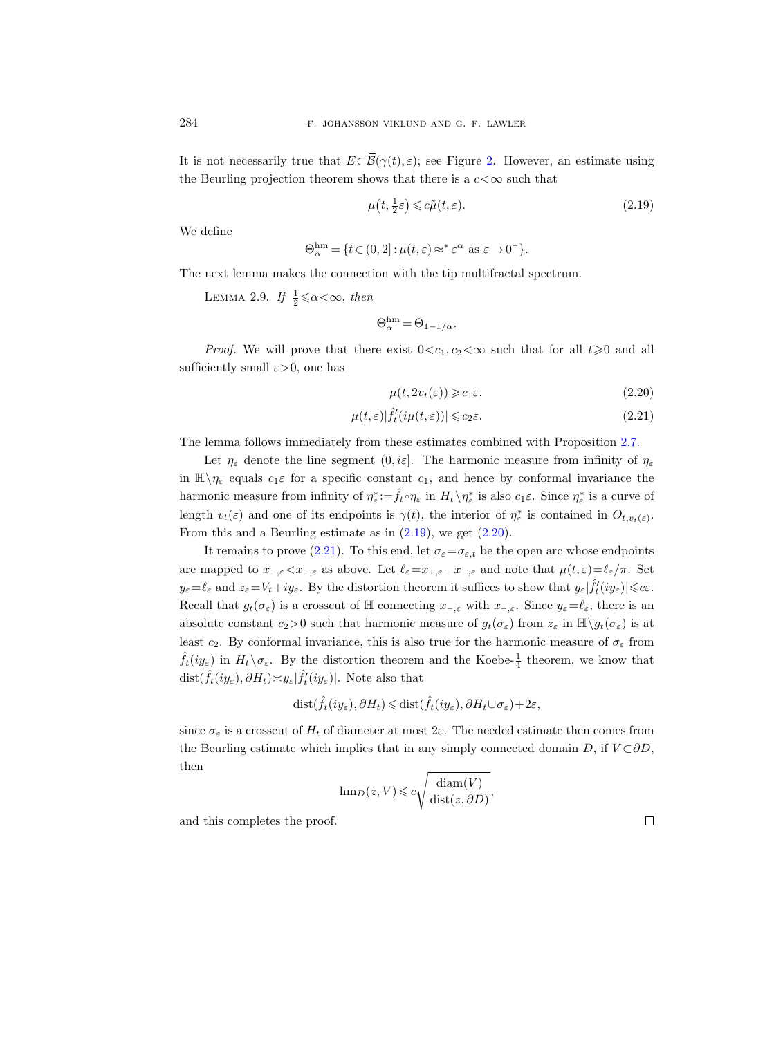It is not necessarily true that $E\subset\overline{\mathcal{B}}(\gamma(t),\varepsilon)$; see Figure 2. However, an estimate using the Beurling projection theorem shows that there is a $c<\infty$ such that

$$\mu\big(t,\tfrac{1}{2}\varepsilon\big)\leqslant c\tilde{\mu}(t,\varepsilon). \tag{2.19}$$

We define

$$\Theta_\alpha^{\mathrm{hm}}=\{t\in(0,2]:\mu(t,\varepsilon)\approx^*\varepsilon^\alpha \text{ as } \varepsilon\to 0^+\}.$$

The next lemma makes the connection with the tip multifractal spectrum.

LEMMA 2.9. *If* $\frac{1}{2}\leqslant\alpha<\infty$, *then*

$$\Theta_\alpha^{\mathrm{hm}}=\Theta_{1-1/\alpha}.$$

*Proof.* We will prove that there exist $0<c_1,c_2<\infty$ such that for all $t\geqslant 0$ and all sufficiently small $\varepsilon>0$, one has

$$\mu(t,2v_t(\varepsilon))\geqslant c_1\varepsilon, \tag{2.20}$$

$$\mu(t,\varepsilon)|\hat{f}_t'(i\mu(t,\varepsilon))|\leqslant c_2\varepsilon. \tag{2.21}$$

The lemma follows immediately from these estimates combined with Proposition 2.7.

Let $\eta_\varepsilon$ denote the line segment $(0,i\varepsilon]$. The harmonic measure from infinity of $\eta_\varepsilon$ in $\mathbb{H}\setminus\eta_\varepsilon$ equals $c_1\varepsilon$ for a specific constant $c_1$, and hence by conformal invariance the harmonic measure from infinity of $\eta_\varepsilon^*:=\hat{f}_t\circ\eta_\varepsilon$ in $H_t\setminus\eta_\varepsilon^*$ is also $c_1\varepsilon$. Since $\eta_\varepsilon^*$ is a curve of length $v_t(\varepsilon)$ and one of its endpoints is $\gamma(t)$, the interior of $\eta_\varepsilon^*$ is contained in $O_{t,v_t(\varepsilon)}$. From this and a Beurling estimate as in (2.19), we get (2.20).

It remains to prove (2.21). To this end, let $\sigma_\varepsilon=\sigma_{\varepsilon,t}$ be the open arc whose endpoints are mapped to $x_{-,\varepsilon}<x_{+,\varepsilon}$ as above. Let $\ell_\varepsilon=x_{+,\varepsilon}-x_{-,\varepsilon}$ and note that $\mu(t,\varepsilon)=\ell_\varepsilon/\pi$. Set $y_\varepsilon=\ell_\varepsilon$ and $z_\varepsilon=V_t+iy_\varepsilon$. By the distortion theorem it suffices to show that $y_\varepsilon|\hat{f}_t'(iy_\varepsilon)|\leqslant c\varepsilon$. Recall that $g_t(\sigma_\varepsilon)$ is a crosscut of $\mathbb{H}$ connecting $x_{-,\varepsilon}$ with $x_{+,\varepsilon}$. Since $y_\varepsilon=\ell_\varepsilon$, there is an absolute constant $c_2>0$ such that harmonic measure of $g_t(\sigma_\varepsilon)$ from $z_\varepsilon$ in $\mathbb{H}\setminus g_t(\sigma_\varepsilon)$ is at least $c_2$. By conformal invariance, this is also true for the harmonic measure of $\sigma_\varepsilon$ from $\hat{f}_t(iy_\varepsilon)$ in $H_t\setminus\sigma_\varepsilon$. By the distortion theorem and the Koebe-$\frac{1}{4}$ theorem, we know that $\operatorname{dist}(\hat{f}_t(iy_\varepsilon),\partial H_t)\asymp y_\varepsilon|\hat{f}_t'(iy_\varepsilon)|$. Note also that

$$\operatorname{dist}(\hat{f}_t(iy_\varepsilon),\partial H_t)\leqslant\operatorname{dist}(\hat{f}_t(iy_\varepsilon),\partial H_t\cup\sigma_\varepsilon)+2\varepsilon,$$

since $\sigma_\varepsilon$ is a crosscut of $H_t$ of diameter at most $2\varepsilon$. The needed estimate then comes from the Beurling estimate which implies that in any simply connected domain $D$, if $V\subset\partial D$, then

$$\operatorname{hm}_D(z,V)\leqslant c\sqrt{\frac{\operatorname{diam}(V)}{\operatorname{dist}(z,\partial D)}},$$

and this completes the proof. □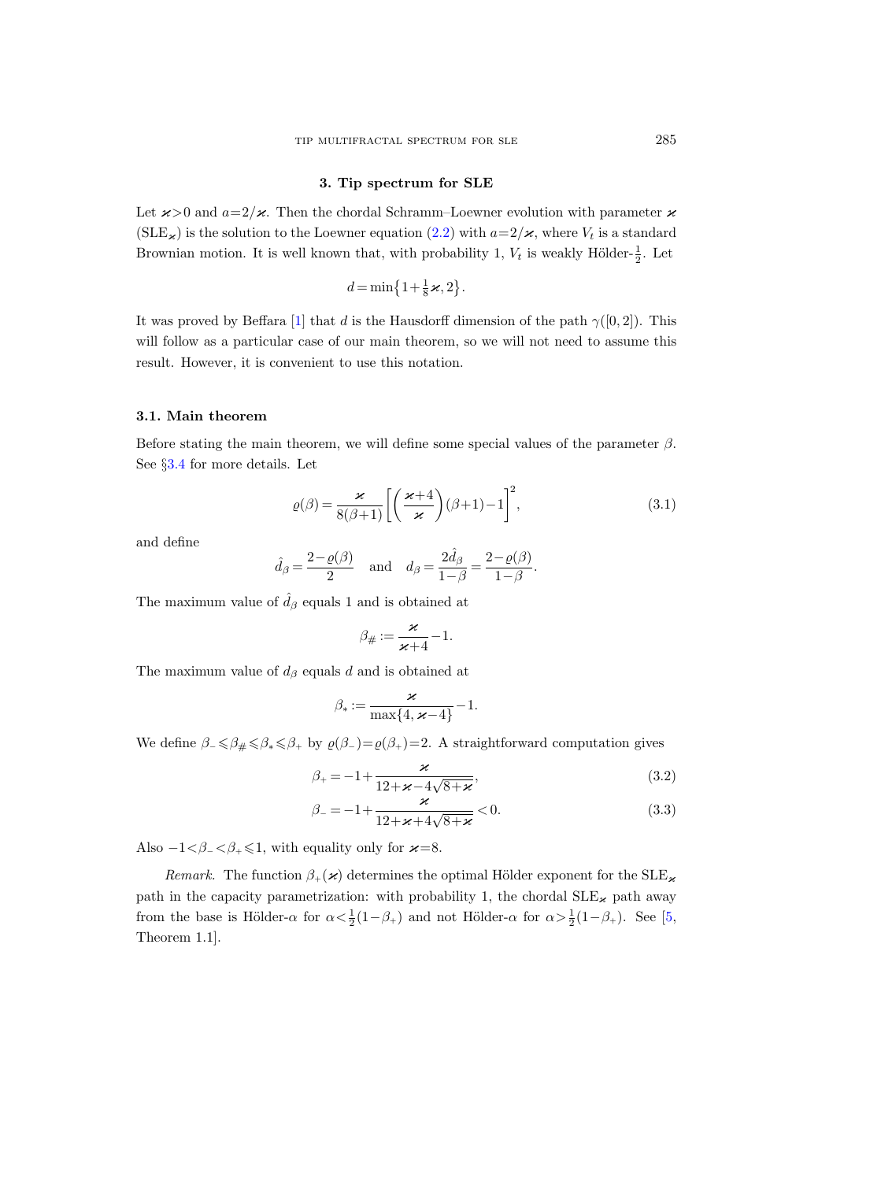## 3. Tip spectrum for SLE

Let $\varkappa>0$ and $a=2/\varkappa$. Then the chordal Schramm–Loewner evolution with parameter $\varkappa$ ($\mathrm{SLE}_\varkappa$) is the solution to the Loewner equation (2.2) with $a=2/\varkappa$, where $V_t$ is a standard Brownian motion. It is well known that, with probability 1, $V_t$ is weakly Hölder-$\frac{1}{2}$. Let

$$d=\min\left\{1+\tfrac{1}{8}\varkappa, 2\right\}.$$

It was proved by Beffara [1] that $d$ is the Hausdorff dimension of the path $\gamma([0,2])$. This will follow as a particular case of our main theorem, so we will not need to assume this result. However, it is convenient to use this notation.

### 3.1. Main theorem

Before stating the main theorem, we will define some special values of the parameter $\beta$. See §3.4 for more details. Let

$$\varrho(\beta)=\frac{\varkappa}{8(\beta+1)}\left[\left(\frac{\varkappa+4}{\varkappa}\right)(\beta+1)-1\right]^2, \tag{3.1}$$

and define

$$\hat{d}_\beta=\frac{2-\varrho(\beta)}{2} \quad \text{and} \quad d_\beta=\frac{2\hat{d}_\beta}{1-\beta}=\frac{2-\varrho(\beta)}{1-\beta}.$$

The maximum value of $\hat{d}_\beta$ equals 1 and is obtained at

$$\beta_\# := \frac{\varkappa}{\varkappa+4}-1.$$

The maximum value of $d_\beta$ equals $d$ and is obtained at

$$\beta_* := \frac{\varkappa}{\max\{4, \varkappa-4\}}-1.$$

We define $\beta_- \leqslant \beta_\# \leqslant \beta_* \leqslant \beta_+$ by $\varrho(\beta_-)=\varrho(\beta_+)=2$. A straightforward computation gives

$$\beta_+=-1+\frac{\varkappa}{12+\varkappa-4\sqrt{8+\varkappa}}, \tag{3.2}$$

$$\beta_-=-1+\frac{\varkappa}{12+\varkappa+4\sqrt{8+\varkappa}}<0. \tag{3.3}$$

Also $-1<\beta_-<\beta_+\leqslant 1$, with equality only for $\varkappa=8$.

*Remark*. The function $\beta_+(\varkappa)$ determines the optimal Hölder exponent for the $\mathrm{SLE}_\varkappa$ path in the capacity parametrization: with probability 1, the chordal $\mathrm{SLE}_\varkappa$ path away from the base is Hölder-$\alpha$ for $\alpha<\frac{1}{2}(1-\beta_+)$ and not Hölder-$\alpha$ for $\alpha>\frac{1}{2}(1-\beta_+)$. See [5, Theorem 1.1].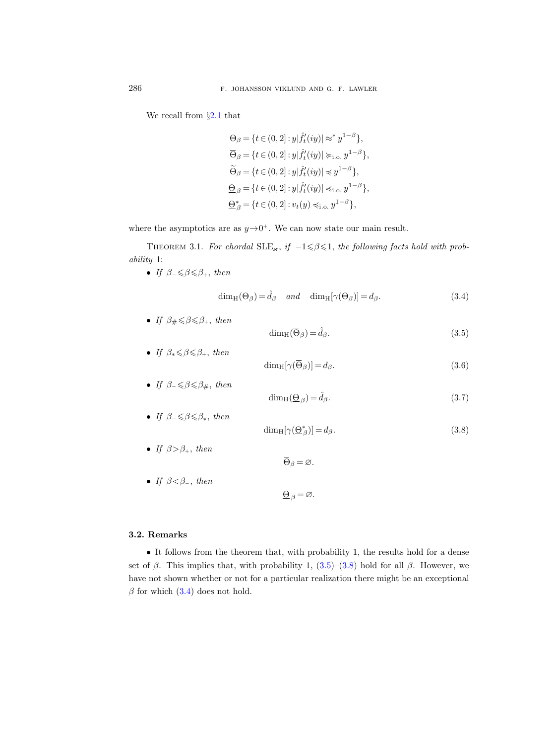We recall from §2.1 that

$$
\begin{aligned}
\Theta_\beta &= \{t \in (0,2] : y|\hat{f}_t'(iy)| \approx^* y^{1-\beta}\},\\
\overline{\Theta}_\beta &= \{t \in (0,2] : y|\hat{f}_t'(iy)| \succcurlyeq_{\text{i.o.}} y^{1-\beta}\},\\
\widetilde{\Theta}_\beta &= \{t \in (0,2] : y|\hat{f}_t'(iy)| \preccurlyeq y^{1-\beta}\},\\
\underline{\Theta}_\beta &= \{t \in (0,2] : y|\hat{f}_t'(iy)| \preccurlyeq_{\text{i.o.}} y^{1-\beta}\},\\
\underline{\Theta}^*_\beta &= \{t \in (0,2] : v_t(y) \preccurlyeq_{\text{i.o.}} y^{1-\beta}\},
\end{aligned}
$$

where the asymptotics are as $y \to 0^+$. We can now state our main result.

Theorem 3.1. *For chordal* $\mathrm{SLE}_\varkappa$, *if* $-1 \leqslant \beta \leqslant 1$, *the following facts hold with probability* 1:

- *If* $\beta_- \leqslant \beta \leqslant \beta_+$, *then*

$$\dim_{\mathrm{H}}(\Theta_\beta) = \hat{d}_\beta \quad \text{and} \quad \dim_{\mathrm{H}}[\gamma(\Theta_\beta)] = d_\beta. \tag{3.4}$$

- *If* $\beta_\# \leqslant \beta \leqslant \beta_+$, *then*

$$\dim_{\mathrm{H}}(\overline{\Theta}_\beta) = \hat{d}_\beta. \tag{3.5}$$

- *If* $\beta_* \leqslant \beta \leqslant \beta_+$, *then*

$$\dim_{\mathrm{H}}[\gamma(\overline{\Theta}_\beta)] = d_\beta. \tag{3.6}$$

- *If* $\beta_- \leqslant \beta \leqslant \beta_\#$, *then*

$$\dim_{\mathrm{H}}(\underline{\Theta}_\beta) = \hat{d}_\beta. \tag{3.7}$$

- *If* $\beta_- \leqslant \beta \leqslant \beta_*$, *then*

$$\dim_{\mathrm{H}}[\gamma(\underline{\Theta}^*_\beta)] = d_\beta. \tag{3.8}$$

- *If* $\beta > \beta_+$, *then*

$$\overline{\Theta}_\beta = \varnothing.$$

- *If* $\beta < \beta_-$, *then*

$$\underline{\Theta}_\beta = \varnothing.$$

### 3.2. Remarks

- It follows from the theorem that, with probability 1, the results hold for a dense set of $\beta$. This implies that, with probability 1, (3.5)–(3.8) hold for all $\beta$. However, we have not shown whether or not for a particular realization there might be an exceptional $\beta$ for which (3.4) does not hold.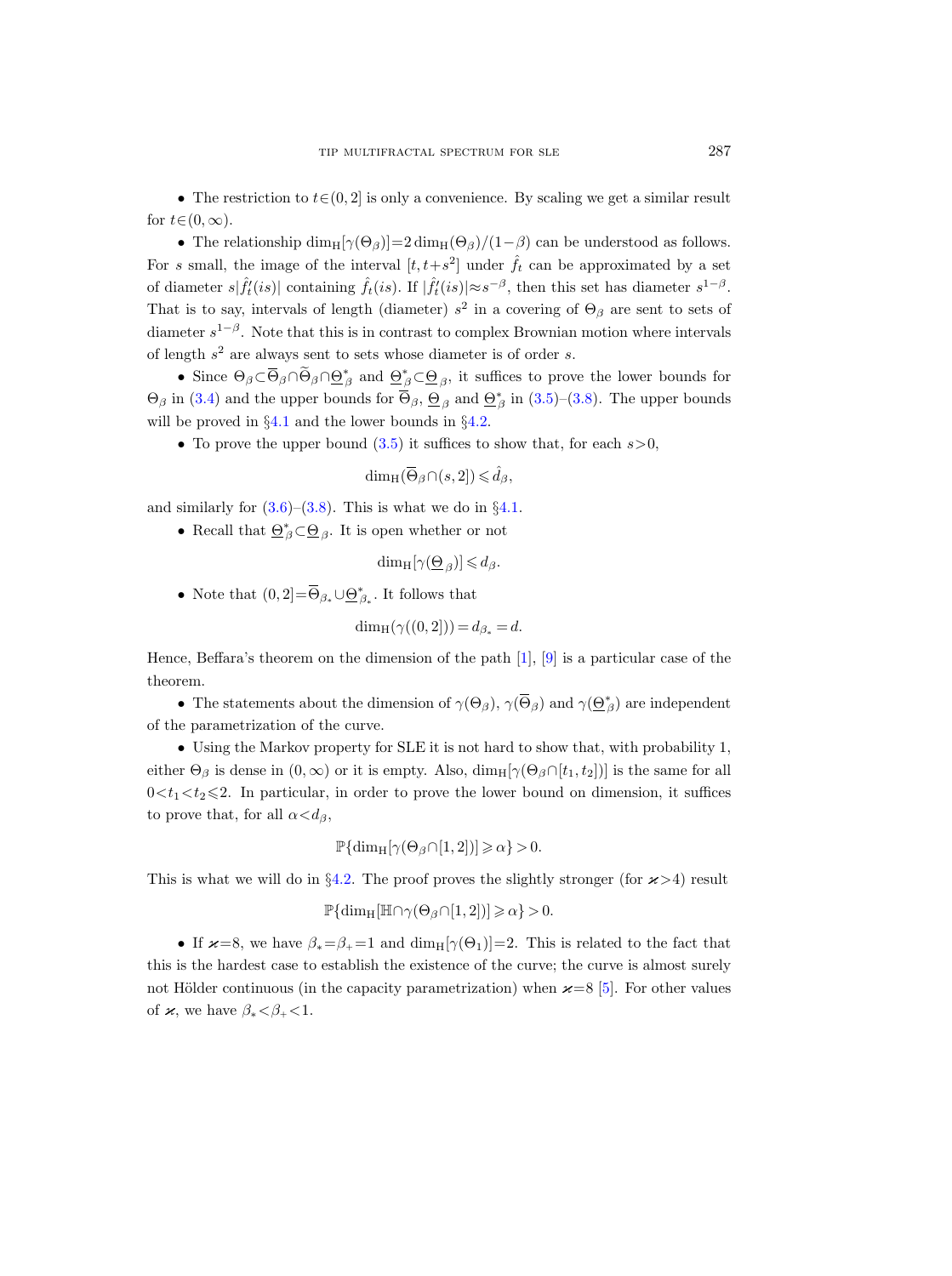- The restriction to $t\in(0,2]$ is only a convenience. By scaling we get a similar result for $t\in(0,\infty)$.

- The relationship $\dim_{\mathrm{H}}[\gamma(\Theta_\beta)]=2\dim_{\mathrm{H}}(\Theta_\beta)/(1-\beta)$ can be understood as follows. For $s$ small, the image of the interval $[t,t+s^2]$ under $\hat{f}_t$ can be approximated by a set of diameter $s|\hat{f}_t'(is)|$ containing $\hat{f}_t(is)$. If $|\hat{f}_t'(is)|\approx s^{-\beta}$, then this set has diameter $s^{1-\beta}$. That is to say, intervals of length (diameter) $s^2$ in a covering of $\Theta_\beta$ are sent to sets of diameter $s^{1-\beta}$. Note that this is in contrast to complex Brownian motion where intervals of length $s^2$ are always sent to sets whose diameter is of order $s$.

- Since $\Theta_\beta\subset\overline{\Theta}_\beta\cap\widetilde{\Theta}_\beta\cap\underline{\Theta}^*_\beta$ and $\underline{\Theta}^*_\beta\subset\underline{\Theta}_\beta$, it suffices to prove the lower bounds for $\Theta_\beta$ in (3.4) and the upper bounds for $\overline{\Theta}_\beta$, $\underline{\Theta}_\beta$ and $\underline{\Theta}^*_\beta$ in (3.5)–(3.8). The upper bounds will be proved in §4.1 and the lower bounds in §4.2.

- To prove the upper bound (3.5) it suffices to show that, for each $s>0$,

$$\dim_{\mathrm{H}}(\overline{\Theta}_\beta\cap(s,2])\leqslant\hat{d}_\beta,$$

and similarly for (3.6)–(3.8). This is what we do in §4.1.

- Recall that $\underline{\Theta}^*_\beta\subset\underline{\Theta}_\beta$. It is open whether or not

$$\dim_{\mathrm{H}}[\gamma(\underline{\Theta}_\beta)]\leqslant d_\beta.$$

- Note that $(0,2]=\overline{\Theta}_{\beta_*}\cup\underline{\Theta}^*_{\beta_*}$. It follows that

$$\dim_{\mathrm{H}}(\gamma((0,2]))=d_{\beta_*}=d.$$

Hence, Beffara's theorem on the dimension of the path [1], [9] is a particular case of the theorem.

- The statements about the dimension of $\gamma(\Theta_\beta)$, $\gamma(\overline{\Theta}_\beta)$ and $\gamma(\underline{\Theta}^*_\beta)$ are independent of the parametrization of the curve.

- Using the Markov property for SLE it is not hard to show that, with probability 1, either $\Theta_\beta$ is dense in $(0,\infty)$ or it is empty. Also, $\dim_{\mathrm{H}}[\gamma(\Theta_\beta\cap[t_1,t_2])]$ is the same for all $0<t_1<t_2\leqslant 2$. In particular, in order to prove the lower bound on dimension, it suffices to prove that, for all $\alpha<d_\beta$,

$$\mathbb{P}\{\dim_{\mathrm{H}}[\gamma(\Theta_\beta\cap[1,2])]\geqslant\alpha\}>0.$$

This is what we will do in §4.2. The proof proves the slightly stronger (for $\varkappa>4$) result

$$\mathbb{P}\{\dim_{\mathrm{H}}[\mathbb{H}\cap\gamma(\Theta_\beta\cap[1,2])]\geqslant\alpha\}>0.$$

- If $\varkappa=8$, we have $\beta_*=\beta_+=1$ and $\dim_{\mathrm{H}}[\gamma(\Theta_1)]=2$. This is related to the fact that this is the hardest case to establish the existence of the curve; the curve is almost surely not Hölder continuous (in the capacity parametrization) when $\varkappa=8$ [5]. For other values of $\varkappa$, we have $\beta_*<\beta_+<1$.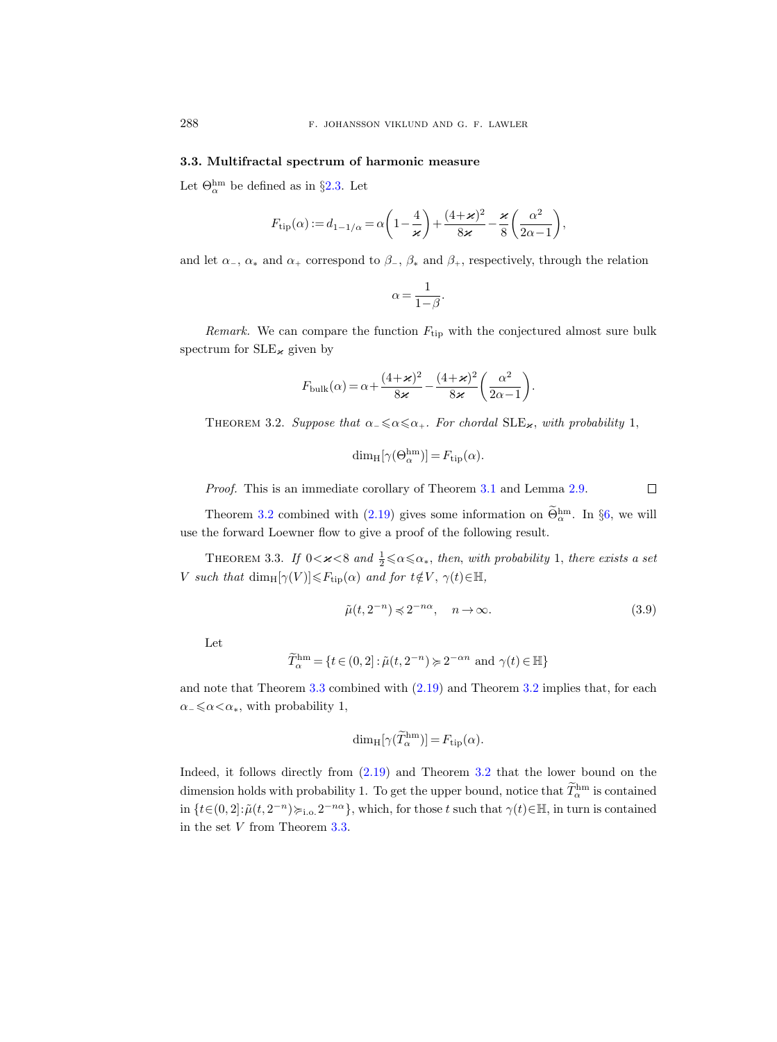### 3.3. Multifractal spectrum of harmonic measure

Let $\Theta_\alpha^{\mathrm{hm}}$ be defined as in §2.3. Let

$$F_{\mathrm{tip}}(\alpha) := d_{1-1/\alpha} = \alpha\left(1-\frac{4}{\varkappa}\right)+\frac{(4+\varkappa)^2}{8\varkappa}-\frac{\varkappa}{8}\left(\frac{\alpha^2}{2\alpha-1}\right),$$

and let $\alpha_-$, $\alpha_*$ and $\alpha_+$ correspond to $\beta_-$, $\beta_*$ and $\beta_+$, respectively, through the relation

$$\alpha = \frac{1}{1-\beta}.$$

*Remark.* We can compare the function $F_{\mathrm{tip}}$ with the conjectured almost sure bulk spectrum for $\mathrm{SLE}_\varkappa$ given by

$$F_{\mathrm{bulk}}(\alpha) = \alpha+\frac{(4+\varkappa)^2}{8\varkappa}-\frac{(4+\varkappa)^2}{8\varkappa}\left(\frac{\alpha^2}{2\alpha-1}\right).$$

Theorem 3.2. *Suppose that $\alpha_- \leqslant \alpha \leqslant \alpha_+$. For chordal $\mathrm{SLE}_\varkappa$, with probability* 1,

$$\dim_{\mathrm{H}}[\gamma(\Theta_\alpha^{\mathrm{hm}})] = F_{\mathrm{tip}}(\alpha).$$

*Proof.* This is an immediate corollary of Theorem 3.1 and Lemma 2.9. □

Theorem 3.2 combined with (2.19) gives some information on $\widetilde{\Theta}_\alpha^{\mathrm{hm}}$. In §6, we will use the forward Loewner flow to give a proof of the following result.

Theorem 3.3. *If $0<\varkappa<8$ and $\frac{1}{2} \leqslant \alpha \leqslant \alpha_*$, then, with probability* 1, *there exists a set $V$ such that $\dim_{\mathrm{H}}[\gamma(V)] \leqslant F_{\mathrm{tip}}(\alpha)$ and for $t \notin V$, $\gamma(t) \in \mathbb{H}$,*

$$\tilde{\mu}(t, 2^{-n}) \preccurlyeq 2^{-n\alpha}, \quad n \to \infty. \tag{3.9}$$

Let

$$\widetilde{T}_\alpha^{\mathrm{hm}} = \{t \in (0,2] : \tilde{\mu}(t, 2^{-n}) \succcurlyeq 2^{-\alpha n} \text{ and } \gamma(t) \in \mathbb{H}\}$$

and note that Theorem 3.3 combined with (2.19) and Theorem 3.2 implies that, for each $\alpha_- \leqslant \alpha < \alpha_*$, with probability 1,

$$\dim_{\mathrm{H}}[\gamma(\widetilde{T}_\alpha^{\mathrm{hm}})] = F_{\mathrm{tip}}(\alpha).$$

Indeed, it follows directly from (2.19) and Theorem 3.2 that the lower bound on the dimension holds with probability 1. To get the upper bound, notice that $\widetilde{T}_\alpha^{\mathrm{hm}}$ is contained in $\{t \in (0,2] : \tilde{\mu}(t, 2^{-n}) \succcurlyeq_{\mathrm{i.o.}} 2^{-n\alpha}\}$, which, for those $t$ such that $\gamma(t) \in \mathbb{H}$, in turn is contained in the set $V$ from Theorem 3.3.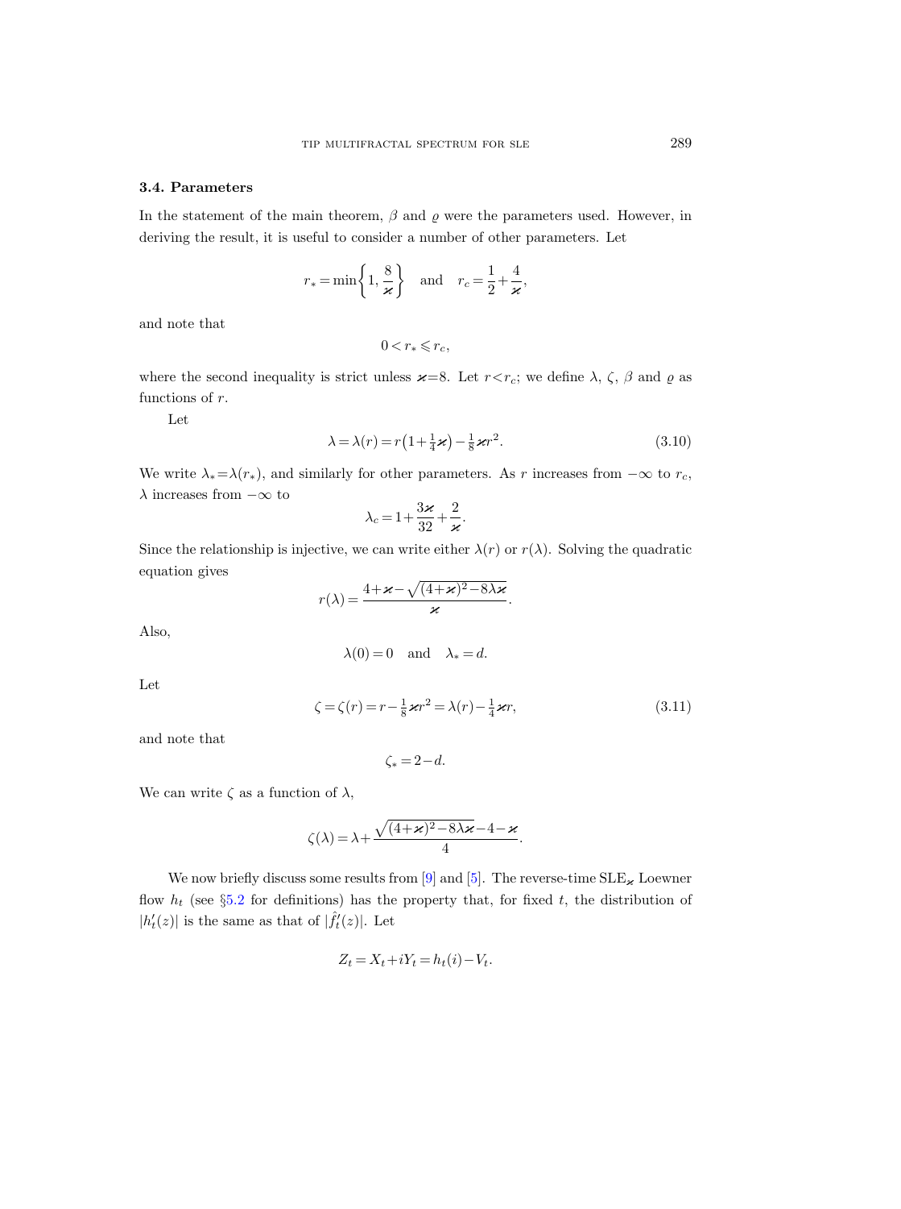### 3.4. Parameters

In the statement of the main theorem, $\beta$ and $\varrho$ were the parameters used. However, in deriving the result, it is useful to consider a number of other parameters. Let

$$r_* = \min\left\{1, \frac{8}{\varkappa}\right\} \quad \text{and} \quad r_c = \frac{1}{2} + \frac{4}{\varkappa},$$

and note that

$$0 < r_* \leqslant r_c,$$

where the second inequality is strict unless $\varkappa = 8$. Let $r < r_c$; we define $\lambda$, $\zeta$, $\beta$ and $\varrho$ as functions of $r$.

Let

$$\lambda = \lambda(r) = r\left(1 + \tfrac{1}{4}\varkappa\right) - \tfrac{1}{8}\varkappa r^2. \tag{3.10}$$

We write $\lambda_* = \lambda(r_*)$, and similarly for other parameters. As $r$ increases from $-\infty$ to $r_c$, $\lambda$ increases from $-\infty$ to

$$\lambda_c = 1 + \frac{3\varkappa}{32} + \frac{2}{\varkappa}.$$

Since the relationship is injective, we can write either $\lambda(r)$ or $r(\lambda)$. Solving the quadratic equation gives

$$r(\lambda) = \frac{4 + \varkappa - \sqrt{(4+\varkappa)^2 - 8\lambda\varkappa}}{\varkappa}.$$

Also,

$$\lambda(0) = 0 \quad \text{and} \quad \lambda_* = d.$$

Let

$$\zeta = \zeta(r) = r - \tfrac{1}{8}\varkappa r^2 = \lambda(r) - \tfrac{1}{4}\varkappa r, \tag{3.11}$$

and note that

$$\zeta_* = 2 - d.$$

We can write $\zeta$ as a function of $\lambda$,

$$\zeta(\lambda) = \lambda + \frac{\sqrt{(4+\varkappa)^2 - 8\lambda\varkappa} - 4 - \varkappa}{4}.$$

We now briefly discuss some results from [9] and [5]. The reverse-time $\mathrm{SLE}_\varkappa$ Loewner flow $h_t$ (see §5.2 for definitions) has the property that, for fixed $t$, the distribution of $|h_t'(z)|$ is the same as that of $|\hat{f}_t'(z)|$. Let

$$Z_t = X_t + iY_t = h_t(i) - V_t.$$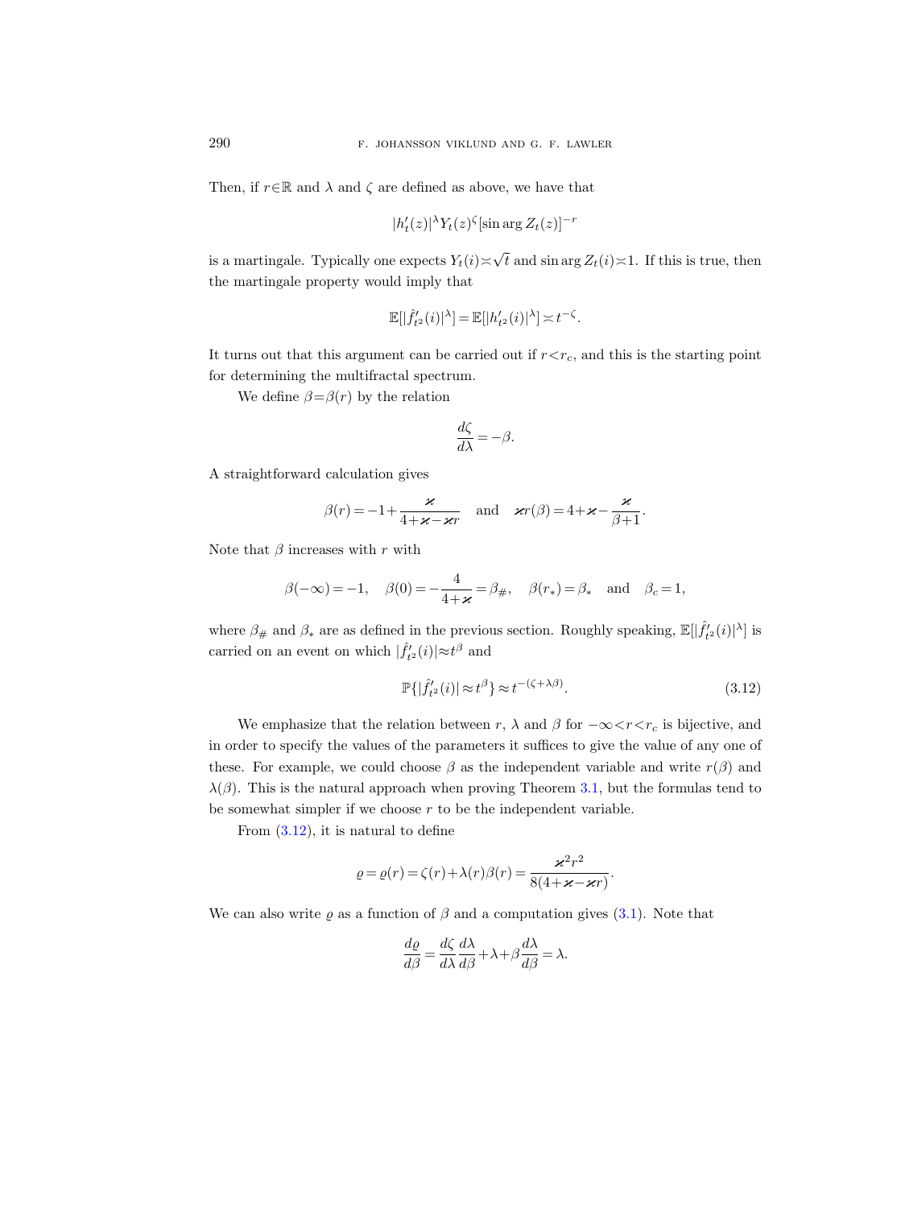Then, if $r \in \mathbb{R}$ and $\lambda$ and $\zeta$ are defined as above, we have that

$$|h_t'(z)|^\lambda Y_t(z)^\zeta [\sin \arg Z_t(z)]^{-r}$$

is a martingale. Typically one expects $Y_t(i) \asymp \sqrt{t}$ and $\sin \arg Z_t(i) \asymp 1$. If this is true, then the martingale property would imply that

$$\mathbb{E}[|\hat{f}_{t^2}'(i)|^\lambda] = \mathbb{E}[|h_{t^2}'(i)|^\lambda] \asymp t^{-\zeta}.$$

It turns out that this argument can be carried out if $r < r_c$, and this is the starting point for determining the multifractal spectrum.

We define $\beta = \beta(r)$ by the relation

$$\frac{d\zeta}{d\lambda} = -\beta.$$

A straightforward calculation gives

$$\beta(r) = -1 + \frac{\varkappa}{4 + \varkappa - \varkappa r} \quad \text{and} \quad \varkappa r(\beta) = 4 + \varkappa - \frac{\varkappa}{\beta + 1}.$$

Note that $\beta$ increases with $r$ with

$$\beta(-\infty) = -1, \quad \beta(0) = -\frac{4}{4+\varkappa} = \beta_\#, \quad \beta(r_*) = \beta_* \quad \text{and} \quad \beta_c = 1,$$

where $\beta_\#$ and $\beta_*$ are as defined in the previous section. Roughly speaking, $\mathbb{E}[|\hat{f}_{t^2}'(i)|^\lambda]$ is carried on an event on which $|\hat{f}_{t^2}'(i)| \approx t^\beta$ and

$$\mathbb{P}\{|\hat{f}_{t^2}'(i)| \approx t^\beta\} \approx t^{-(\zeta + \lambda\beta)}. \tag{3.12}$$

We emphasize that the relation between $r$, $\lambda$ and $\beta$ for $-\infty < r < r_c$ is bijective, and in order to specify the values of the parameters it suffices to give the value of any one of these. For example, we could choose $\beta$ as the independent variable and write $r(\beta)$ and $\lambda(\beta)$. This is the natural approach when proving Theorem 3.1, but the formulas tend to be somewhat simpler if we choose $r$ to be the independent variable.

From (3.12), it is natural to define

$$\varrho = \varrho(r) = \zeta(r) + \lambda(r)\beta(r) = \frac{\varkappa^2 r^2}{8(4 + \varkappa - \varkappa r)}.$$

We can also write $\varrho$ as a function of $\beta$ and a computation gives (3.1). Note that

$$\frac{d\varrho}{d\beta} = \frac{d\zeta}{d\lambda}\frac{d\lambda}{d\beta} + \lambda + \beta\frac{d\lambda}{d\beta} = \lambda.$$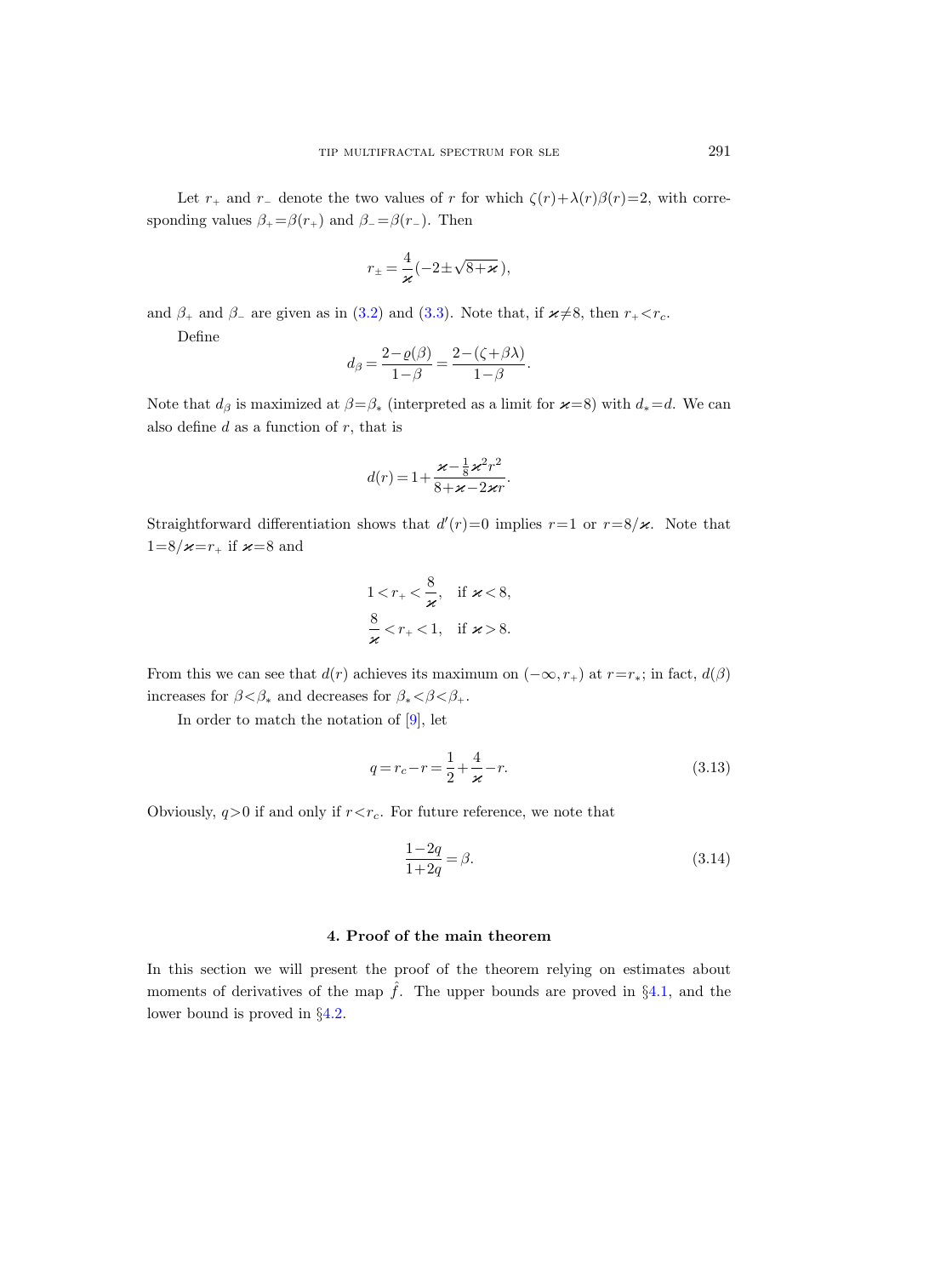Let $r_+$ and $r_-$ denote the two values of $r$ for which $\zeta(r)+\lambda(r)\beta(r)=2$, with corresponding values $\beta_+=\beta(r_+)$ and $\beta_-=\beta(r_-)$. Then

$$r_\pm = \frac{4}{\varkappa}(-2\pm\sqrt{8+\varkappa}\,),$$

and $\beta_+$ and $\beta_-$ are given as in (3.2) and (3.3). Note that, if $\varkappa\neq 8$, then $r_+<r_c$.

Define

$$d_\beta = \frac{2-\varrho(\beta)}{1-\beta} = \frac{2-(\zeta+\beta\lambda)}{1-\beta}.$$

Note that $d_\beta$ is maximized at $\beta=\beta_*$ (interpreted as a limit for $\varkappa=8$) with $d_*=d$. We can also define $d$ as a function of $r$, that is

$$d(r) = 1+\frac{\varkappa-\frac{1}{8}\varkappa^2 r^2}{8+\varkappa-2\varkappa r}.$$

Straightforward differentiation shows that $d'(r)=0$ implies $r=1$ or $r=8/\varkappa$. Note that $1=8/\varkappa=r_+$ if $\varkappa=8$ and

$$1<r_+<\frac{8}{\varkappa}, \quad \text{if } \varkappa<8,$$
$$\frac{8}{\varkappa}<r_+<1, \quad \text{if } \varkappa>8.$$

From this we can see that $d(r)$ achieves its maximum on $(-\infty, r_+)$ at $r=r_*$; in fact, $d(\beta)$ increases for $\beta<\beta_*$ and decreases for $\beta_*<\beta<\beta_+$.

In order to match the notation of [9], let

$$q = r_c - r = \frac{1}{2}+\frac{4}{\varkappa}-r. \tag{3.13}$$

Obviously, $q>0$ if and only if $r<r_c$. For future reference, we note that

$$\frac{1-2q}{1+2q} = \beta. \tag{3.14}$$

## 4. Proof of the main theorem

In this section we will present the proof of the theorem relying on estimates about moments of derivatives of the map $\hat{f}$. The upper bounds are proved in §4.1, and the lower bound is proved in §4.2.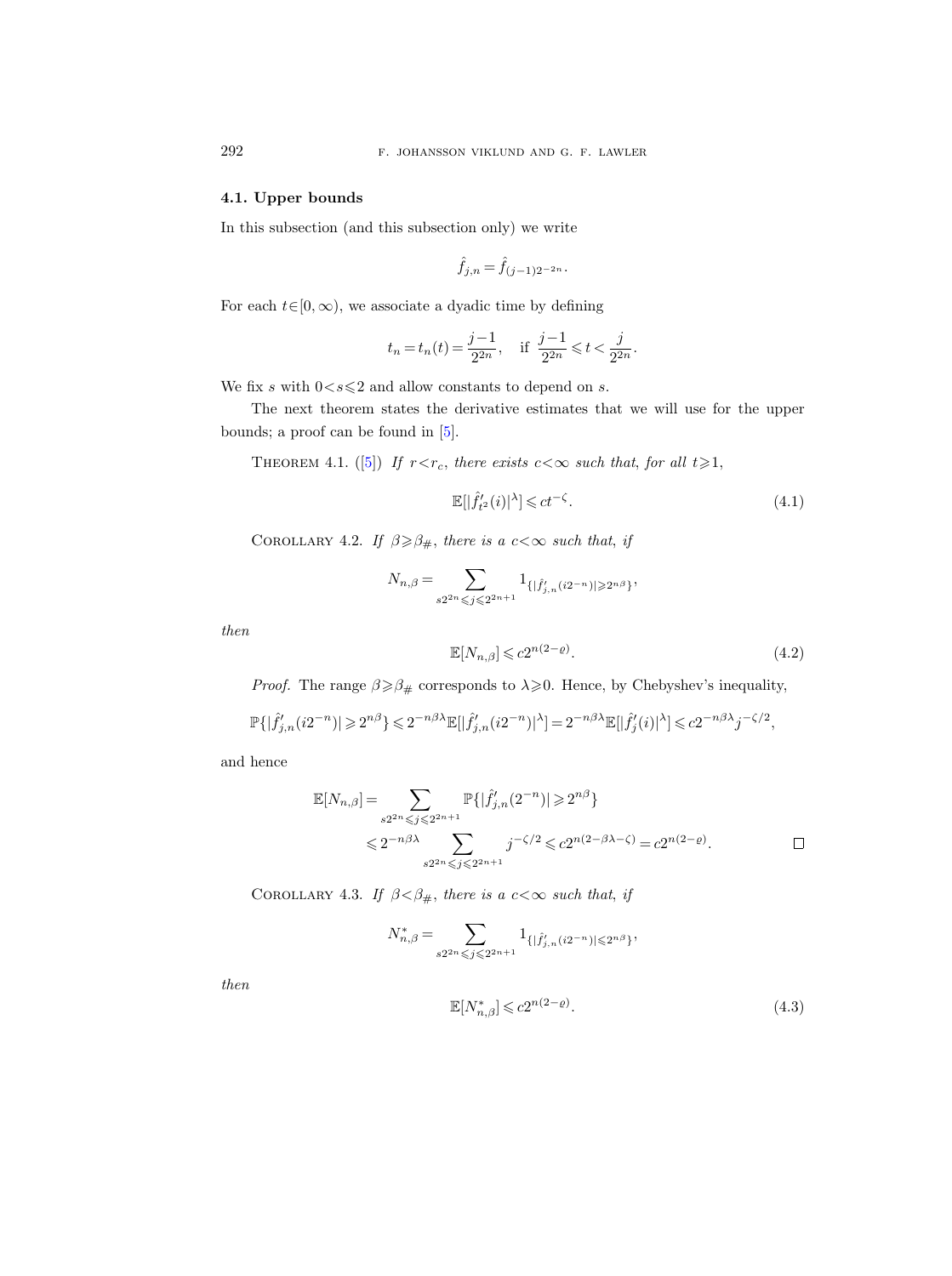### 4.1. Upper bounds

In this subsection (and this subsection only) we write

$$\hat{f}_{j,n} = \hat{f}_{(j-1)2^{-2n}}.$$

For each $t \in [0, \infty)$, we associate a dyadic time by defining

$$t_n = t_n(t) = \frac{j-1}{2^{2n}}, \quad \text{if } \frac{j-1}{2^{2n}} \leqslant t < \frac{j}{2^{2n}}.$$

We fix $s$ with $0 < s \leqslant 2$ and allow constants to depend on $s$.

The next theorem states the derivative estimates that we will use for the upper bounds; a proof can be found in [5].

THEOREM 4.1. ([5]) *If $r < r_c$, there exists $c < \infty$ such that, for all $t \geqslant 1$,*

$$\mathbb{E}[|\hat{f}'_{t^2}(i)|^\lambda] \leqslant c t^{-\zeta}. \tag{4.1}$$

COROLLARY 4.2. *If $\beta \geqslant \beta_\#$, there is a $c < \infty$ such that, if*

$$N_{n,\beta} = \sum_{s2^{2n} \leqslant j \leqslant 2^{2n+1}} 1_{\{|\hat{f}'_{j,n}(i2^{-n})| \geqslant 2^{n\beta}\}},$$

*then*

$$\mathbb{E}[N_{n,\beta}] \leqslant c 2^{n(2-\varrho)}. \tag{4.2}$$

*Proof.* The range $\beta \geqslant \beta_\#$ corresponds to $\lambda \geqslant 0$. Hence, by Chebyshev's inequality,

$$\mathbb{P}\{|\hat{f}'_{j,n}(i2^{-n})| \geqslant 2^{n\beta}\} \leqslant 2^{-n\beta\lambda} \mathbb{E}[|\hat{f}'_{j,n}(i2^{-n})|^\lambda] = 2^{-n\beta\lambda} \mathbb{E}[|\hat{f}'_j(i)|^\lambda] \leqslant c 2^{-n\beta\lambda} j^{-\zeta/2},$$

and hence

$$\begin{aligned}
\mathbb{E}[N_{n,\beta}] &= \sum_{s2^{2n} \leqslant j \leqslant 2^{2n+1}} \mathbb{P}\{|\hat{f}'_{j,n}(2^{-n})| \geqslant 2^{n\beta}\} \\
&\leqslant 2^{-n\beta\lambda} \sum_{s2^{2n} \leqslant j \leqslant 2^{2n+1}} j^{-\zeta/2} \leqslant c 2^{n(2-\beta\lambda-\zeta)} = c 2^{n(2-\varrho)}.
\end{aligned}$$

□

COROLLARY 4.3. *If $\beta < \beta_\#$, there is a $c < \infty$ such that, if*

$$N^*_{n,\beta} = \sum_{s2^{2n} \leqslant j \leqslant 2^{2n+1}} 1_{\{|\hat{f}'_{j,n}(i2^{-n})| \leqslant 2^{n\beta}\}},$$

*then*

$$\mathbb{E}[N^*_{n,\beta}] \leqslant c 2^{n(2-\varrho)}. \tag{4.3}$$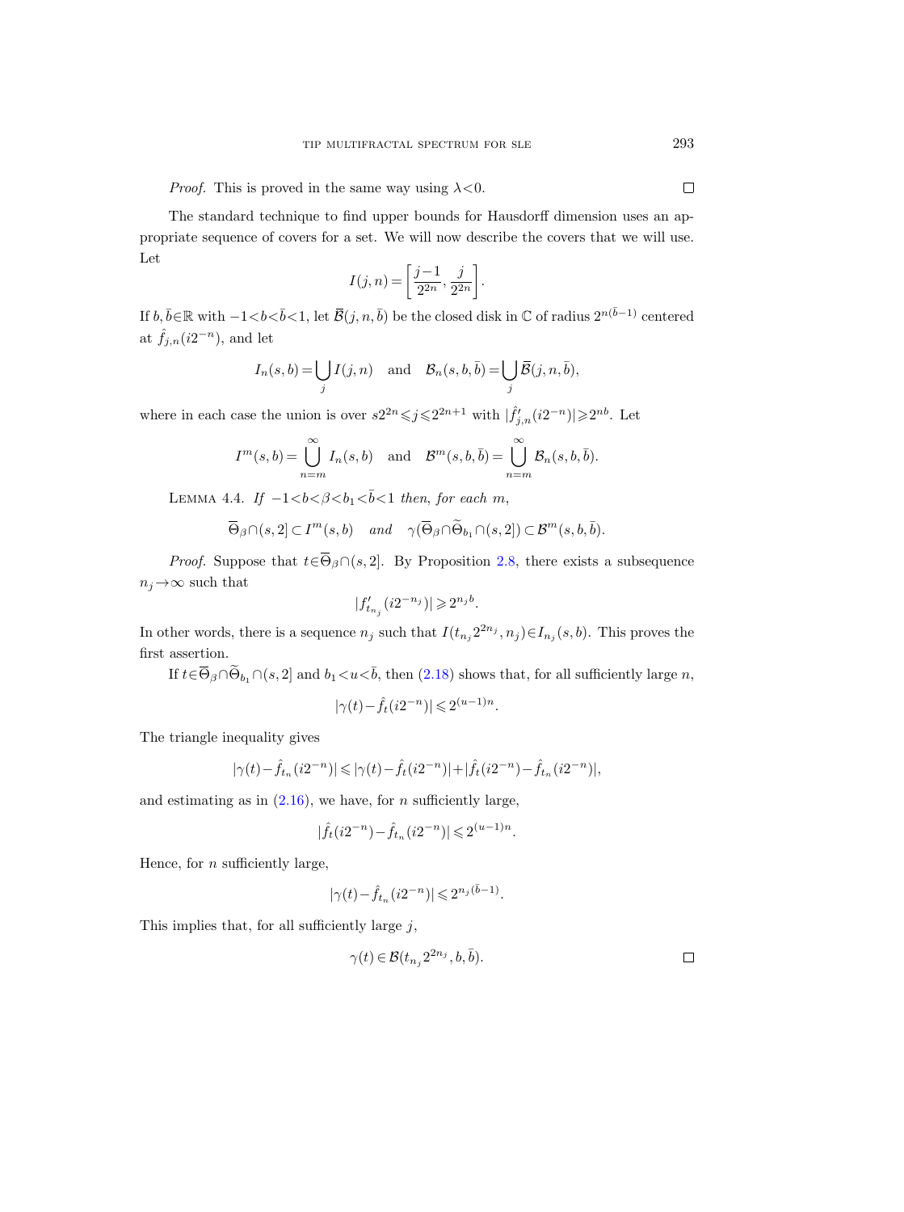*Proof.* This is proved in the same way using $\lambda<0$. $\square$

The standard technique to find upper bounds for Hausdorff dimension uses an appropriate sequence of covers for a set. We will now describe the covers that we will use. Let

$$I(j,n)=\left[\frac{j-1}{2^{2n}},\frac{j}{2^{2n}}\right].$$

If $b,\bar{b}\in\mathbb{R}$ with $-1<b<\bar{b}<1$, let $\overline{\mathcal{B}}(j,n,\bar{b})$ be the closed disk in $\mathbb{C}$ of radius $2^{n(\bar{b}-1)}$ centered at $\hat{f}_{j,n}(i2^{-n})$, and let

$$I_n(s,b)=\bigcup_j I(j,n) \quad \text{and} \quad \mathcal{B}_n(s,b,\bar{b})=\bigcup_j \overline{\mathcal{B}}(j,n,\bar{b}),$$

where in each case the union is over $s2^{2n}\leqslant j\leqslant 2^{2n+1}$ with $|\hat{f}'_{j,n}(i2^{-n})|\geqslant 2^{nb}$. Let

$$I^m(s,b)=\bigcup_{n=m}^{\infty} I_n(s,b) \quad \text{and} \quad \mathcal{B}^m(s,b,\bar{b})=\bigcup_{n=m}^{\infty}\mathcal{B}_n(s,b,\bar{b}).$$

Lemma 4.4. *If $-1<b<\beta<b_1<\bar{b}<1$ then, for each $m$,*

$$\overline{\Theta}_\beta\cap(s,2]\subset I^m(s,b) \quad \textit{and} \quad \gamma(\overline{\Theta}_\beta\cap\widetilde{\Theta}_{b_1}\cap(s,2])\subset\mathcal{B}^m(s,b,\bar{b}).$$

*Proof.* Suppose that $t\in\overline{\Theta}_\beta\cap(s,2]$. By Proposition 2.8, there exists a subsequence $n_j\to\infty$ such that

$$|f'_{t_{n_j}}(i2^{-n_j})|\geqslant 2^{n_jb}.$$

In other words, there is a sequence $n_j$ such that $I(t_{n_j}2^{2n_j},n_j)\in I_{n_j}(s,b)$. This proves the first assertion.

If $t\in\overline{\Theta}_\beta\cap\widetilde{\Theta}_{b_1}\cap(s,2]$ and $b_1<u<\bar{b}$, then (2.18) shows that, for all sufficiently large $n$,

$$|\gamma(t)-\hat{f}_t(i2^{-n})|\leqslant 2^{(u-1)n}.$$

The triangle inequality gives

$$|\gamma(t)-\hat{f}_{t_n}(i2^{-n})|\leqslant|\gamma(t)-\hat{f}_t(i2^{-n})|+|\hat{f}_t(i2^{-n})-\hat{f}_{t_n}(i2^{-n})|,$$

and estimating as in (2.16), we have, for $n$ sufficiently large,

$$|\hat{f}_t(i2^{-n})-\hat{f}_{t_n}(i2^{-n})|\leqslant 2^{(u-1)n}.$$

Hence, for $n$ sufficiently large,

$$|\gamma(t)-\hat{f}_{t_n}(i2^{-n})|\leqslant 2^{n_j(\bar{b}-1)}.$$

This implies that, for all sufficiently large $j$,

$$\gamma(t)\in\mathcal{B}(t_{n_j}2^{2n_j},b,\bar{b}).$$

$\square$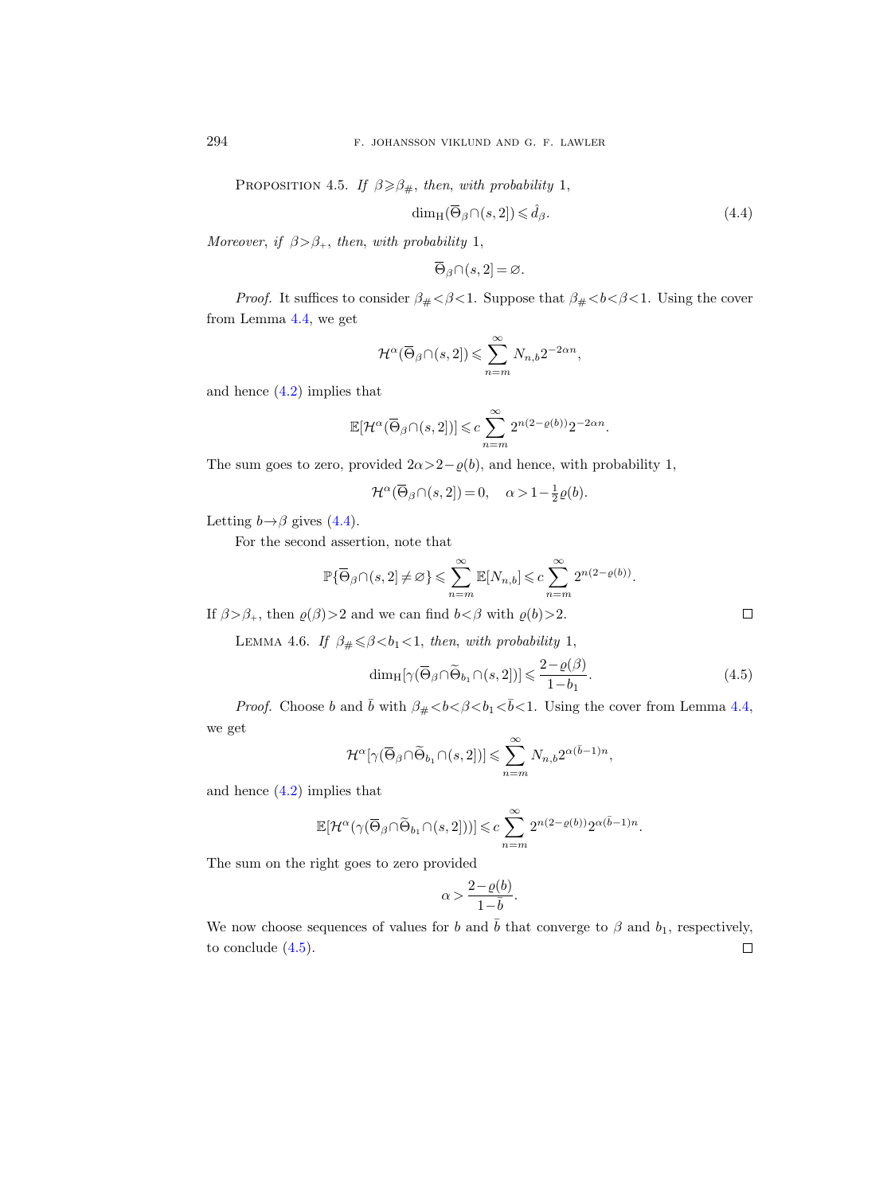Proposition 4.5. *If $\beta \geqslant \beta_\#$, then, with probability* 1,

$$\dim_{\mathrm{H}}(\overline{\Theta}_\beta \cap (s,2]) \leqslant \hat{d}_\beta. \tag{4.4}$$

*Moreover, if $\beta > \beta_+$, then, with probability* 1,

$$\overline{\Theta}_\beta \cap (s,2] = \varnothing.$$

*Proof.* It suffices to consider $\beta_\# < \beta < 1$. Suppose that $\beta_\# < b < \beta < 1$. Using the cover from Lemma 4.4, we get

$$\mathcal{H}^\alpha(\overline{\Theta}_\beta \cap (s,2]) \leqslant \sum_{n=m}^{\infty} N_{n,b} 2^{-2\alpha n},$$

and hence (4.2) implies that

$$\mathbb{E}[\mathcal{H}^\alpha(\overline{\Theta}_\beta \cap (s,2])] \leqslant c \sum_{n=m}^{\infty} 2^{n(2-\varrho(b))} 2^{-2\alpha n}.$$

The sum goes to zero, provided $2\alpha > 2 - \varrho(b)$, and hence, with probability 1,

$$\mathcal{H}^\alpha(\overline{\Theta}_\beta \cap (s,2]) = 0, \quad \alpha > 1 - \tfrac{1}{2}\varrho(b).$$

Letting $b \to \beta$ gives (4.4).

For the second assertion, note that

$$\mathbb{P}\{\overline{\Theta}_\beta \cap (s,2] \neq \varnothing\} \leqslant \sum_{n=m}^{\infty} \mathbb{E}[N_{n,b}] \leqslant c \sum_{n=m}^{\infty} 2^{n(2-\varrho(b))}.$$

If $\beta > \beta_+$, then $\varrho(\beta) > 2$ and we can find $b < \beta$ with $\varrho(b) > 2$. $\square$

Lemma 4.6. *If $\beta_\# \leqslant \beta < b_1 < 1$, then, with probability* 1,

$$\dim_{\mathrm{H}}[\gamma(\overline{\Theta}_\beta \cap \widetilde{\Theta}_{b_1} \cap (s,2])] \leqslant \frac{2-\varrho(\beta)}{1-b_1}. \tag{4.5}$$

*Proof.* Choose $b$ and $\bar{b}$ with $\beta_\# < b < \beta < b_1 < \bar{b} < 1$. Using the cover from Lemma 4.4, we get

$$\mathcal{H}^\alpha[\gamma(\overline{\Theta}_\beta \cap \widetilde{\Theta}_{b_1} \cap (s,2])] \leqslant \sum_{n=m}^{\infty} N_{n,b} 2^{\alpha(\bar{b}-1)n},$$

and hence (4.2) implies that

$$\mathbb{E}[\mathcal{H}^\alpha(\gamma(\overline{\Theta}_\beta \cap \widetilde{\Theta}_{b_1} \cap (s,2]))] \leqslant c \sum_{n=m}^{\infty} 2^{n(2-\varrho(b))} 2^{\alpha(\bar{b}-1)n}.$$

The sum on the right goes to zero provided

$$\alpha > \frac{2-\varrho(b)}{1-\bar{b}}.$$

We now choose sequences of values for $b$ and $\bar{b}$ that converge to $\beta$ and $b_1$, respectively, to conclude (4.5). $\square$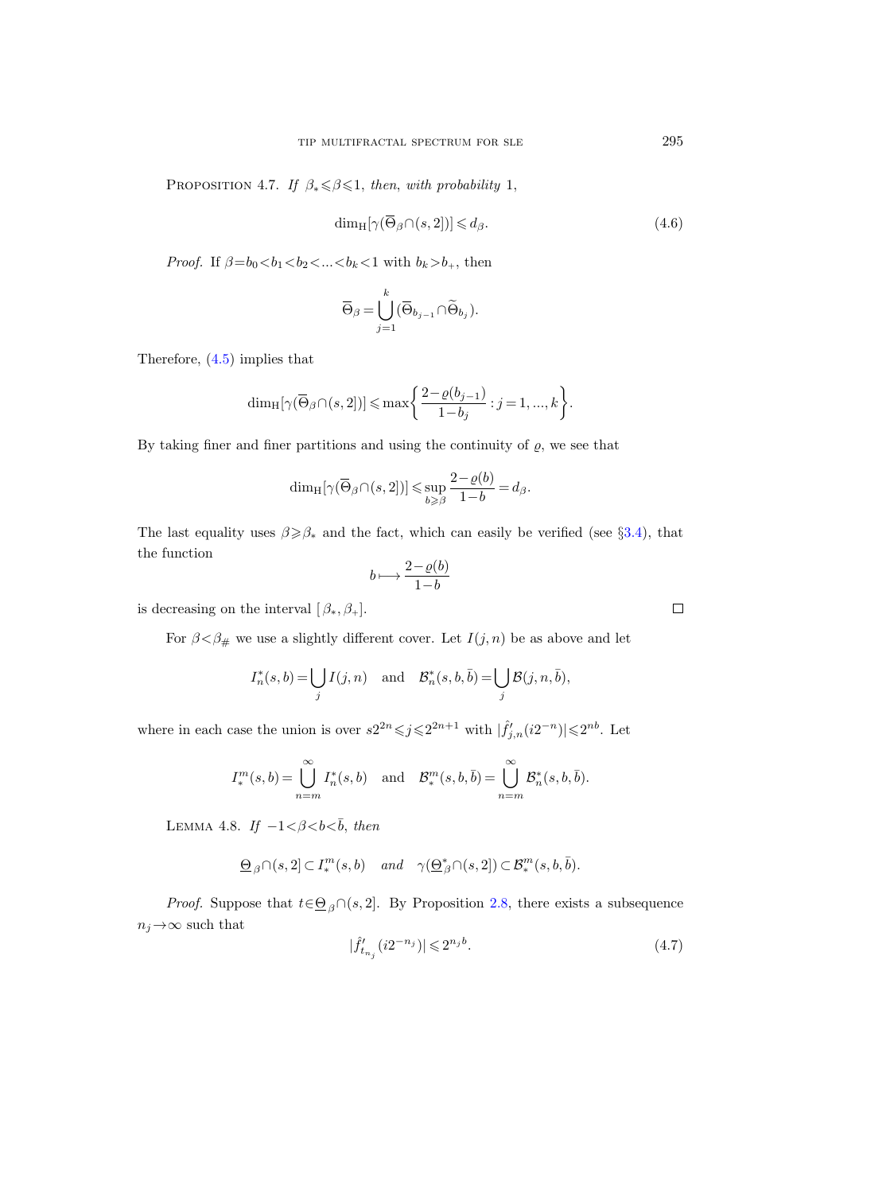Proposition 4.7. *If* $\beta_* \leqslant \beta \leqslant 1$, *then, with probability* 1,

$$\dim_{\mathrm{H}}[\gamma(\overline{\Theta}_\beta \cap (s,2])] \leqslant d_\beta. \tag{4.6}$$

*Proof.* If $\beta = b_0 < b_1 < b_2 < \ldots < b_k < 1$ with $b_k > b_+$, then

$$\overline{\Theta}_\beta = \bigcup_{j=1}^{k} (\overline{\Theta}_{b_{j-1}} \cap \widetilde{\Theta}_{b_j}).$$

Therefore, (4.5) implies that

$$\dim_{\mathrm{H}}[\gamma(\overline{\Theta}_\beta \cap (s,2])] \leqslant \max\left\{ \frac{2-\varrho(b_{j-1})}{1-b_j} : j = 1, \ldots, k \right\}.$$

By taking finer and finer partitions and using the continuity of $\varrho$, we see that

$$\dim_{\mathrm{H}}[\gamma(\overline{\Theta}_\beta \cap (s,2])] \leqslant \sup_{b \geqslant \beta} \frac{2-\varrho(b)}{1-b} = d_\beta.$$

The last equality uses $\beta \geqslant \beta_*$ and the fact, which can easily be verified (see §3.4), that the function

$$b \longmapsto \frac{2-\varrho(b)}{1-b}$$

is decreasing on the interval $[\beta_*, \beta_+]$. $\square$

For $\beta < \beta_\#$ we use a slightly different cover. Let $I(j,n)$ be as above and let

$$I_n^*(s,b) = \bigcup_j I(j,n) \quad \text{and} \quad \mathcal{B}_n^*(s,b,\bar{b}) = \bigcup_j \mathcal{B}(j,n,\bar{b}),$$

where in each case the union is over $s2^{2n} \leqslant j \leqslant 2^{2n+1}$ with $|\hat{f}'_{j,n}(i2^{-n})| \leqslant 2^{nb}$. Let

$$I_*^m(s,b) = \bigcup_{n=m}^{\infty} I_n^*(s,b) \quad \text{and} \quad \mathcal{B}_*^m(s,b,\bar{b}) = \bigcup_{n=m}^{\infty} \mathcal{B}_n^*(s,b,\bar{b}).$$

Lemma 4.8. *If* $-1 < \beta < b < \bar{b}$, *then*

$$\underline{\Theta}_\beta \cap (s,2] \subset I_*^m(s,b) \quad \textit{and} \quad \gamma(\underline{\Theta}_\beta^* \cap (s,2]) \subset \mathcal{B}_*^m(s,b,\bar{b}).$$

*Proof.* Suppose that $t \in \underline{\Theta}_\beta \cap (s,2]$. By Proposition 2.8, there exists a subsequence $n_j \to \infty$ such that

$$|\hat{f}'_{t_{n_j}}(i2^{-n_j})| \leqslant 2^{n_j b}. \tag{4.7}$$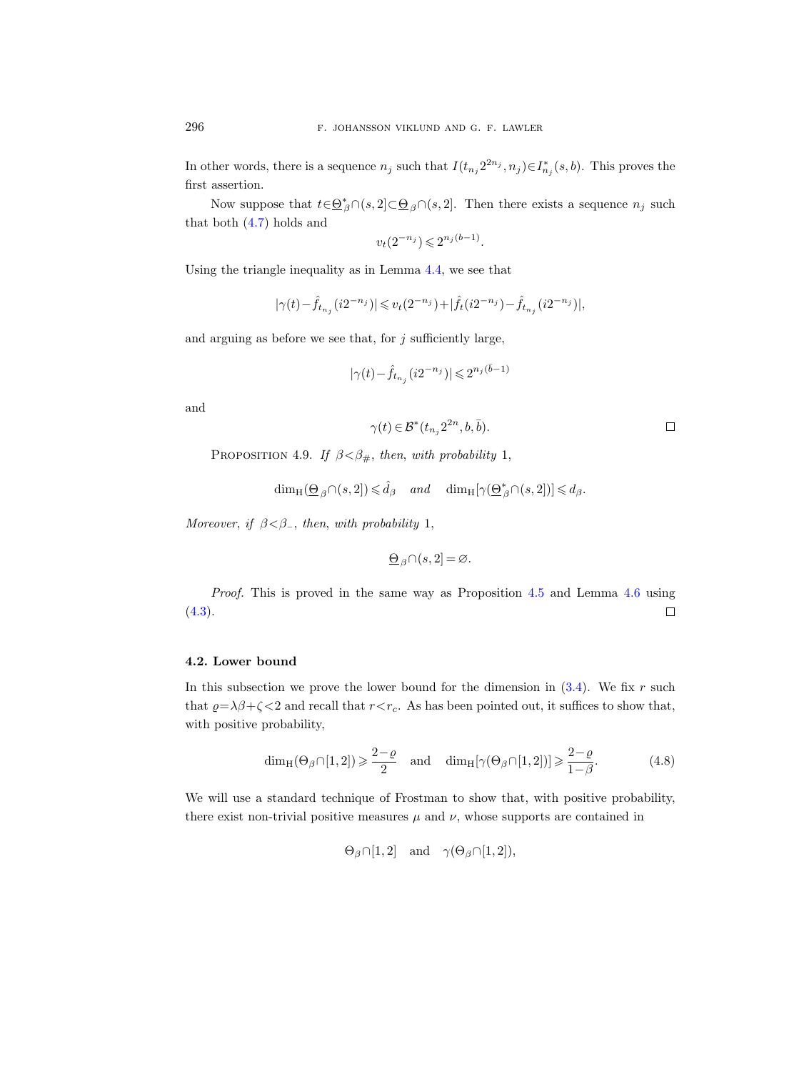In other words, there is a sequence $n_j$ such that $I(t_{n_j}2^{2n_j}, n_j) \in I^*_{n_j}(s,b)$. This proves the first assertion.

Now suppose that $t \in \underline{\Theta}^*_\beta \cap (s,2] \subset \underline{\Theta}_\beta \cap (s,2]$. Then there exists a sequence $n_j$ such that both (4.7) holds and

$$v_t(2^{-n_j}) \leqslant 2^{n_j(b-1)}.$$

Using the triangle inequality as in Lemma 4.4, we see that

$$|\gamma(t) - \hat{f}_{t_{n_j}}(i2^{-n_j})| \leqslant v_t(2^{-n_j}) + |\hat{f}_t(i2^{-n_j}) - \hat{f}_{t_{n_j}}(i2^{-n_j})|,$$

and arguing as before we see that, for $j$ sufficiently large,

$$|\gamma(t) - \hat{f}_{t_{n_j}}(i2^{-n_j})| \leqslant 2^{n_j(\bar{b}-1)}$$

and

$$\gamma(t) \in \mathcal{B}^*(t_{n_j}2^{2n}, b, \bar{b}). \qquad \square$$

Proposition 4.9. *If $\beta < \beta_\#$, then, with probability* 1,

$$\dim_{\mathrm{H}}(\underline{\Theta}_\beta \cap (s,2]) \leqslant \hat{d}_\beta \quad \textit{and} \quad \dim_{\mathrm{H}}[\gamma(\underline{\Theta}^*_\beta \cap (s,2])] \leqslant d_\beta.$$

*Moreover, if $\beta < \beta_-$, then, with probability* 1,

$$\underline{\Theta}_\beta \cap (s,2] = \varnothing.$$

*Proof.* This is proved in the same way as Proposition 4.5 and Lemma 4.6 using (4.3). $\square$

### 4.2. Lower bound

In this subsection we prove the lower bound for the dimension in (3.4). We fix $r$ such that $\varrho = \lambda\beta + \zeta < 2$ and recall that $r < r_c$. As has been pointed out, it suffices to show that, with positive probability,

$$\dim_{\mathrm{H}}(\Theta_\beta \cap [1,2]) \geqslant \frac{2-\varrho}{2} \quad \text{and} \quad \dim_{\mathrm{H}}[\gamma(\Theta_\beta \cap [1,2])] \geqslant \frac{2-\varrho}{1-\beta}. \tag{4.8}$$

We will use a standard technique of Frostman to show that, with positive probability, there exist non-trivial positive measures $\mu$ and $\nu$, whose supports are contained in

$$\Theta_\beta \cap [1,2] \quad \text{and} \quad \gamma(\Theta_\beta \cap [1,2]),$$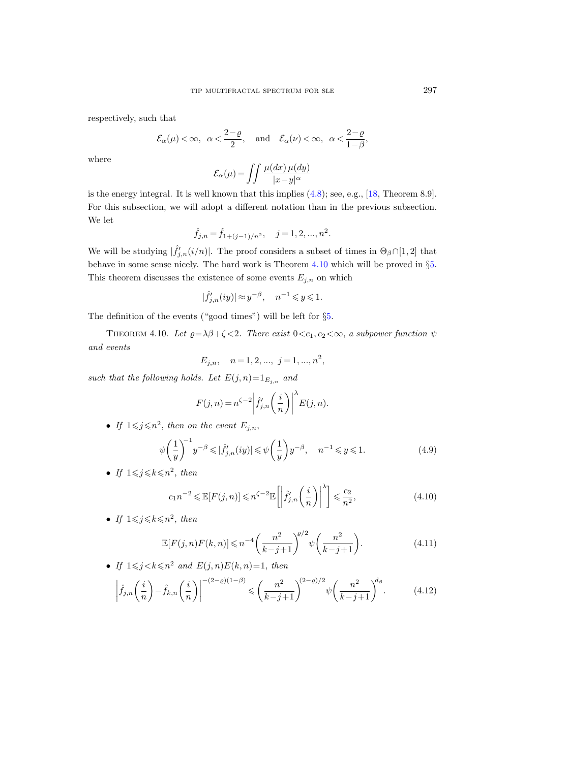respectively, such that

$$\mathcal{E}_\alpha(\mu) < \infty, \quad \alpha < \frac{2-\varrho}{2}, \quad \text{and} \quad \mathcal{E}_\alpha(\nu) < \infty, \quad \alpha < \frac{2-\varrho}{1-\beta},$$

where

$$\mathcal{E}_\alpha(\mu) = \iint \frac{\mu(dx)\,\mu(dy)}{|x-y|^\alpha}$$

is the energy integral. It is well known that this implies (4.8); see, e.g., [18, Theorem 8.9]. For this subsection, we will adopt a different notation than in the previous subsection. We let

$$\hat{f}_{j,n} = \hat{f}_{1+(j-1)/n^2}, \quad j = 1, 2, ..., n^2.$$

We will be studying $|\hat{f}'_{j,n}(i/n)|$. The proof considers a subset of times in $\Theta_\beta \cap [1,2]$ that behave in some sense nicely. The hard work is Theorem 4.10 which will be proved in §5. This theorem discusses the existence of some events $E_{j,n}$ on which

$$|\hat{f}'_{j,n}(iy)| \approx y^{-\beta}, \quad n^{-1} \leqslant y \leqslant 1.$$

The definition of the events ("good times") will be left for §5.

THEOREM 4.10. *Let $\varrho = \lambda\beta + \zeta < 2$. There exist $0 < c_1, c_2 < \infty$, a subpower function $\psi$ and events*

$$E_{j,n}, \quad n = 1, 2, ..., \; j = 1, ..., n^2,$$

*such that the following holds. Let $E(j,n) = 1_{E_{j,n}}$ and*

$$F(j,n) = n^{\zeta-2}\left|\hat{f}'_{j,n}\left(\frac{i}{n}\right)\right|^\lambda E(j,n).$$

- *If $1 \leqslant j \leqslant n^2$, then on the event $E_{j,n}$,*

$$\psi\left(\frac{1}{y}\right)^{-1} y^{-\beta} \leqslant |\hat{f}'_{j,n}(iy)| \leqslant \psi\left(\frac{1}{y}\right) y^{-\beta}, \quad n^{-1} \leqslant y \leqslant 1. \tag{4.9}$$

- *If $1 \leqslant j \leqslant k \leqslant n^2$, then*

$$c_1 n^{-2} \leqslant \mathbb{E}[F(j,n)] \leqslant n^{\zeta-2}\mathbb{E}\left[\left|\hat{f}'_{j,n}\left(\frac{i}{n}\right)\right|^\lambda\right] \leqslant \frac{c_2}{n^2}, \tag{4.10}$$

- *If $1 \leqslant j \leqslant k \leqslant n^2$, then*

$$\mathbb{E}[F(j,n)F(k,n)] \leqslant n^{-4}\left(\frac{n^2}{k-j+1}\right)^{\varrho/2} \psi\left(\frac{n^2}{k-j+1}\right). \tag{4.11}$$

- *If $1 \leqslant j < k \leqslant n^2$ and $E(j,n)E(k,n) = 1$, then*

$$\left|\hat{f}_{j,n}\left(\frac{i}{n}\right) - \hat{f}_{k,n}\left(\frac{i}{n}\right)\right|^{-(2-\varrho)(1-\beta)} \leqslant \left(\frac{n^2}{k-j+1}\right)^{(2-\varrho)/2} \psi\left(\frac{n^2}{k-j+1}\right)^{d_\beta}. \tag{4.12}$$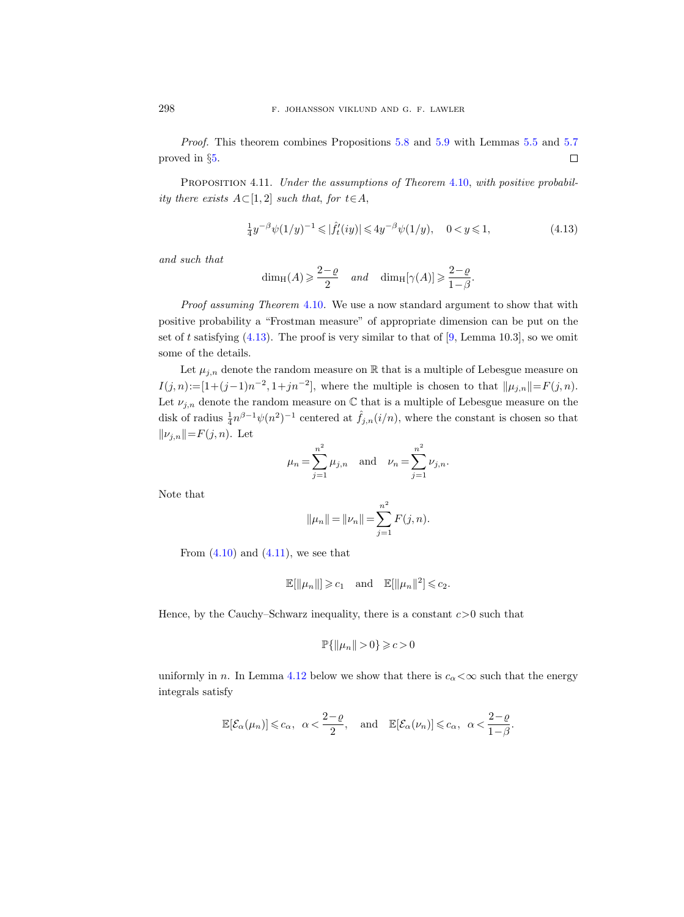*Proof.* This theorem combines Propositions 5.8 and 5.9 with Lemmas 5.5 and 5.7 proved in §5. □

PROPOSITION 4.11. *Under the assumptions of Theorem 4.10, with positive probability there exists $A\subset[1,2]$ such that, for $t\in A$,*

$$\tfrac{1}{4}y^{-\beta}\psi(1/y)^{-1} \leqslant |\hat{f}_t'(iy)| \leqslant 4y^{-\beta}\psi(1/y), \quad 0<y\leqslant 1, \tag{4.13}$$

*and such that*

$$\dim_{\mathrm{H}}(A) \geqslant \frac{2-\varrho}{2} \quad \text{and} \quad \dim_{\mathrm{H}}[\gamma(A)] \geqslant \frac{2-\varrho}{1-\beta}.$$

*Proof assuming Theorem 4.10.* We use a now standard argument to show that with positive probability a "Frostman measure" of appropriate dimension can be put on the set of $t$ satisfying (4.13). The proof is very similar to that of [9, Lemma 10.3], so we omit some of the details.

Let $\mu_{j,n}$ denote the random measure on $\mathbb{R}$ that is a multiple of Lebesgue measure on $I(j,n):=[1+(j-1)n^{-2}, 1+jn^{-2}]$, where the multiple is chosen to that $\|\mu_{j,n}\|=F(j,n)$. Let $\nu_{j,n}$ denote the random measure on $\mathbb{C}$ that is a multiple of Lebesgue measure on the disk of radius $\frac{1}{4}n^{\beta-1}\psi(n^2)^{-1}$ centered at $\hat{f}_{j,n}(i/n)$, where the constant is chosen so that $\|\nu_{j,n}\|=F(j,n)$. Let

$$\mu_n = \sum_{j=1}^{n^2} \mu_{j,n} \quad \text{and} \quad \nu_n = \sum_{j=1}^{n^2} \nu_{j,n}.$$

Note that

$$\|\mu_n\| = \|\nu_n\| = \sum_{j=1}^{n^2} F(j,n).$$

From (4.10) and (4.11), we see that

$$\mathbb{E}[\|\mu_n\|] \geqslant c_1 \quad \text{and} \quad \mathbb{E}[\|\mu_n\|^2] \leqslant c_2.$$

Hence, by the Cauchy–Schwarz inequality, there is a constant $c>0$ such that

$$\mathbb{P}\{\|\mu_n\|>0\} \geqslant c > 0$$

uniformly in $n$. In Lemma 4.12 below we show that there is $c_\alpha<\infty$ such that the energy integrals satisfy

$$\mathbb{E}[\mathcal{E}_\alpha(\mu_n)] \leqslant c_\alpha, \;\; \alpha < \frac{2-\varrho}{2}, \quad \text{and} \quad \mathbb{E}[\mathcal{E}_\alpha(\nu_n)] \leqslant c_\alpha, \;\; \alpha < \frac{2-\varrho}{1-\beta}.$$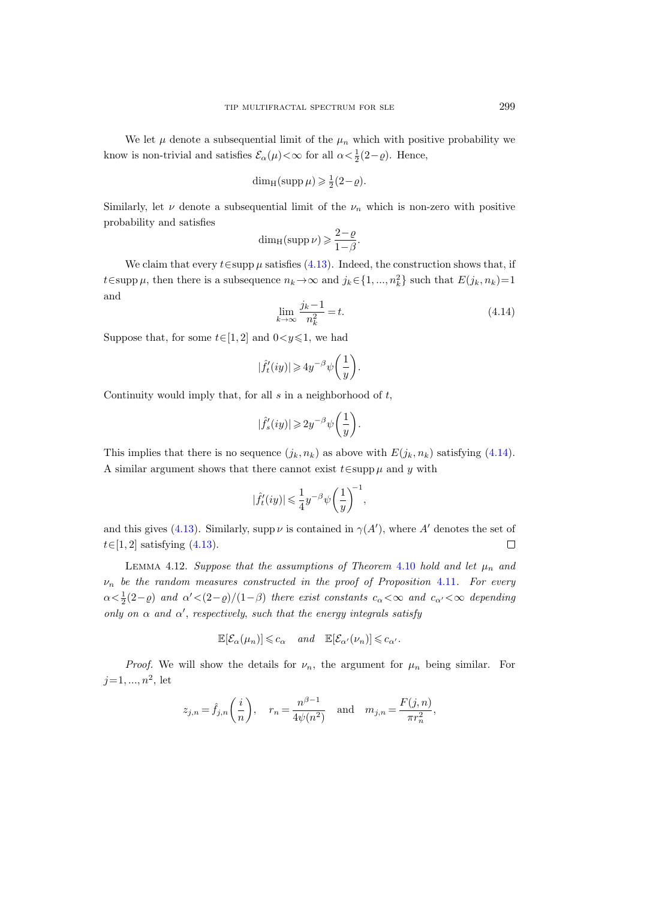We let $\mu$ denote a subsequential limit of the $\mu_n$ which with positive probability we know is non-trivial and satisfies $\mathcal{E}_\alpha(\mu)<\infty$ for all $\alpha<\frac{1}{2}(2-\varrho)$. Hence,

$$\dim_{\mathrm{H}}(\operatorname{supp}\mu) \geqslant \tfrac{1}{2}(2-\varrho).$$

Similarly, let $\nu$ denote a subsequential limit of the $\nu_n$ which is non-zero with positive probability and satisfies

$$\dim_{\mathrm{H}}(\operatorname{supp}\nu) \geqslant \frac{2-\varrho}{1-\beta}.$$

We claim that every $t\in\operatorname{supp}\mu$ satisfies (4.13). Indeed, the construction shows that, if $t\in\operatorname{supp}\mu$, then there is a subsequence $n_k\to\infty$ and $j_k\in\{1,...,n_k^2\}$ such that $E(j_k,n_k)=1$ and

$$\lim_{k\to\infty}\frac{j_k-1}{n_k^2}=t. \tag{4.14}$$

Suppose that, for some $t\in[1,2]$ and $0<y\leqslant 1$, we had

$$|\hat{f}_t'(iy)| \geqslant 4y^{-\beta}\psi\left(\frac{1}{y}\right).$$

Continuity would imply that, for all $s$ in a neighborhood of $t$,

$$|\hat{f}_s'(iy)| \geqslant 2y^{-\beta}\psi\left(\frac{1}{y}\right).$$

This implies that there is no sequence $(j_k,n_k)$ as above with $E(j_k,n_k)$ satisfying (4.14). A similar argument shows that there cannot exist $t\in\operatorname{supp}\mu$ and $y$ with

$$|\hat{f}_t'(iy)| \leqslant \frac{1}{4}y^{-\beta}\psi\left(\frac{1}{y}\right)^{-1},$$

and this gives (4.13). Similarly, $\operatorname{supp}\nu$ is contained in $\gamma(A')$, where $A'$ denotes the set of $t\in[1,2]$ satisfying (4.13). $\square$

Lemma 4.12. *Suppose that the assumptions of Theorem 4.10 hold and let $\mu_n$ and $\nu_n$ be the random measures constructed in the proof of Proposition 4.11. For every $\alpha<\frac{1}{2}(2-\varrho)$ and $\alpha'<(2-\varrho)/(1-\beta)$ there exist constants $c_\alpha<\infty$ and $c_{\alpha'}<\infty$ depending only on $\alpha$ and $\alpha'$, respectively, such that the energy integrals satisfy*

$$\mathbb{E}[\mathcal{E}_\alpha(\mu_n)] \leqslant c_\alpha \quad \textit{and} \quad \mathbb{E}[\mathcal{E}_{\alpha'}(\nu_n)] \leqslant c_{\alpha'}.$$

*Proof.* We will show the details for $\nu_n$, the argument for $\mu_n$ being similar. For $j=1,...,n^2$, let

$$z_{j,n}=\hat{f}_{j,n}\left(\frac{i}{n}\right), \quad r_n=\frac{n^{\beta-1}}{4\psi(n^2)} \quad \text{and} \quad m_{j,n}=\frac{F(j,n)}{\pi r_n^2},$$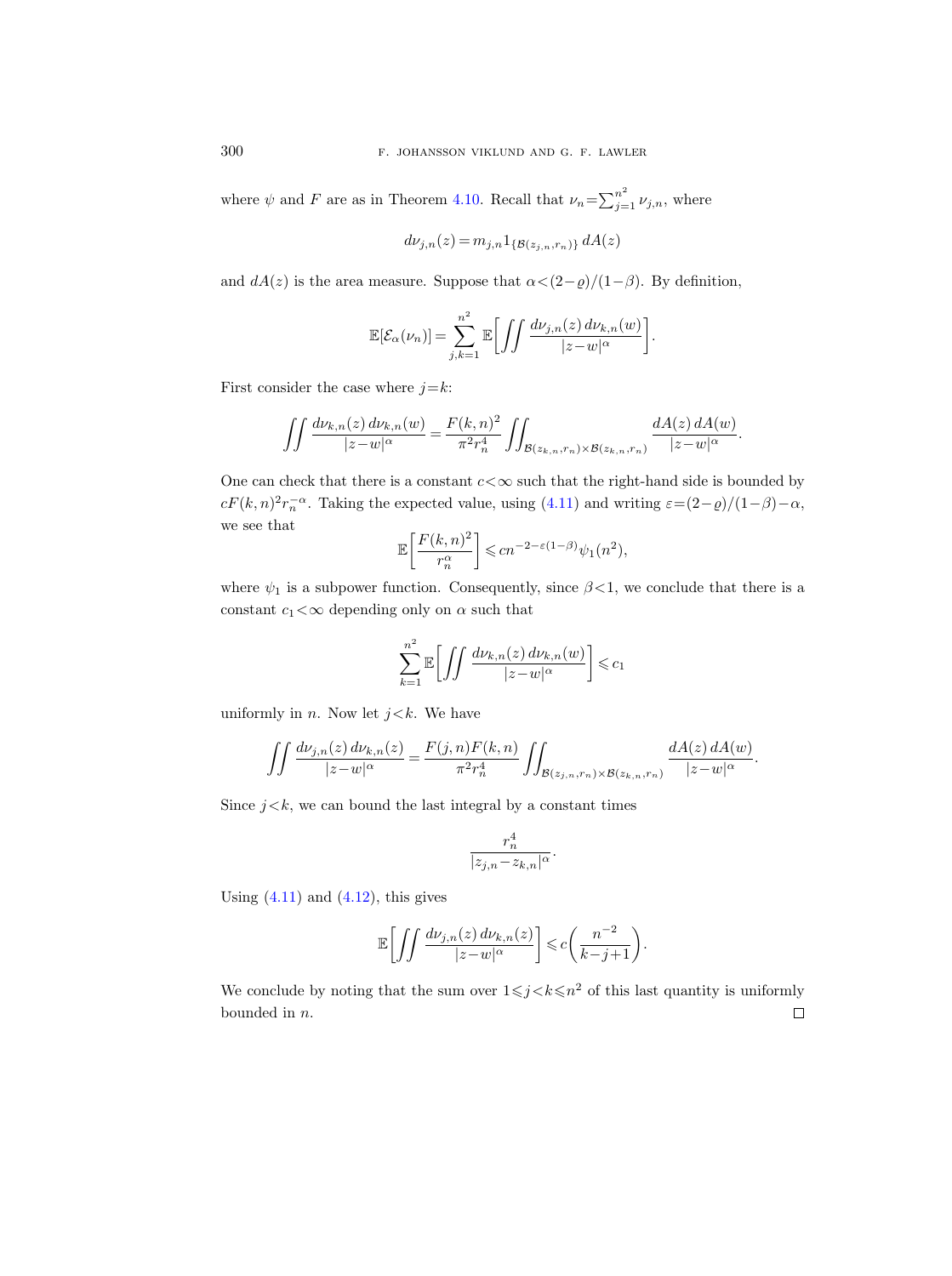where $\psi$ and $F$ are as in Theorem 4.10. Recall that $\nu_n = \sum_{j=1}^{n^2} \nu_{j,n}$, where

$$d\nu_{j,n}(z) = m_{j,n} 1_{\{\mathcal{B}(z_{j,n}, r_n)\}} \, dA(z)$$

and $dA(z)$ is the area measure. Suppose that $\alpha < (2-\varrho)/(1-\beta)$. By definition,

$$\mathbb{E}[\mathcal{E}_\alpha(\nu_n)] = \sum_{j,k=1}^{n^2} \mathbb{E}\bigg[\iint \frac{d\nu_{j,n}(z)\, d\nu_{k,n}(w)}{|z-w|^\alpha}\bigg].$$

First consider the case where $j=k$:

$$\iint \frac{d\nu_{k,n}(z)\, d\nu_{k,n}(w)}{|z-w|^\alpha} = \frac{F(k,n)^2}{\pi^2 r_n^4} \iint_{\mathcal{B}(z_{k,n}, r_n) \times \mathcal{B}(z_{k,n}, r_n)} \frac{dA(z)\, dA(w)}{|z-w|^\alpha}.$$

One can check that there is a constant $c < \infty$ such that the right-hand side is bounded by $cF(k,n)^2 r_n^{-\alpha}$. Taking the expected value, using (4.11) and writing $\varepsilon = (2-\varrho)/(1-\beta) - \alpha$, we see that

$$\mathbb{E}\bigg[\frac{F(k,n)^2}{r_n^\alpha}\bigg] \leqslant c n^{-2-\varepsilon(1-\beta)} \psi_1(n^2),$$

where $\psi_1$ is a subpower function. Consequently, since $\beta < 1$, we conclude that there is a constant $c_1 < \infty$ depending only on $\alpha$ such that

$$\sum_{k=1}^{n^2} \mathbb{E}\bigg[\iint \frac{d\nu_{k,n}(z)\, d\nu_{k,n}(w)}{|z-w|^\alpha}\bigg] \leqslant c_1$$

uniformly in $n$. Now let $j<k$. We have

$$\iint \frac{d\nu_{j,n}(z)\, d\nu_{k,n}(z)}{|z-w|^\alpha} = \frac{F(j,n)F(k,n)}{\pi^2 r_n^4} \iint_{\mathcal{B}(z_{j,n}, r_n) \times \mathcal{B}(z_{k,n}, r_n)} \frac{dA(z)\, dA(w)}{|z-w|^\alpha}.$$

Since $j<k$, we can bound the last integral by a constant times

$$\frac{r_n^4}{|z_{j,n} - z_{k,n}|^\alpha}.$$

Using (4.11) and (4.12), this gives

$$\mathbb{E}\bigg[\iint \frac{d\nu_{j,n}(z)\, d\nu_{k,n}(z)}{|z-w|^\alpha}\bigg] \leqslant c\bigg(\frac{n^{-2}}{k-j+1}\bigg).$$

We conclude by noting that the sum over $1 \leqslant j < k \leqslant n^2$ of this last quantity is uniformly bounded in $n$. □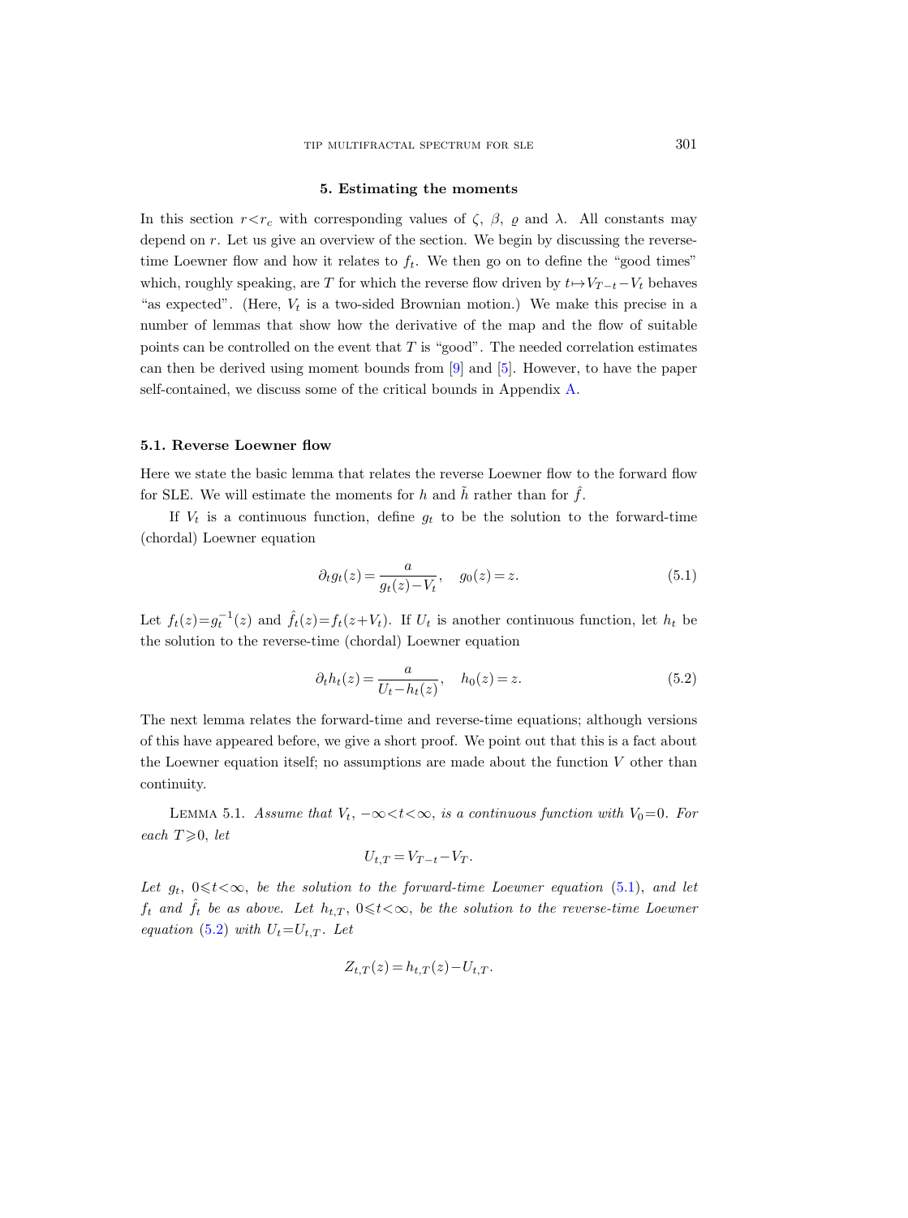## 5. Estimating the moments

In this section $r<r_c$ with corresponding values of $\zeta$, $\beta$, $\varrho$ and $\lambda$. All constants may depend on $r$. Let us give an overview of the section. We begin by discussing the reverse-time Loewner flow and how it relates to $f_t$. We then go on to define the "good times" which, roughly speaking, are $T$ for which the reverse flow driven by $t\mapsto V_{T-t}-V_t$ behaves "as expected". (Here, $V_t$ is a two-sided Brownian motion.) We make this precise in a number of lemmas that show how the derivative of the map and the flow of suitable points can be controlled on the event that $T$ is "good". The needed correlation estimates can then be derived using moment bounds from [9] and [5]. However, to have the paper self-contained, we discuss some of the critical bounds in Appendix A.

### 5.1. Reverse Loewner flow

Here we state the basic lemma that relates the reverse Loewner flow to the forward flow for SLE. We will estimate the moments for $h$ and $\tilde{h}$ rather than for $\hat{f}$.

If $V_t$ is a continuous function, define $g_t$ to be the solution to the forward-time (chordal) Loewner equation

$$\partial_t g_t(z) = \frac{a}{g_t(z)-V_t}, \quad g_0(z) = z. \tag{5.1}$$

Let $f_t(z)=g_t^{-1}(z)$ and $\hat{f}_t(z)=f_t(z+V_t)$. If $U_t$ is another continuous function, let $h_t$ be the solution to the reverse-time (chordal) Loewner equation

$$\partial_t h_t(z) = \frac{a}{U_t-h_t(z)}, \quad h_0(z) = z. \tag{5.2}$$

The next lemma relates the forward-time and reverse-time equations; although versions of this have appeared before, we give a short proof. We point out that this is a fact about the Loewner equation itself; no assumptions are made about the function $V$ other than continuity.

Lemma 5.1. *Assume that $V_t$, $-\infty<t<\infty$, is a continuous function with $V_0=0$. For each $T\geqslant 0$, let*

$$U_{t,T} = V_{T-t} - V_T.$$

*Let $g_t$, $0\leqslant t<\infty$, be the solution to the forward-time Loewner equation (5.1), and let $f_t$ and $\hat{f}_t$ be as above. Let $h_{t,T}$, $0\leqslant t<\infty$, be the solution to the reverse-time Loewner equation (5.2) with $U_t=U_{t,T}$. Let*

$$Z_{t,T}(z) = h_{t,T}(z) - U_{t,T}.$$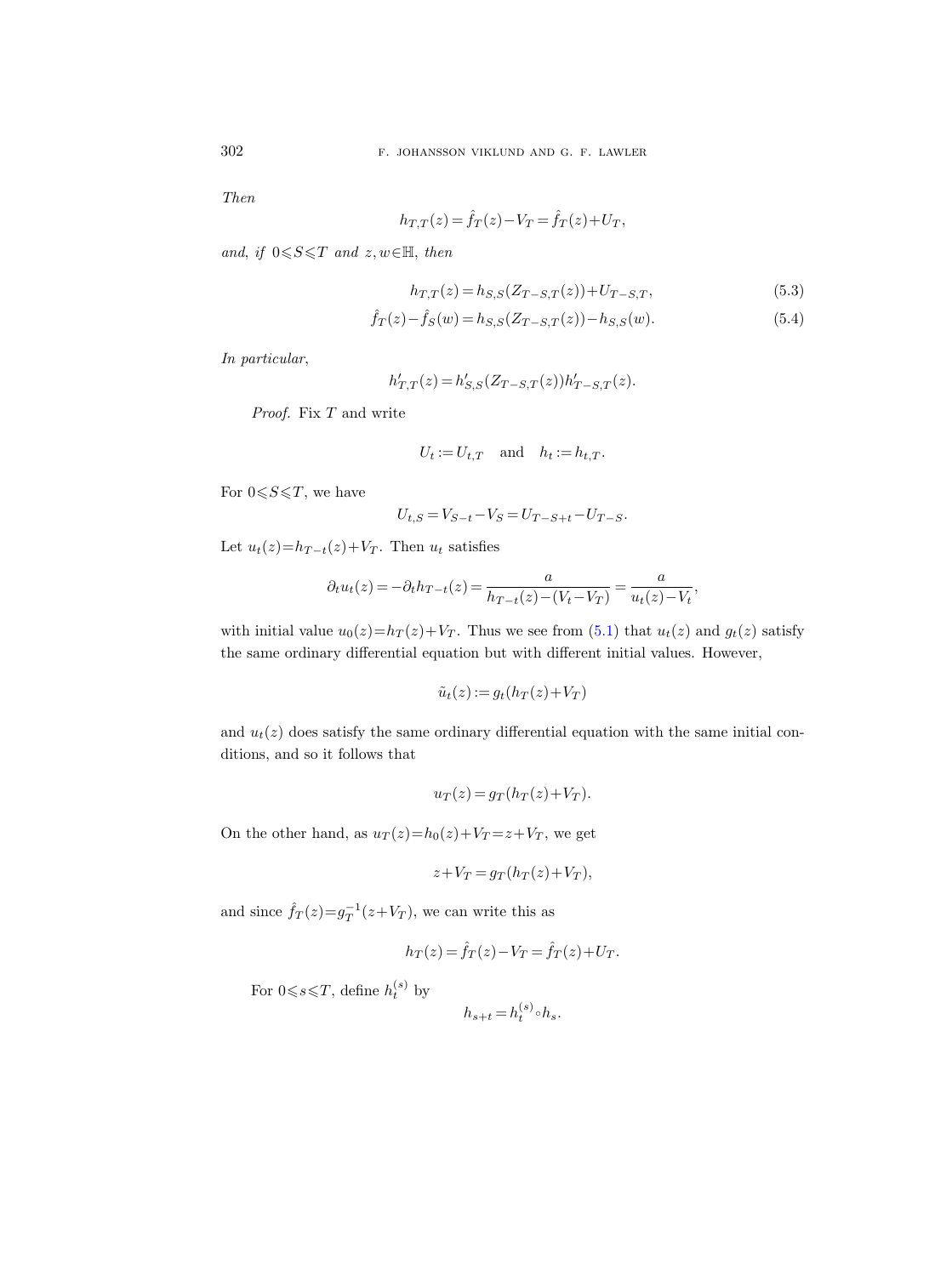*Then*

$$h_{T,T}(z) = \hat{f}_T(z) - V_T = \hat{f}_T(z) + U_T,$$

*and, if* $0 \leqslant S \leqslant T$ *and* $z, w \in \mathbb{H}$, *then*

$$h_{T,T}(z) = h_{S,S}(Z_{T-S,T}(z)) + U_{T-S,T}, \tag{5.3}$$

$$\hat{f}_T(z) - \hat{f}_S(w) = h_{S,S}(Z_{T-S,T}(z)) - h_{S,S}(w). \tag{5.4}$$

*In particular,*

$$h'_{T,T}(z) = h'_{S,S}(Z_{T-S,T}(z)) h'_{T-S,T}(z).$$

*Proof.* Fix $T$ and write

$$U_t := U_{t,T} \quad \text{and} \quad h_t := h_{t,T}.$$

For $0 \leqslant S \leqslant T$, we have

$$U_{t,S} = V_{S-t} - V_S = U_{T-S+t} - U_{T-S}.$$

Let $u_t(z) = h_{T-t}(z) + V_T$. Then $u_t$ satisfies

$$\partial_t u_t(z) = -\partial_t h_{T-t}(z) = \frac{a}{h_{T-t}(z) - (V_t - V_T)} = \frac{a}{u_t(z) - V_t},$$

with initial value $u_0(z) = h_T(z) + V_T$. Thus we see from (5.1) that $u_t(z)$ and $g_t(z)$ satisfy the same ordinary differential equation but with different initial values. However,

$$\tilde{u}_t(z) := g_t(h_T(z) + V_T)$$

and $u_t(z)$ does satisfy the same ordinary differential equation with the same initial conditions, and so it follows that

$$u_T(z) = g_T(h_T(z) + V_T).$$

On the other hand, as $u_T(z) = h_0(z) + V_T = z + V_T$, we get

$$z + V_T = g_T(h_T(z) + V_T),$$

and since $\hat{f}_T(z) = g_T^{-1}(z + V_T)$, we can write this as

$$h_T(z) = \hat{f}_T(z) - V_T = \hat{f}_T(z) + U_T.$$

For $0 \leqslant s \leqslant T$, define $h_t^{(s)}$ by

$$h_{s+t} = h_t^{(s)} \circ h_s.$$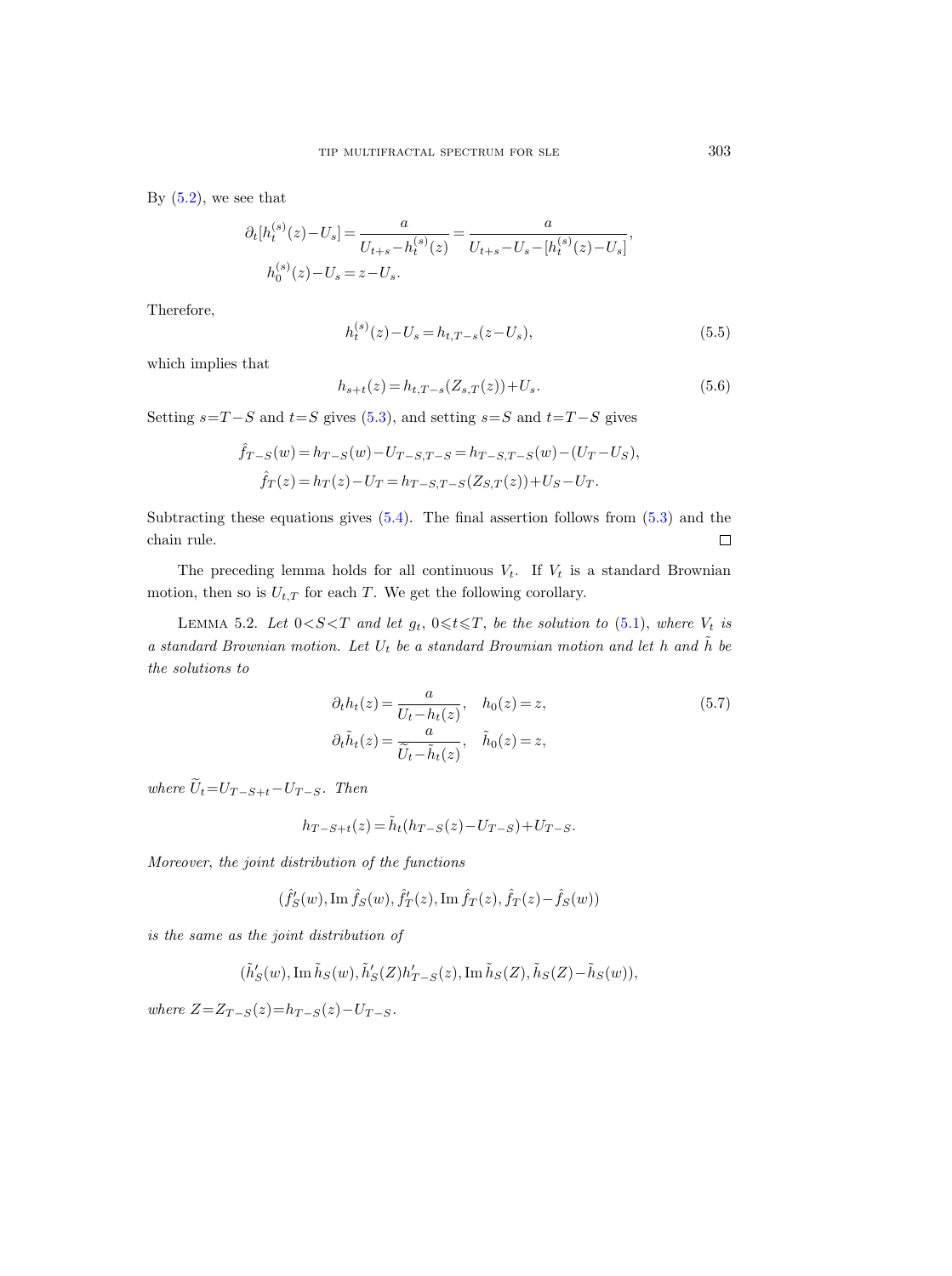By (5.2), we see that

$$\partial_t [h_t^{(s)}(z) - U_s] = \frac{a}{U_{t+s} - h_t^{(s)}(z)} = \frac{a}{U_{t+s} - U_s - [h_t^{(s)}(z) - U_s]},$$
$$h_0^{(s)}(z) - U_s = z - U_s.$$

Therefore,

$$h_t^{(s)}(z) - U_s = h_{t,T-s}(z - U_s), \tag{5.5}$$

which implies that

$$h_{s+t}(z) = h_{t,T-s}(Z_{s,T}(z)) + U_s. \tag{5.6}$$

Setting $s = T-S$ and $t = S$ gives (5.3), and setting $s = S$ and $t = T-S$ gives

$$\hat{f}_{T-S}(w) = h_{T-S}(w) - U_{T-S,T-S} = h_{T-S,T-S}(w) - (U_T - U_S),$$
$$\hat{f}_T(z) = h_T(z) - U_T = h_{T-S,T-S}(Z_{S,T}(z)) + U_S - U_T.$$

Subtracting these equations gives (5.4). The final assertion follows from (5.3) and the chain rule. $\square$

The preceding lemma holds for all continuous $V_t$. If $V_t$ is a standard Brownian motion, then so is $U_{t,T}$ for each $T$. We get the following corollary.

Lemma 5.2. *Let $0 < S < T$ and let $g_t$, $0 \leqslant t \leqslant T$, be the solution to (5.1), where $V_t$ is a standard Brownian motion. Let $U_t$ be a standard Brownian motion and let $h$ and $\tilde{h}$ be the solutions to*

$$\partial_t h_t(z) = \frac{a}{U_t - h_t(z)}, \quad h_0(z) = z, \tag{5.7}$$
$$\partial_t \tilde{h}_t(z) = \frac{a}{\widetilde{U}_t - \tilde{h}_t(z)}, \quad \tilde{h}_0(z) = z,$$

*where $\widetilde{U}_t = U_{T-S+t} - U_{T-S}$. Then*

$$h_{T-S+t}(z) = \tilde{h}_t(h_{T-S}(z) - U_{T-S}) + U_{T-S}.$$

*Moreover, the joint distribution of the functions*

$$(\hat{f}_S'(w), \operatorname{Im} \hat{f}_S(w), \hat{f}_T'(z), \operatorname{Im} \hat{f}_T(z), \hat{f}_T(z) - \hat{f}_S(w))$$

*is the same as the joint distribution of*

$$(\tilde{h}_S'(w), \operatorname{Im} \tilde{h}_S(w), \tilde{h}_S'(Z) h_{T-S}'(z), \operatorname{Im} \tilde{h}_S(Z), \tilde{h}_S(Z) - \tilde{h}_S(w)),$$

*where $Z = Z_{T-S}(z) = h_{T-S}(z) - U_{T-S}$.*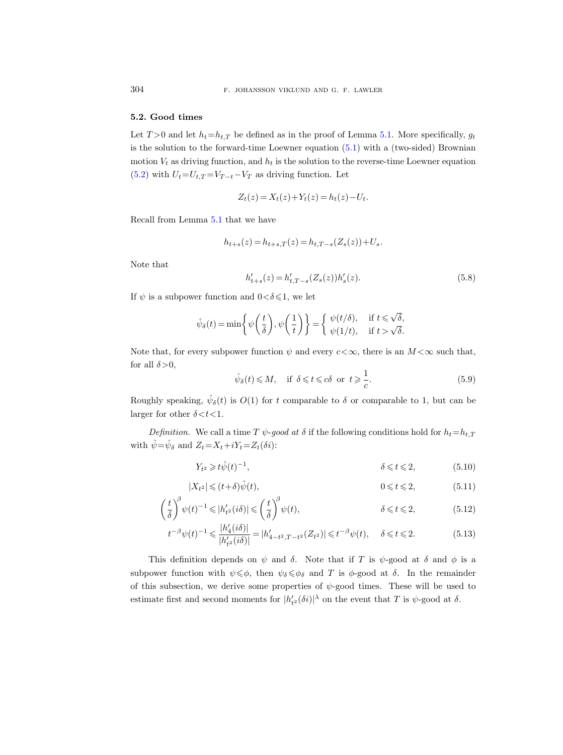### 5.2. Good times

Let $T>0$ and let $h_t = h_{t,T}$ be defined as in the proof of Lemma 5.1. More specifically, $g_t$ is the solution to the forward-time Loewner equation (5.1) with a (two-sided) Brownian motion $V_t$ as driving function, and $h_t$ is the solution to the reverse-time Loewner equation (5.2) with $U_t = U_{t,T} = V_{T-t} - V_T$ as driving function. Let

$$Z_t(z) = X_t(z) + Y_t(z) = h_t(z) - U_t.$$

Recall from Lemma 5.1 that we have

$$h_{t+s}(z) = h_{t+s,T}(z) = h_{t,T-s}(Z_s(z)) + U_s.$$

Note that

$$h'_{t+s}(z) = h'_{t,T-s}(Z_s(z))h'_s(z). \tag{5.8}$$

If $\psi$ is a subpower function and $0 < \delta \leqslant 1$, we let

$$\hat{\psi}_\delta(t) = \min\left\{\psi\left(\frac{t}{\delta}\right), \psi\left(\frac{1}{t}\right)\right\} = \begin{cases} \psi(t/\delta), & \text{if } t \leqslant \sqrt{\delta}, \\ \psi(1/t), & \text{if } t > \sqrt{\delta}. \end{cases}$$

Note that, for every subpower function $\psi$ and every $c < \infty$, there is an $M < \infty$ such that, for all $\delta > 0$,

$$\hat{\psi}_\delta(t) \leqslant M, \quad \text{if } \delta \leqslant t \leqslant c\delta \text{ or } t \geqslant \frac{1}{c}. \tag{5.9}$$

Roughly speaking, $\hat{\psi}_\delta(t)$ is $O(1)$ for $t$ comparable to $\delta$ or comparable to 1, but can be larger for other $\delta < t < 1$.

*Definition.* We call a time $T$ *$\psi$-good at $\delta$* if the following conditions hold for $h_t = h_{t,T}$ with $\hat{\psi} = \hat{\psi}_\delta$ and $Z_t = X_t + iY_t = Z_t(\delta i)$:

$$Y_{t^2} \geqslant t\hat{\psi}(t)^{-1}, \qquad \delta \leqslant t \leqslant 2, \tag{5.10}$$

$$|X_{t^2}| \leqslant (t+\delta)\hat{\psi}(t), \qquad 0 \leqslant t \leqslant 2, \tag{5.11}$$

$$\left(\frac{t}{\delta}\right)^\beta \psi(t)^{-1} \leqslant |h'_{t^2}(i\delta)| \leqslant \left(\frac{t}{\delta}\right)^\beta \psi(t), \qquad \delta \leqslant t \leqslant 2, \tag{5.12}$$

$$t^{-\beta}\psi(t)^{-1} \leqslant \frac{|h'_4(i\delta)|}{|h'_{t^2}(i\delta)|} = |h'_{4-t^2,T-t^2}(Z_{t^2})| \leqslant t^{-\beta}\psi(t), \quad \delta \leqslant t \leqslant 2. \tag{5.13}$$

This definition depends on $\psi$ and $\delta$. Note that if $T$ is $\psi$-good at $\delta$ and $\phi$ is a subpower function with $\psi \leqslant \phi$, then $\psi_\delta \leqslant \phi_\delta$ and $T$ is $\phi$-good at $\delta$. In the remainder of this subsection, we derive some properties of $\psi$-good times. These will be used to estimate first and second moments for $|h'_{t^2}(\delta i)|^\lambda$ on the event that $T$ is $\psi$-good at $\delta$.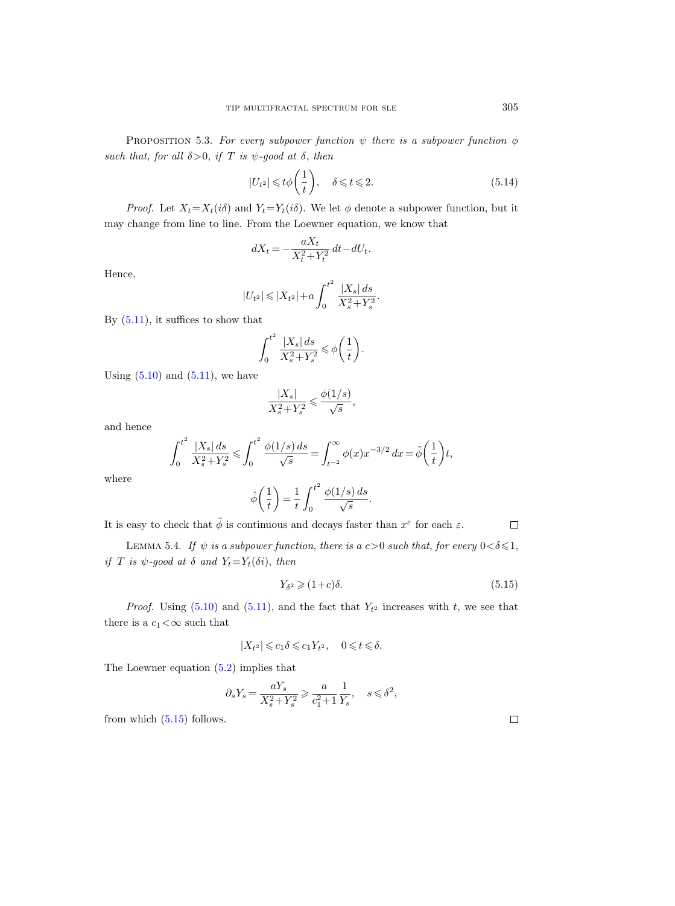Proposition 5.3. *For every subpower function $\psi$ there is a subpower function $\phi$ such that, for all $\delta>0$, if $T$ is $\psi$-good at $\delta$, then*

$$|U_{t^2}| \leqslant t\phi\left(\frac{1}{t}\right), \quad \delta \leqslant t \leqslant 2. \tag{5.14}$$

*Proof.* Let $X_t = X_t(i\delta)$ and $Y_t = Y_t(i\delta)$. We let $\phi$ denote a subpower function, but it may change from line to line. From the Loewner equation, we know that

$$dX_t = -\frac{aX_t}{X_t^2+Y_t^2}\,dt - dU_t.$$

Hence,

$$|U_{t^2}| \leqslant |X_{t^2}| + a\int_0^{t^2} \frac{|X_s|\,ds}{X_s^2+Y_s^2}.$$

By (5.11), it suffices to show that

$$\int_0^{t^2} \frac{|X_s|\,ds}{X_s^2+Y_s^2} \leqslant \phi\left(\frac{1}{t}\right).$$

Using (5.10) and (5.11), we have

$$\frac{|X_s|}{X_s^2+Y_s^2} \leqslant \frac{\phi(1/s)}{\sqrt{s}},$$

and hence

$$\int_0^{t^2} \frac{|X_s|\,ds}{X_s^2+Y_s^2} \leqslant \int_0^{t^2} \frac{\phi(1/s)\,ds}{\sqrt{s}} = \int_{t^{-2}}^{\infty} \phi(x)x^{-3/2}\,dx = \tilde{\phi}\left(\frac{1}{t}\right)t,$$

where

$$\tilde{\phi}\left(\frac{1}{t}\right) = \frac{1}{t}\int_0^{t^2} \frac{\phi(1/s)\,ds}{\sqrt{s}}.$$

It is easy to check that $\tilde{\phi}$ is continuous and decays faster than $x^{\varepsilon}$ for each $\varepsilon$. □

Lemma 5.4. *If $\psi$ is a subpower function, there is a $c>0$ such that, for every $0<\delta\leqslant 1$, if $T$ is $\psi$-good at $\delta$ and $Y_t = Y_t(\delta i)$, then*

$$Y_{\delta^2} \geqslant (1+c)\delta. \tag{5.15}$$

*Proof.* Using (5.10) and (5.11), and the fact that $Y_{t^2}$ increases with $t$, we see that there is a $c_1<\infty$ such that

$$|X_{t^2}| \leqslant c_1\delta \leqslant c_1 Y_{t^2}, \quad 0 \leqslant t \leqslant \delta.$$

The Loewner equation (5.2) implies that

$$\partial_s Y_s = \frac{aY_s}{X_s^2+Y_s^2} \geqslant \frac{a}{c_1^2+1}\frac{1}{Y_s}, \quad s \leqslant \delta^2,$$

from which (5.15) follows. □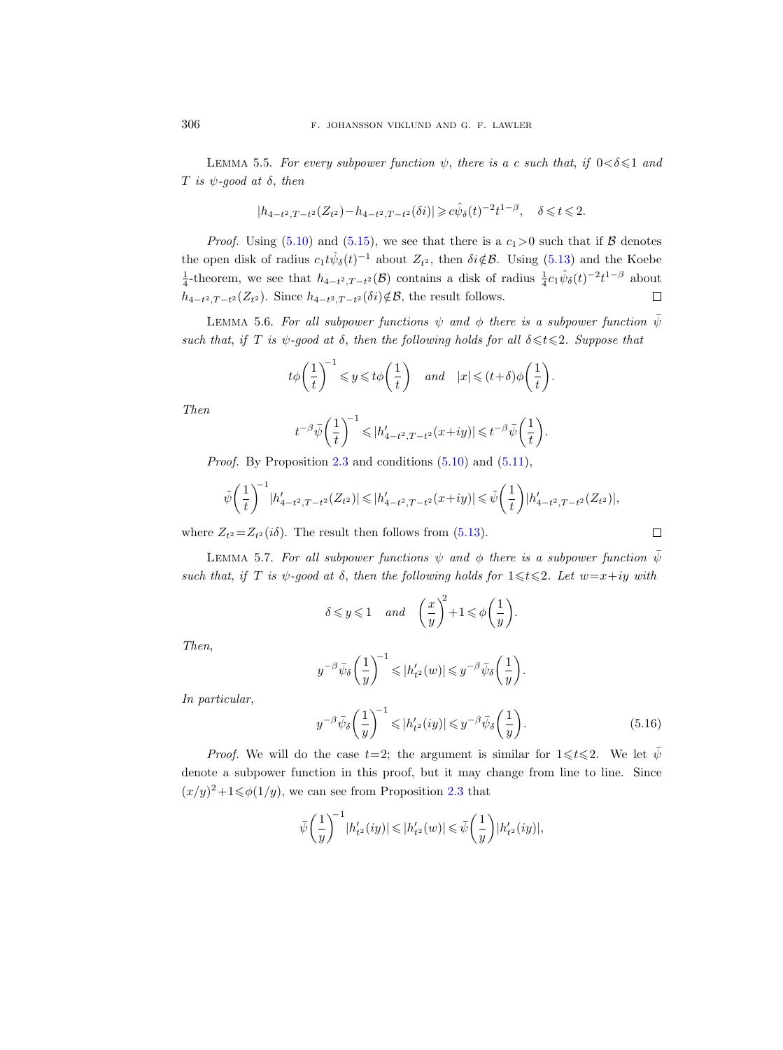**Lemma 5.5.** *For every subpower function $\psi$, there is a $c$ such that, if $0<\delta\leqslant 1$ and $T$ is $\psi$-good at $\delta$, then*

$$|h_{4-t^2,T-t^2}(Z_{t^2})-h_{4-t^2,T-t^2}(\delta i)|\geqslant c\hat{\psi}_\delta(t)^{-2}t^{1-\beta},\quad \delta\leqslant t\leqslant 2.$$

*Proof.* Using (5.10) and (5.15), we see that there is a $c_1>0$ such that if $\mathcal{B}$ denotes the open disk of radius $c_1 t\hat{\psi}_\delta(t)^{-1}$ about $Z_{t^2}$, then $\delta i\notin\mathcal{B}$. Using (5.13) and the Koebe $\frac{1}{4}$-theorem, we see that $h_{4-t^2,T-t^2}(\mathcal{B})$ contains a disk of radius $\frac{1}{4}c_1\hat{\psi}_\delta(t)^{-2}t^{1-\beta}$ about $h_{4-t^2,T-t^2}(Z_{t^2})$. Since $h_{4-t^2,T-t^2}(\delta i)\notin\mathcal{B}$, the result follows. $\square$

**Lemma 5.6.** *For all subpower functions $\psi$ and $\phi$ there is a subpower function $\bar{\psi}$ such that, if $T$ is $\psi$-good at $\delta$, then the following holds for all $\delta\leqslant t\leqslant 2$. Suppose that*

$$t\phi\left(\frac{1}{t}\right)^{-1}\leqslant y\leqslant t\phi\left(\frac{1}{t}\right)\quad \text{and}\quad |x|\leqslant (t+\delta)\phi\left(\frac{1}{t}\right).$$

*Then*

$$t^{-\beta}\bar{\psi}\left(\frac{1}{t}\right)^{-1}\leqslant |h'_{4-t^2,T-t^2}(x+iy)|\leqslant t^{-\beta}\bar{\psi}\left(\frac{1}{t}\right).$$

*Proof.* By Proposition 2.3 and conditions (5.10) and (5.11),

$$\tilde{\psi}\left(\frac{1}{t}\right)^{-1}|h'_{4-t^2,T-t^2}(Z_{t^2})|\leqslant |h'_{4-t^2,T-t^2}(x+iy)|\leqslant \tilde{\psi}\left(\frac{1}{t}\right)|h'_{4-t^2,T-t^2}(Z_{t^2})|,$$

where $Z_{t^2}=Z_{t^2}(i\delta)$. The result then follows from (5.13). $\square$

**Lemma 5.7.** *For all subpower functions $\psi$ and $\phi$ there is a subpower function $\bar{\psi}$ such that, if $T$ is $\psi$-good at $\delta$, then the following holds for $1\leqslant t\leqslant 2$. Let $w=x+iy$ with*

$$\delta\leqslant y\leqslant 1\quad \text{and}\quad \left(\frac{x}{y}\right)^2+1\leqslant \phi\left(\frac{1}{y}\right).$$

*Then,*

$$y^{-\beta}\bar{\psi}_\delta\left(\frac{1}{y}\right)^{-1}\leqslant |h'_{t^2}(w)|\leqslant y^{-\beta}\bar{\psi}_\delta\left(\frac{1}{y}\right).$$

*In particular,*

$$y^{-\beta}\bar{\psi}_\delta\left(\frac{1}{y}\right)^{-1}\leqslant |h'_{t^2}(iy)|\leqslant y^{-\beta}\bar{\psi}_\delta\left(\frac{1}{y}\right). \tag{5.16}$$

*Proof.* We will do the case $t=2$; the argument is similar for $1\leqslant t\leqslant 2$. We let $\bar{\psi}$ denote a subpower function in this proof, but it may change from line to line. Since $(x/y)^2+1\leqslant\phi(1/y)$, we can see from Proposition 2.3 that

$$\bar{\psi}\left(\frac{1}{y}\right)^{-1}|h'_{t^2}(iy)|\leqslant |h'_{t^2}(w)|\leqslant \bar{\psi}\left(\frac{1}{y}\right)|h'_{t^2}(iy)|,$$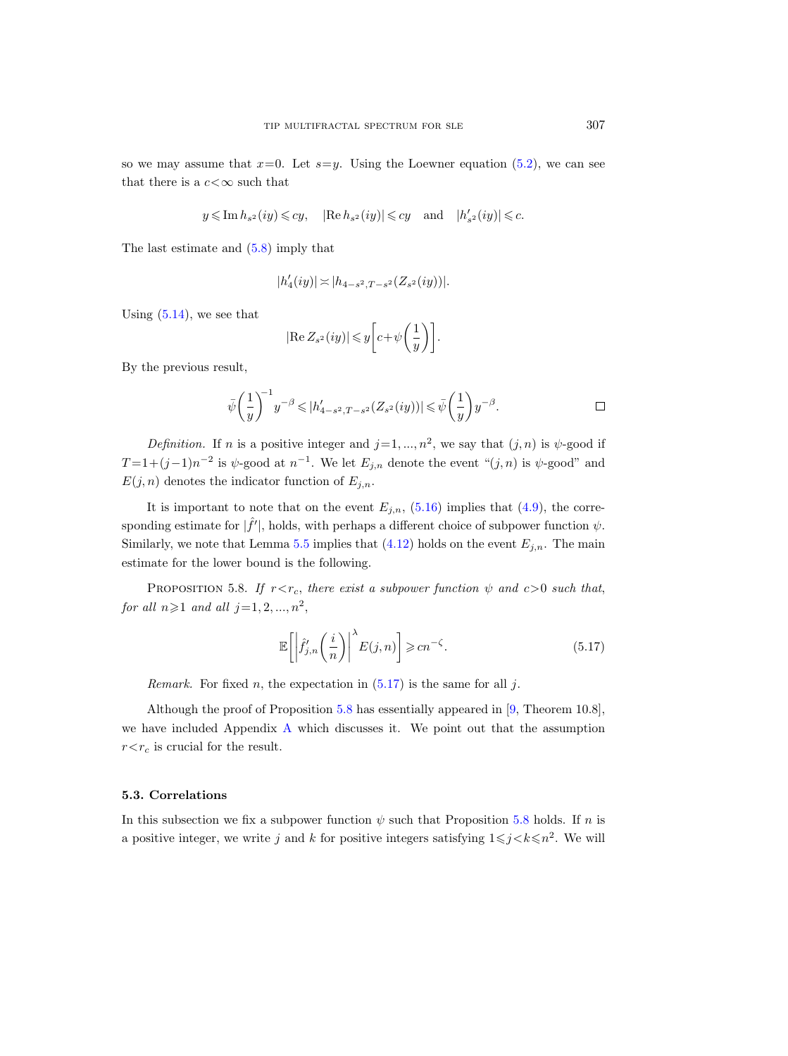so we may assume that $x=0$. Let $s=y$. Using the Loewner equation (5.2), we can see that there is a $c<\infty$ such that

$$y \leqslant \operatorname{Im} h_{s^2}(iy) \leqslant cy, \quad |\operatorname{Re} h_{s^2}(iy)| \leqslant cy \quad \text{and} \quad |h'_{s^2}(iy)| \leqslant c.$$

The last estimate and (5.8) imply that

$$|h'_4(iy)| \asymp |h_{4-s^2, T-s^2}(Z_{s^2}(iy))|.$$

Using (5.14), we see that

$$|\operatorname{Re} Z_{s^2}(iy)| \leqslant y\left[c+\psi\left(\frac{1}{y}\right)\right].$$

By the previous result,

$$\bar{\psi}\left(\frac{1}{y}\right)^{-1} y^{-\beta} \leqslant |h'_{4-s^2,T-s^2}(Z_{s^2}(iy))| \leqslant \bar{\psi}\left(\frac{1}{y}\right) y^{-\beta}. \qquad \square$$

*Definition.* If $n$ is a positive integer and $j=1, ..., n^2$, we say that $(j,n)$ is $\psi$-good if $T=1+(j-1)n^{-2}$ is $\psi$-good at $n^{-1}$. We let $E_{j,n}$ denote the event "$(j,n)$ is $\psi$-good" and $E(j,n)$ denotes the indicator function of $E_{j,n}$.

It is important to note that on the event $E_{j,n}$, (5.16) implies that (4.9), the corresponding estimate for $|\hat{f}'|$, holds, with perhaps a different choice of subpower function $\psi$. Similarly, we note that Lemma 5.5 implies that (4.12) holds on the event $E_{j,n}$. The main estimate for the lower bound is the following.

PROPOSITION 5.8. *If $r<r_c$, there exist a subpower function $\psi$ and $c>0$ such that, for all $n \geqslant 1$ and all $j=1,2,...,n^2$,*

$$\mathbb{E}\left[\left|\hat{f}'_{j,n}\left(\frac{i}{n}\right)\right|^{\lambda} E(j,n)\right] \geqslant cn^{-\zeta}. \tag{5.17}$$

*Remark.* For fixed $n$, the expectation in (5.17) is the same for all $j$.

Although the proof of Proposition 5.8 has essentially appeared in [9, Theorem 10.8], we have included Appendix A which discusses it. We point out that the assumption $r<r_c$ is crucial for the result.

### 5.3. Correlations

In this subsection we fix a subpower function $\psi$ such that Proposition 5.8 holds. If $n$ is a positive integer, we write $j$ and $k$ for positive integers satisfying $1 \leqslant j<k \leqslant n^2$. We will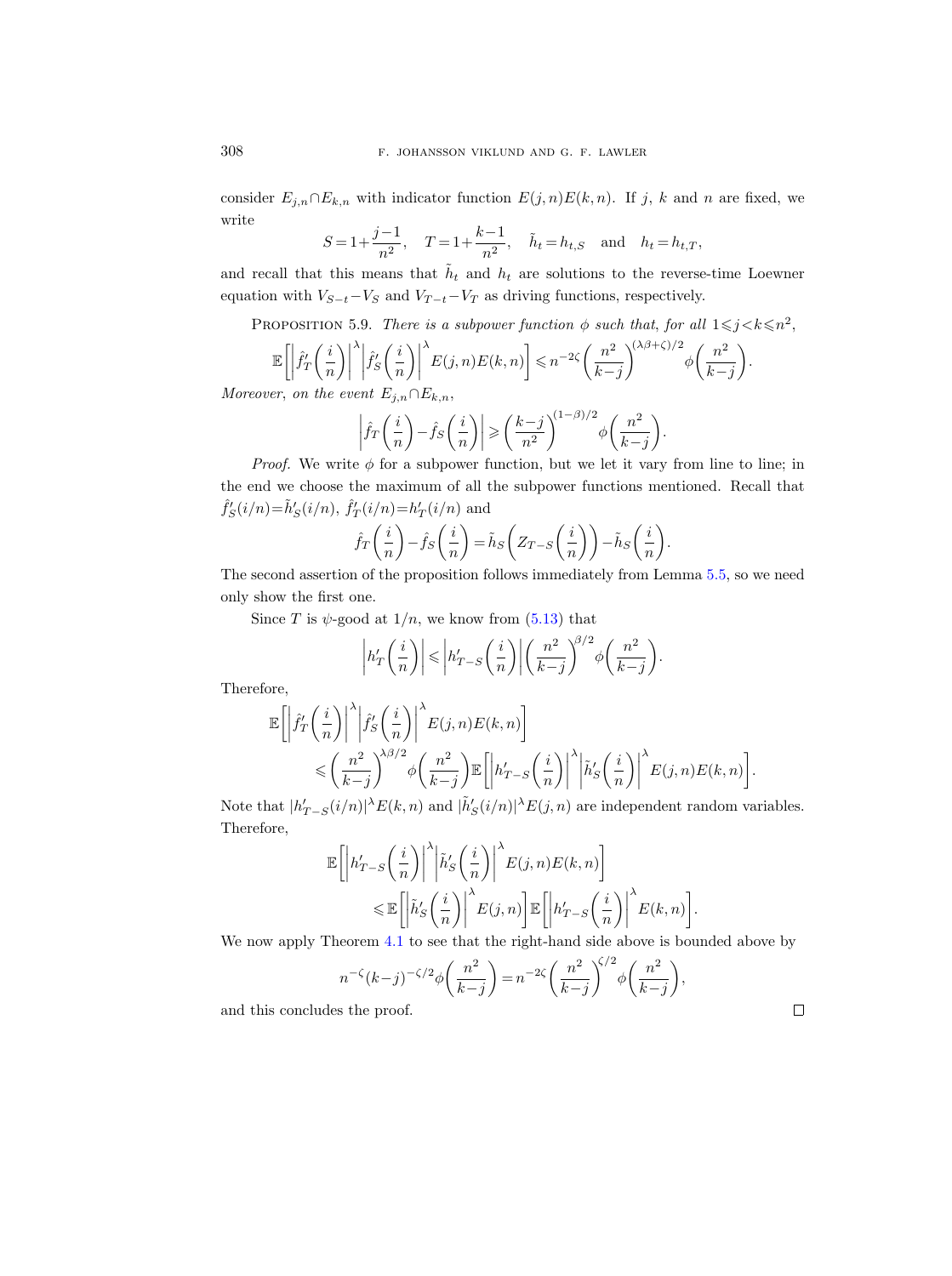consider $E_{j,n}\cap E_{k,n}$ with indicator function $E(j,n)E(k,n)$. If $j$, $k$ and $n$ are fixed, we write

$$S=1+\frac{j-1}{n^2},\quad T=1+\frac{k-1}{n^2},\quad \tilde h_t=h_{t,S}\quad\text{and}\quad h_t=h_{t,T},$$

and recall that this means that $\tilde h_t$ and $h_t$ are solutions to the reverse-time Loewner equation with $V_{S-t}-V_S$ and $V_{T-t}-V_T$ as driving functions, respectively.

Proposition 5.9. *There is a subpower function $\phi$ such that, for all $1\leqslant j<k\leqslant n^2$,*

$$\mathbb{E}\biggl[\biggl|\hat f_T'\biggl(\frac{i}{n}\biggr)\biggr|^\lambda\biggl|\hat f_S'\biggl(\frac{i}{n}\biggr)\biggr|^\lambda E(j,n)E(k,n)\biggr]\leqslant n^{-2\zeta}\biggl(\frac{n^2}{k-j}\biggr)^{(\lambda\beta+\zeta)/2}\phi\biggl(\frac{n^2}{k-j}\biggr).$$

*Moreover, on the event $E_{j,n}\cap E_{k,n}$,*

$$\biggl|\hat f_T\biggl(\frac{i}{n}\biggr)-\hat f_S\biggl(\frac{i}{n}\biggr)\biggr|\geqslant\biggl(\frac{k-j}{n^2}\biggr)^{(1-\beta)/2}\phi\biggl(\frac{n^2}{k-j}\biggr).$$

*Proof.* We write $\phi$ for a subpower function, but we let it vary from line to line; in the end we choose the maximum of all the subpower functions mentioned. Recall that $\hat f_S'(i/n)=\tilde h_S'(i/n)$, $\hat f_T'(i/n)=h_T'(i/n)$ and

$$\hat f_T\biggl(\frac{i}{n}\biggr)-\hat f_S\biggl(\frac{i}{n}\biggr)=\tilde h_S\biggl(Z_{T-S}\biggl(\frac{i}{n}\biggr)\biggr)-\tilde h_S\biggl(\frac{i}{n}\biggr).$$

The second assertion of the proposition follows immediately from Lemma 5.5, so we need only show the first one.

Since $T$ is $\psi$-good at $1/n$, we know from (5.13) that

$$\biggl|h_T'\biggl(\frac{i}{n}\biggr)\biggr|\leqslant\biggl|h_{T-S}'\biggl(\frac{i}{n}\biggr)\biggr|\biggl(\frac{n^2}{k-j}\biggr)^{\beta/2}\phi\biggl(\frac{n^2}{k-j}\biggr).$$

Therefore,

$$\begin{aligned}\mathbb{E}\biggl[\biggl|\hat f_T'\biggl(\frac{i}{n}\biggr)\biggr|^\lambda\biggl|\hat f_S'\biggl(\frac{i}{n}\biggr)\biggr|^\lambda E(j,n)E(k,n)\biggr]&\\ \leqslant\biggl(\frac{n^2}{k-j}\biggr)^{\lambda\beta/2}\phi\biggl(\frac{n^2}{k-j}\biggr)\mathbb{E}\biggl[\biggl|h_{T-S}'\biggl(\frac{i}{n}\biggr)\biggr|^\lambda\biggl|\tilde h_S'\biggl(\frac{i}{n}\biggr)\biggr|^\lambda E(j,n)E(k,n)\biggr].&\end{aligned}$$

Note that $|h_{T-S}'(i/n)|^\lambda E(k,n)$ and $|\tilde h_S'(i/n)|^\lambda E(j,n)$ are independent random variables. Therefore,

$$\begin{aligned}\mathbb{E}\biggl[\biggl|h_{T-S}'\biggl(\frac{i}{n}\biggr)\biggr|^\lambda\biggl|\tilde h_S'\biggl(\frac{i}{n}\biggr)\biggr|^\lambda E(j,n)E(k,n)\biggr]&\\ \leqslant\mathbb{E}\biggl[\biggl|\tilde h_S'\biggl(\frac{i}{n}\biggr)\biggr|^\lambda E(j,n)\biggr]\mathbb{E}\biggl[\biggl|h_{T-S}'\biggl(\frac{i}{n}\biggr)\biggr|^\lambda E(k,n)\biggr].&\end{aligned}$$

We now apply Theorem 4.1 to see that the right-hand side above is bounded above by

$$n^{-\zeta}(k-j)^{-\zeta/2}\phi\biggl(\frac{n^2}{k-j}\biggr)=n^{-2\zeta}\biggl(\frac{n^2}{k-j}\biggr)^{\zeta/2}\phi\biggl(\frac{n^2}{k-j}\biggr),$$

and this concludes the proof. □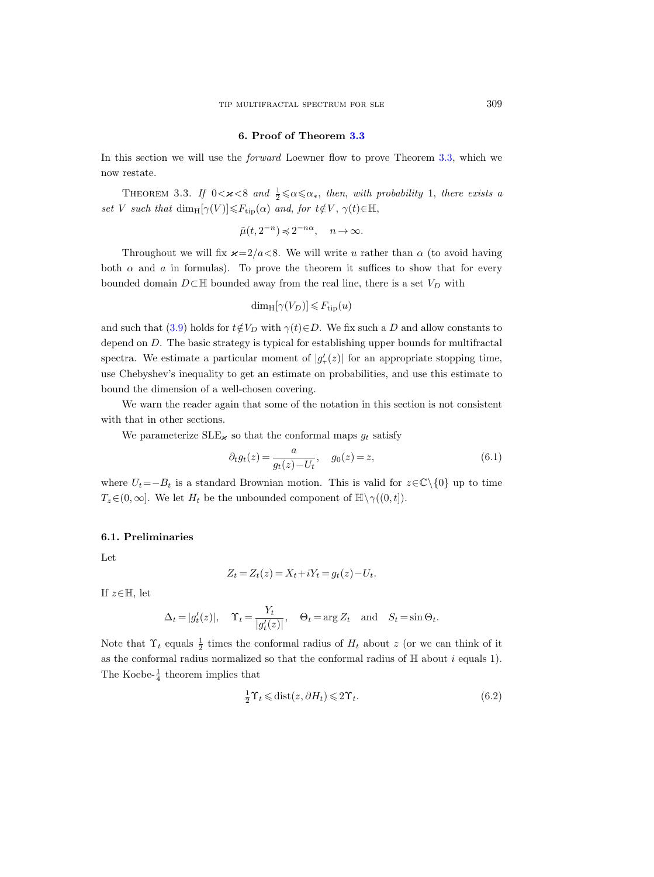## 6. Proof of Theorem 3.3

In this section we will use the *forward* Loewner flow to prove Theorem 3.3, which we now restate.

THEOREM 3.3. *If* $0<\varkappa<8$ *and* $\frac{1}{2}\leqslant\alpha\leqslant\alpha_*$, *then, with probability* 1, *there exists a set* $V$ *such that* $\dim_{\mathrm{H}}[\gamma(V)]\leqslant F_{\mathrm{tip}}(\alpha)$ *and, for* $t\notin V$, $\gamma(t)\in\mathbb{H}$,

$$\tilde{\mu}(t,2^{-n})\preccurlyeq 2^{-n\alpha},\quad n\to\infty.$$

Throughout we will fix $\varkappa=2/a<8$. We will write $u$ rather than $\alpha$ (to avoid having both $\alpha$ and $a$ in formulas). To prove the theorem it suffices to show that for every bounded domain $D\subset\mathbb{H}$ bounded away from the real line, there is a set $V_D$ with

$$\dim_{\mathrm{H}}[\gamma(V_D)]\leqslant F_{\mathrm{tip}}(u)$$

and such that (3.9) holds for $t\notin V_D$ with $\gamma(t)\in D$. We fix such a $D$ and allow constants to depend on $D$. The basic strategy is typical for establishing upper bounds for multifractal spectra. We estimate a particular moment of $|g'_\tau(z)|$ for an appropriate stopping time, use Chebyshev's inequality to get an estimate on probabilities, and use this estimate to bound the dimension of a well-chosen covering.

We warn the reader again that some of the notation in this section is not consistent with that in other sections.

We parameterize $\mathrm{SLE}_\varkappa$ so that the conformal maps $g_t$ satisfy

$$\partial_t g_t(z)=\frac{a}{g_t(z)-U_t},\quad g_0(z)=z,\tag{6.1}$$

where $U_t=-B_t$ is a standard Brownian motion. This is valid for $z\in\mathbb{C}\setminus\{0\}$ up to time $T_z\in(0,\infty]$. We let $H_t$ be the unbounded component of $\mathbb{H}\setminus\gamma((0,t])$.

### 6.1. Preliminaries

Let

$$Z_t=Z_t(z)=X_t+iY_t=g_t(z)-U_t.$$

If $z\in\mathbb{H}$, let

$$\Delta_t=|g'_t(z)|,\quad \Upsilon_t=\frac{Y_t}{|g'_t(z)|},\quad \Theta_t=\arg Z_t\quad\text{and}\quad S_t=\sin\Theta_t.$$

Note that $\Upsilon_t$ equals $\frac{1}{2}$ times the conformal radius of $H_t$ about $z$ (or we can think of it as the conformal radius normalized so that the conformal radius of $\mathbb{H}$ about $i$ equals 1). The Koebe-$\frac{1}{4}$ theorem implies that

$$\tfrac{1}{2}\Upsilon_t\leqslant\operatorname{dist}(z,\partial H_t)\leqslant 2\Upsilon_t.\tag{6.2}$$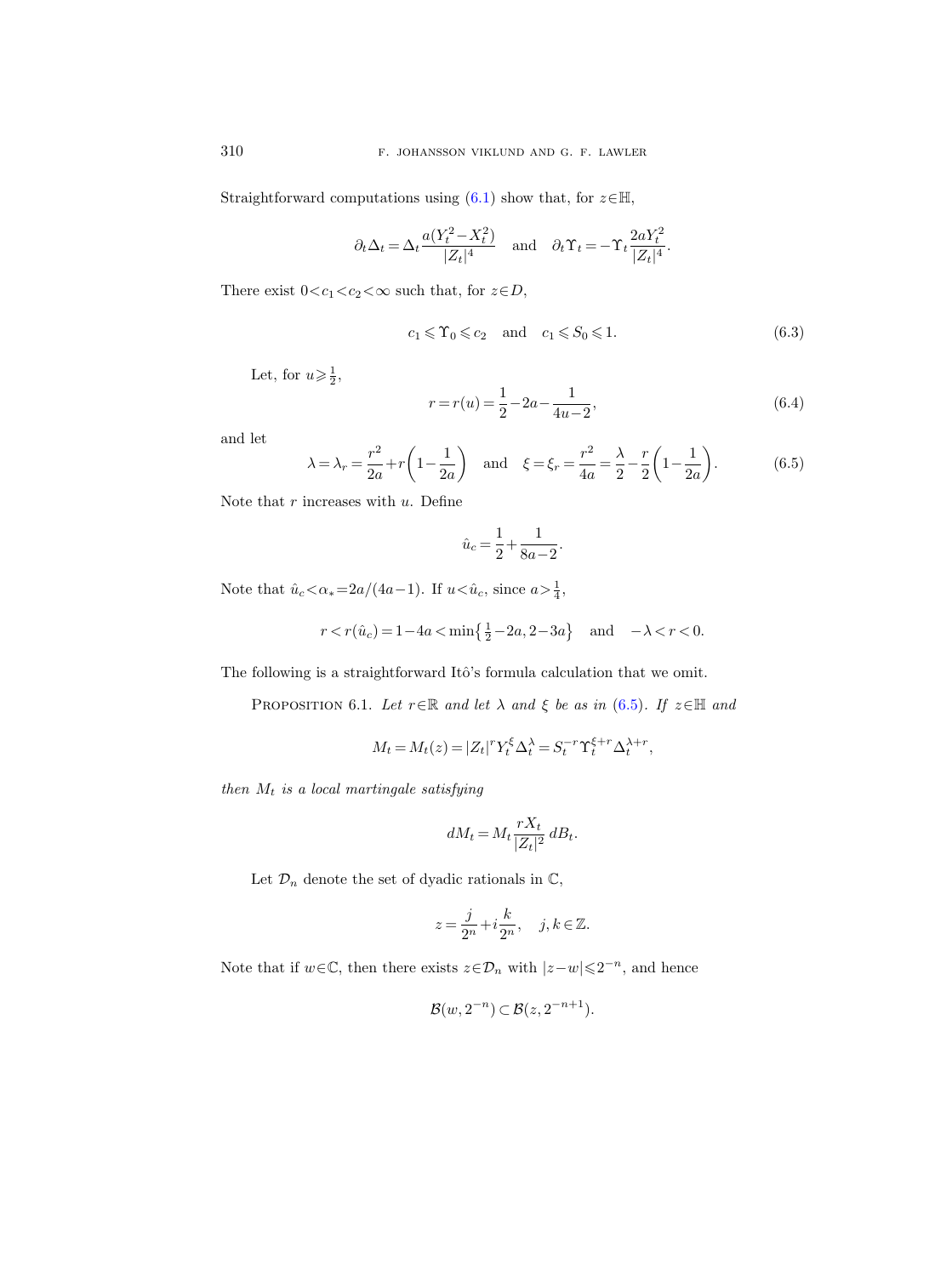Straightforward computations using (6.1) show that, for $z\in\mathbb{H}$,

$$\partial_t \Delta_t = \Delta_t \frac{a(Y_t^2 - X_t^2)}{|Z_t|^4} \quad \text{and} \quad \partial_t \Upsilon_t = -\Upsilon_t \frac{2aY_t^2}{|Z_t|^4}.$$

There exist $0<c_1<c_2<\infty$ such that, for $z\in D$,

$$c_1 \leqslant \Upsilon_0 \leqslant c_2 \quad \text{and} \quad c_1 \leqslant S_0 \leqslant 1. \tag{6.3}$$

Let, for $u\geqslant \frac{1}{2}$,

$$r = r(u) = \frac{1}{2} - 2a - \frac{1}{4u-2}, \tag{6.4}$$

and let

$$\lambda = \lambda_r = \frac{r^2}{2a} + r\left(1 - \frac{1}{2a}\right) \quad \text{and} \quad \xi = \xi_r = \frac{r^2}{4a} = \frac{\lambda}{2} - \frac{r}{2}\left(1 - \frac{1}{2a}\right). \tag{6.5}$$

Note that $r$ increases with $u$. Define

$$\hat{u}_c = \frac{1}{2} + \frac{1}{8a-2}.$$

Note that $\hat{u}_c < \alpha_* = 2a/(4a-1)$. If $u<\hat{u}_c$, since $a>\frac{1}{4}$,

$$r < r(\hat{u}_c) = 1 - 4a < \min\left\{\tfrac{1}{2} - 2a, 2 - 3a\right\} \quad \text{and} \quad -\lambda < r < 0.$$

The following is a straightforward Itô's formula calculation that we omit.

Proposition 6.1. *Let $r\in\mathbb{R}$ and let $\lambda$ and $\xi$ be as in* (6.5). *If $z\in\mathbb{H}$ and*

$$M_t = M_t(z) = |Z_t|^r Y_t^{\xi} \Delta_t^{\lambda} = S_t^{-r} \Upsilon_t^{\xi+r} \Delta_t^{\lambda+r},$$

*then $M_t$ is a local martingale satisfying*

$$dM_t = M_t \frac{rX_t}{|Z_t|^2}\, dB_t.$$

Let $\mathcal{D}_n$ denote the set of dyadic rationals in $\mathbb{C}$,

$$z = \frac{j}{2^n} + i\frac{k}{2^n}, \quad j, k \in \mathbb{Z}.$$

Note that if $w\in\mathbb{C}$, then there exists $z\in\mathcal{D}_n$ with $|z-w|\leqslant 2^{-n}$, and hence

$$\mathcal{B}(w, 2^{-n}) \subset \mathcal{B}(z, 2^{-n+1}).$$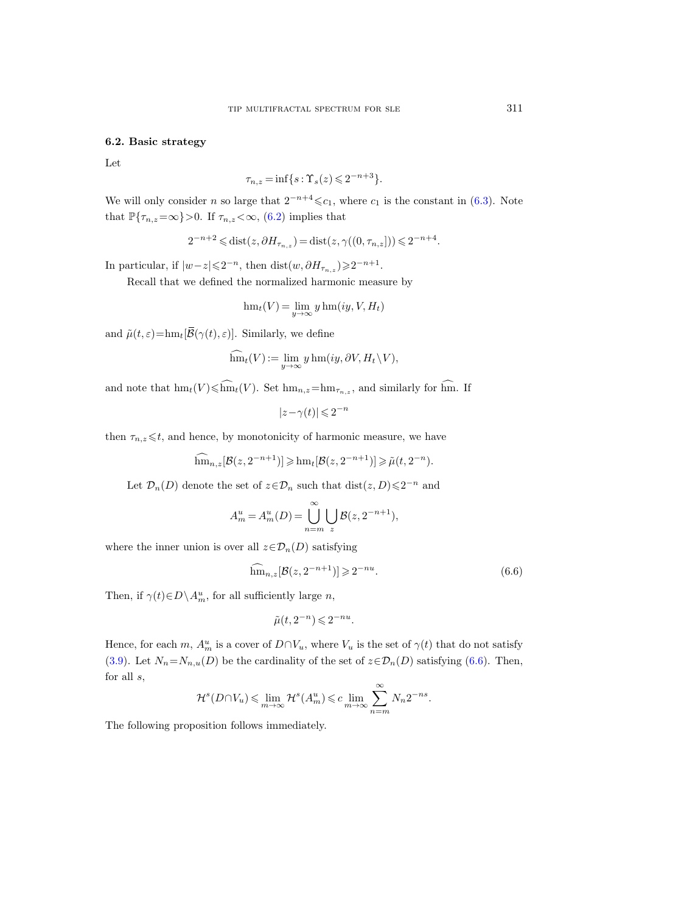### 6.2. Basic strategy

Let

$$\tau_{n,z} = \inf\{s : \Upsilon_s(z) \leqslant 2^{-n+3}\}.$$

We will only consider $n$ so large that $2^{-n+4} \leqslant c_1$, where $c_1$ is the constant in (6.3). Note that $\mathbb{P}\{\tau_{n,z}=\infty\}>0$. If $\tau_{n,z}<\infty$, (6.2) implies that

$$2^{-n+2} \leqslant \operatorname{dist}(z, \partial H_{\tau_{n,z}}) = \operatorname{dist}(z, \gamma((0,\tau_{n,z}])) \leqslant 2^{-n+4}.$$

In particular, if $|w-z| \leqslant 2^{-n}$, then $\operatorname{dist}(w, \partial H_{\tau_{n,z}}) \geqslant 2^{-n+1}$.

Recall that we defined the normalized harmonic measure by

$$\operatorname{hm}_t(V) = \lim_{y\to\infty} y \operatorname{hm}(iy, V, H_t)$$

and $\tilde{\mu}(t,\varepsilon) = \operatorname{hm}_t[\overline{\mathcal{B}}(\gamma(t),\varepsilon)]$. Similarly, we define

$$\widehat{\operatorname{hm}}_t(V) := \lim_{y\to\infty} y \operatorname{hm}(iy, \partial V, H_t \setminus V),$$

and note that $\operatorname{hm}_t(V) \leqslant \widehat{\operatorname{hm}}_t(V)$. Set $\operatorname{hm}_{n,z} = \operatorname{hm}_{\tau_{n,z}}$, and similarly for $\widehat{\operatorname{hm}}$. If

$$|z-\gamma(t)| \leqslant 2^{-n}$$

then $\tau_{n,z} \leqslant t$, and hence, by monotonicity of harmonic measure, we have

$$\widehat{\operatorname{hm}}_{n,z}[\mathcal{B}(z, 2^{-n+1})] \geqslant \operatorname{hm}_t[\mathcal{B}(z, 2^{-n+1})] \geqslant \tilde{\mu}(t, 2^{-n}).$$

Let $\mathcal{D}_n(D)$ denote the set of $z \in \mathcal{D}_n$ such that $\operatorname{dist}(z, D) \leqslant 2^{-n}$ and

$$A_m^u = A_m^u(D) = \bigcup_{n=m}^{\infty} \bigcup_z \mathcal{B}(z, 2^{-n+1}),$$

where the inner union is over all $z \in \mathcal{D}_n(D)$ satisfying

$$\widehat{\operatorname{hm}}_{n,z}[\mathcal{B}(z, 2^{-n+1})] \geqslant 2^{-nu}. \tag{6.6}$$

Then, if $\gamma(t) \in D \setminus A_m^u$, for all sufficiently large $n$,

$$\tilde{\mu}(t, 2^{-n}) \leqslant 2^{-nu}.$$

Hence, for each $m$, $A_m^u$ is a cover of $D \cap V_u$, where $V_u$ is the set of $\gamma(t)$ that do not satisfy (3.9). Let $N_n = N_{n,u}(D)$ be the cardinality of the set of $z \in \mathcal{D}_n(D)$ satisfying (6.6). Then, for all $s$,

$$\mathcal{H}^s(D \cap V_u) \leqslant \lim_{m\to\infty} \mathcal{H}^s(A_m^u) \leqslant c \lim_{m\to\infty} \sum_{n=m}^{\infty} N_n 2^{-ns}.$$

The following proposition follows immediately.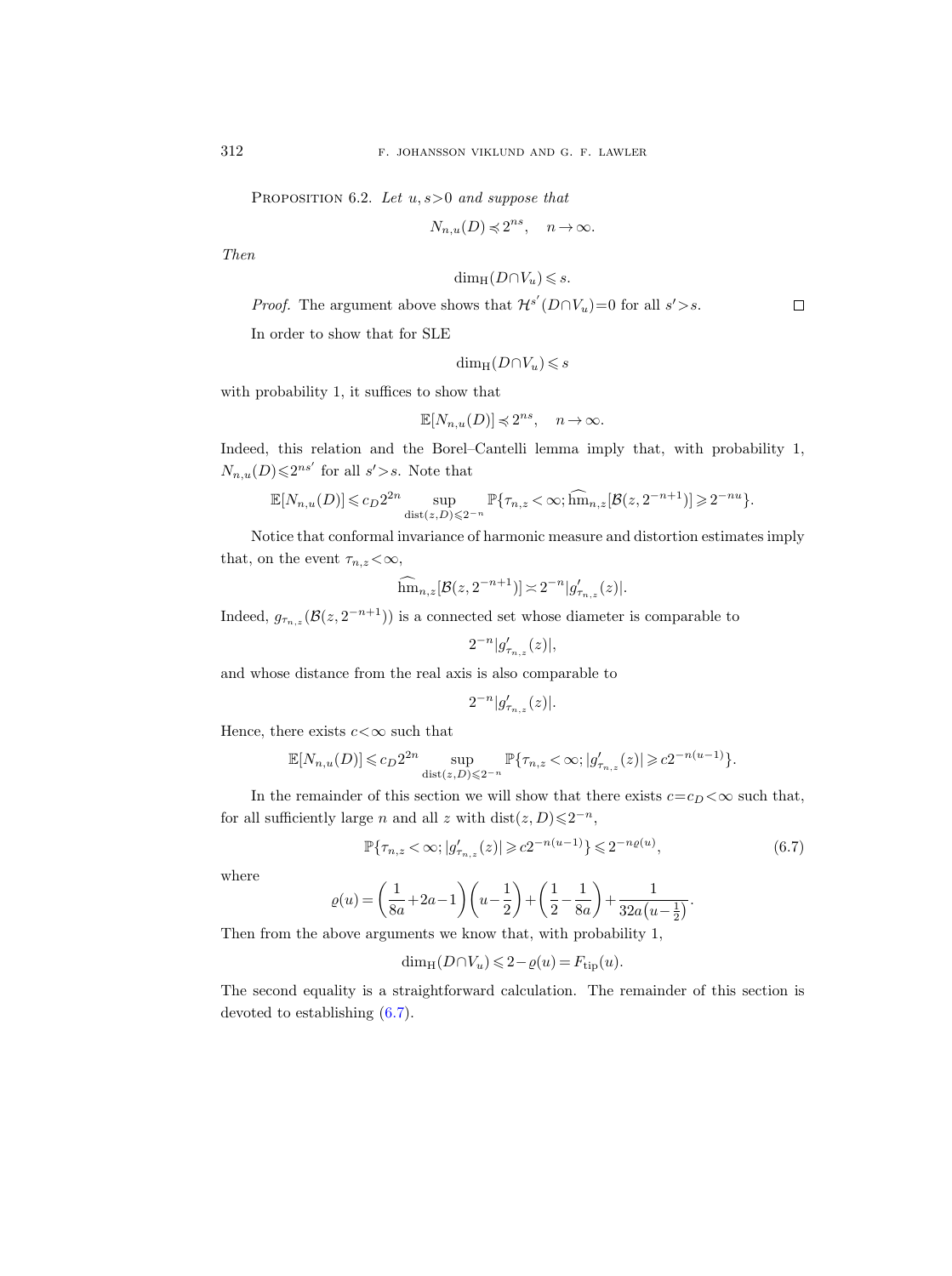PROPOSITION 6.2. *Let $u, s>0$ and suppose that*

$$N_{n,u}(D) \preccurlyeq 2^{ns}, \quad n \to \infty.$$

*Then*

$$\dim_{\mathrm{H}}(D \cap V_u) \leqslant s.$$

*Proof.* The argument above shows that $\mathcal{H}^{s'}(D \cap V_u)=0$ for all $s'>s$. $\square$

In order to show that for SLE

$$\dim_{\mathrm{H}}(D \cap V_u) \leqslant s$$

with probability 1, it suffices to show that

$$\mathbb{E}[N_{n,u}(D)] \preccurlyeq 2^{ns}, \quad n \to \infty.$$

Indeed, this relation and the Borel–Cantelli lemma imply that, with probability 1, $N_{n,u}(D) \leqslant 2^{ns'}$ for all $s'>s$. Note that

$$\mathbb{E}[N_{n,u}(D)] \leqslant c_D 2^{2n} \sup_{\operatorname{dist}(z,D) \leqslant 2^{-n}} \mathbb{P}\{\tau_{n,z}<\infty; \widehat{\mathrm{hm}}_{n,z}[\mathcal{B}(z, 2^{-n+1})] \geqslant 2^{-nu}\}.$$

Notice that conformal invariance of harmonic measure and distortion estimates imply that, on the event $\tau_{n,z}<\infty$,

$$\widehat{\mathrm{hm}}_{n,z}[\mathcal{B}(z, 2^{-n+1})] \asymp 2^{-n} |g'_{\tau_{n,z}}(z)|.$$

Indeed, $g_{\tau_{n,z}}(\mathcal{B}(z, 2^{-n+1}))$ is a connected set whose diameter is comparable to

$$2^{-n} |g'_{\tau_{n,z}}(z)|,$$

and whose distance from the real axis is also comparable to

$$2^{-n} |g'_{\tau_{n,z}}(z)|.$$

Hence, there exists $c<\infty$ such that

$$\mathbb{E}[N_{n,u}(D)] \leqslant c_D 2^{2n} \sup_{\operatorname{dist}(z,D) \leqslant 2^{-n}} \mathbb{P}\{\tau_{n,z}<\infty; |g'_{\tau_{n,z}}(z)| \geqslant c 2^{-n(u-1)}\}.$$

In the remainder of this section we will show that there exists $c=c_D<\infty$ such that, for all sufficiently large $n$ and all $z$ with $\operatorname{dist}(z,D) \leqslant 2^{-n}$,

$$\mathbb{P}\{\tau_{n,z}<\infty; |g'_{\tau_{n,z}}(z)| \geqslant c 2^{-n(u-1)}\} \leqslant 2^{-n\varrho(u)}, \tag{6.7}$$

where

$$\varrho(u) = \left(\frac{1}{8a}+2a-1\right)\left(u-\frac{1}{2}\right)+\left(\frac{1}{2}-\frac{1}{8a}\right)+\frac{1}{32a\left(u-\frac{1}{2}\right)}.$$

Then from the above arguments we know that, with probability 1,

$$\dim_{\mathrm{H}}(D \cap V_u) \leqslant 2-\varrho(u) = F_{\mathrm{tip}}(u).$$

The second equality is a straightforward calculation. The remainder of this section is devoted to establishing (6.7).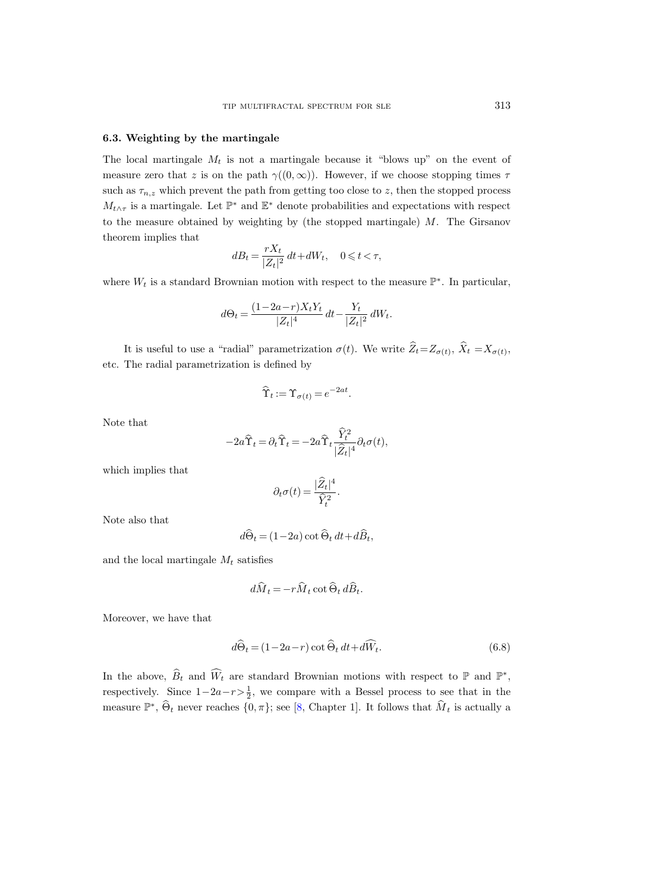### 6.3. Weighting by the martingale

The local martingale $M_t$ is not a martingale because it "blows up" on the event of measure zero that $z$ is on the path $\gamma((0,\infty))$. However, if we choose stopping times $\tau$ such as $\tau_{n,z}$ which prevent the path from getting too close to $z$, then the stopped process $M_{t\wedge\tau}$ is a martingale. Let $\mathbb{P}^*$ and $\mathbb{E}^*$ denote probabilities and expectations with respect to the measure obtained by weighting by (the stopped martingale) $M$. The Girsanov theorem implies that

$$dB_t = \frac{rX_t}{|Z_t|^2}\,dt + dW_t, \quad 0 \leqslant t < \tau,$$

where $W_t$ is a standard Brownian motion with respect to the measure $\mathbb{P}^*$. In particular,

$$d\Theta_t = \frac{(1-2a-r)X_tY_t}{|Z_t|^4}\,dt - \frac{Y_t}{|Z_t|^2}\,dW_t.$$

It is useful to use a "radial" parametrization $\sigma(t)$. We write $\widehat{Z}_t = Z_{\sigma(t)}$, $\widehat{X}_t = X_{\sigma(t)}$, etc. The radial parametrization is defined by

$$\widehat{\Upsilon}_t := \Upsilon_{\sigma(t)} = e^{-2at}.$$

Note that

$$-2a\widehat{\Upsilon}_t = \partial_t \widehat{\Upsilon}_t = -2a\widehat{\Upsilon}_t \frac{\widehat{Y}_t^2}{|\widehat{Z}_t|^4}\partial_t\sigma(t),$$

which implies that

$$\partial_t\sigma(t) = \frac{|\widehat{Z}_t|^4}{\widehat{Y}_t^2}.$$

Note also that

$$d\widehat{\Theta}_t = (1-2a)\cot\widehat{\Theta}_t\,dt + d\widehat{B}_t,$$

and the local martingale $M_t$ satisfies

$$d\widehat{M}_t = -r\widehat{M}_t\cot\widehat{\Theta}_t\,d\widehat{B}_t.$$

Moreover, we have that

$$d\widehat{\Theta}_t = (1-2a-r)\cot\widehat{\Theta}_t\,dt + d\widehat{W}_t. \tag{6.8}$$

In the above, $\widehat{B}_t$ and $\widehat{W}_t$ are standard Brownian motions with respect to $\mathbb{P}$ and $\mathbb{P}^*$, respectively. Since $1-2a-r > \frac{1}{2}$, we compare with a Bessel process to see that in the measure $\mathbb{P}^*$, $\widehat{\Theta}_t$ never reaches $\{0,\pi\}$; see [8, Chapter 1]. It follows that $\widehat{M}_t$ is actually a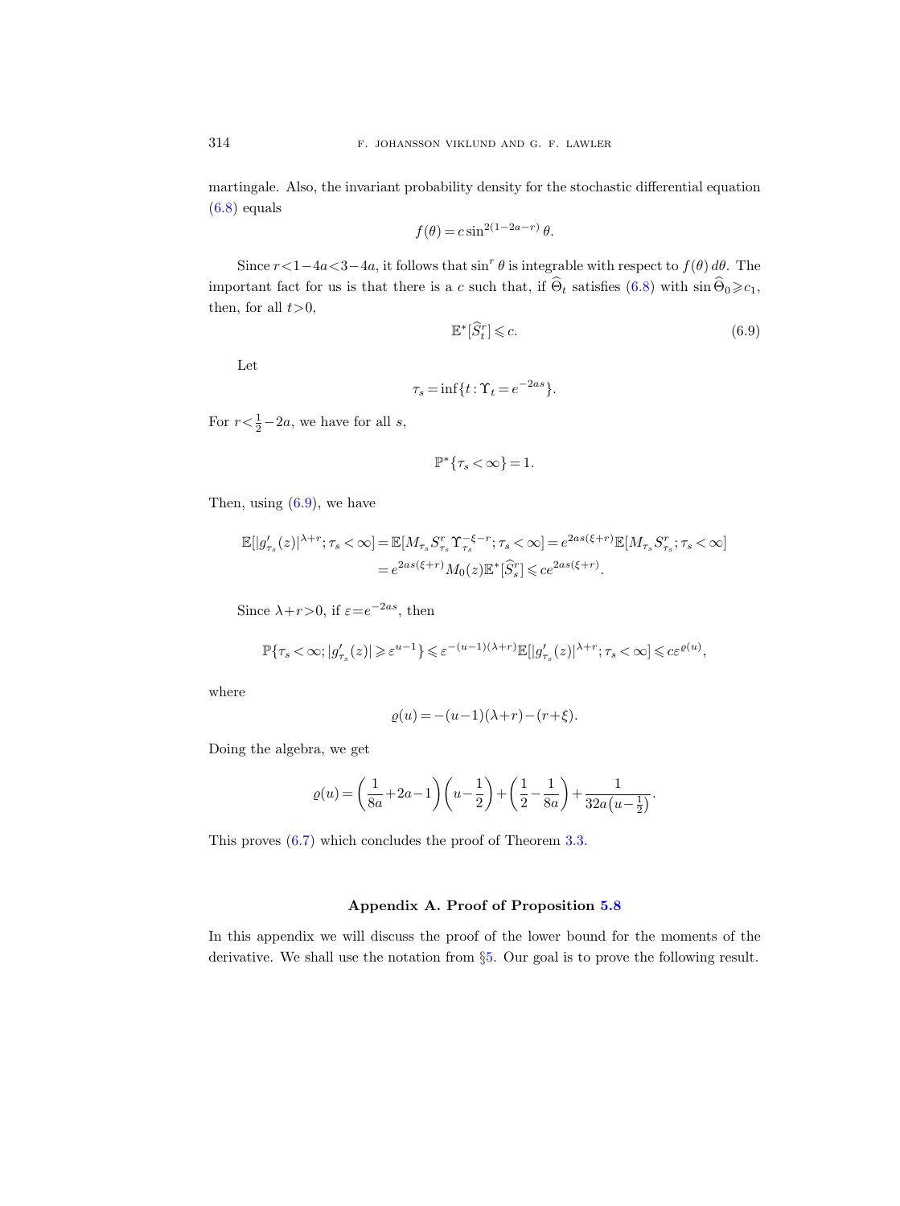martingale. Also, the invariant probability density for the stochastic differential equation (6.8) equals

$$f(\theta) = c \sin^{2(1-2a-r)} \theta.$$

Since $r < 1-4a < 3-4a$, it follows that $\sin^r \theta$ is integrable with respect to $f(\theta)\, d\theta$. The important fact for us is that there is a $c$ such that, if $\widehat{\Theta}_t$ satisfies (6.8) with $\sin \widehat{\Theta}_0 \geqslant c_1$, then, for all $t > 0$,

$$\mathbb{E}^*[\widehat{S}_t^r] \leqslant c. \tag{6.9}$$

Let

$$\tau_s = \inf\{t : \Upsilon_t = e^{-2as}\}.$$

For $r < \frac{1}{2} - 2a$, we have for all $s$,

$$\mathbb{P}^*\{\tau_s < \infty\} = 1.$$

Then, using (6.9), we have

$$\begin{aligned}
\mathbb{E}[|g'_{\tau_s}(z)|^{\lambda+r}; \tau_s < \infty] &= \mathbb{E}[M_{\tau_s} S_{\tau_s}^r \Upsilon_{\tau_s}^{-\xi-r}; \tau_s < \infty] = e^{2as(\xi+r)} \mathbb{E}[M_{\tau_s} S_{\tau_s}^r; \tau_s < \infty] \\
&= e^{2as(\xi+r)} M_0(z) \mathbb{E}^*[\widehat{S}_s^r] \leqslant c e^{2as(\xi+r)}.
\end{aligned}$$

Since $\lambda + r > 0$, if $\varepsilon = e^{-2as}$, then

$$\mathbb{P}\{\tau_s < \infty; |g'_{\tau_s}(z)| \geqslant \varepsilon^{u-1}\} \leqslant \varepsilon^{-(u-1)(\lambda+r)} \mathbb{E}[|g'_{\tau_s}(z)|^{\lambda+r}; \tau_s < \infty] \leqslant c \varepsilon^{\varrho(u)},$$

where

$$\varrho(u) = -(u-1)(\lambda+r) - (r+\xi).$$

Doing the algebra, we get

$$\varrho(u) = \left(\frac{1}{8a} + 2a - 1\right)\left(u - \frac{1}{2}\right) + \left(\frac{1}{2} - \frac{1}{8a}\right) + \frac{1}{32a\left(u - \frac{1}{2}\right)}.$$

This proves (6.7) which concludes the proof of Theorem 3.3.

## Appendix A. Proof of Proposition 5.8

In this appendix we will discuss the proof of the lower bound for the moments of the derivative. We shall use the notation from §5. Our goal is to prove the following result.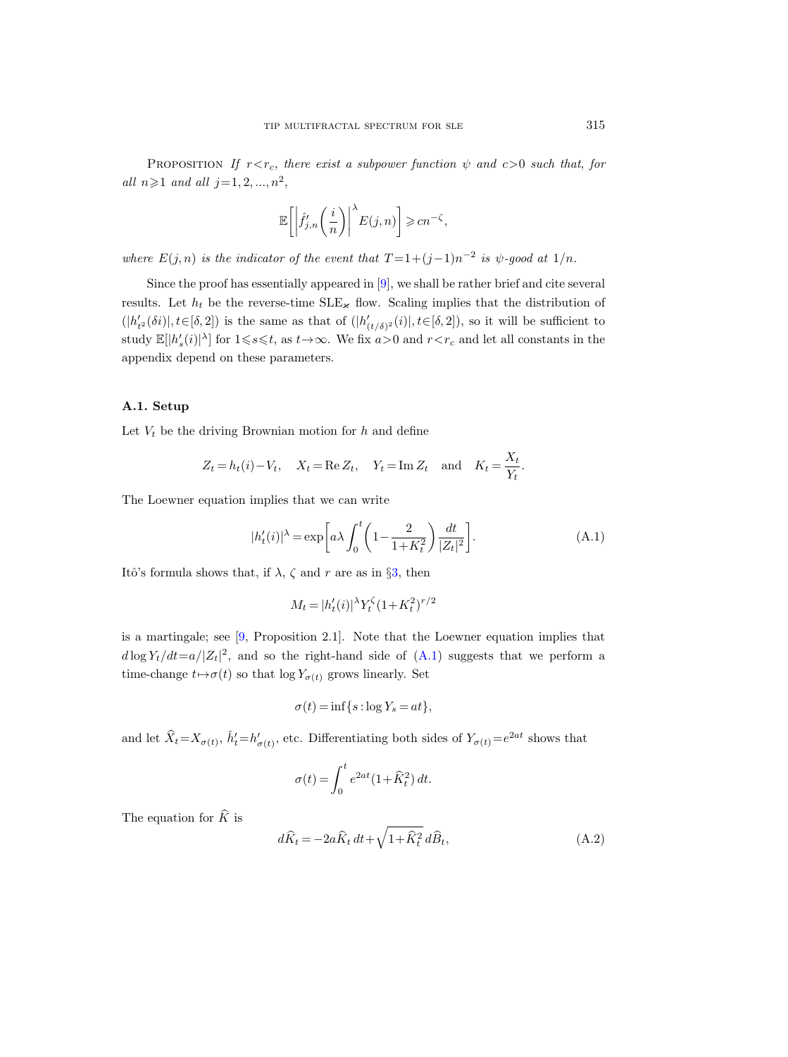Proposition *If $r<r_c$, there exist a subpower function $\psi$ and $c>0$ such that, for all $n\geqslant 1$ and all $j=1,2,...,n^2$,*

$$\mathbb{E}\left[\left|\hat{f}'_{j,n}\left(\frac{i}{n}\right)\right|^{\lambda} E(j,n)\right] \geqslant c n^{-\zeta},$$

*where $E(j,n)$ is the indicator of the event that $T=1+(j-1)n^{-2}$ is $\psi$-good at $1/n$.*

Since the proof has essentially appeared in [9], we shall be rather brief and cite several results. Let $h_t$ be the reverse-time $\mathrm{SLE}_\varkappa$ flow. Scaling implies that the distribution of $(|h'_{t^2}(\delta i)|, t\in[\delta,2])$ is the same as that of $(|h'_{(t/\delta)^2}(i)|, t\in[\delta,2])$, so it will be sufficient to study $\mathbb{E}[|h'_s(i)|^\lambda]$ for $1\leqslant s\leqslant t$, as $t\to\infty$. We fix $a>0$ and $r<r_c$ and let all constants in the appendix depend on these parameters.

### A.1. Setup

Let $V_t$ be the driving Brownian motion for $h$ and define

$$Z_t = h_t(i) - V_t, \quad X_t = \operatorname{Re} Z_t, \quad Y_t = \operatorname{Im} Z_t \quad \text{and} \quad K_t = \frac{X_t}{Y_t}.$$

The Loewner equation implies that we can write

$$|h'_t(i)|^\lambda = \exp\left[a\lambda \int_0^t \left(1 - \frac{2}{1+K_t^2}\right) \frac{dt}{|Z_t|^2}\right]. \tag{A.1}$$

Itô's formula shows that, if $\lambda$, $\zeta$ and $r$ are as in §3, then

$$M_t = |h'_t(i)|^\lambda Y_t^\zeta (1+K_t^2)^{r/2}$$

is a martingale; see [9, Proposition 2.1]. Note that the Loewner equation implies that $d\log Y_t/dt = a/|Z_t|^2$, and so the right-hand side of (A.1) suggests that we perform a time-change $t\mapsto\sigma(t)$ so that $\log Y_{\sigma(t)}$ grows linearly. Set

$$\sigma(t) = \inf\{s : \log Y_s = at\},$$

and let $\widehat{X}_t = X_{\sigma(t)}$, $\hat{h}'_t = h'_{\sigma(t)}$, etc. Differentiating both sides of $Y_{\sigma(t)} = e^{2at}$ shows that

$$\sigma(t) = \int_0^t e^{2at}(1+\widehat{K}_t^2)\, dt.$$

The equation for $\widehat{K}$ is

$$d\widehat{K}_t = -2a\widehat{K}_t\, dt + \sqrt{1+\widehat{K}_t^2}\, d\widehat{B}_t, \tag{A.2}$$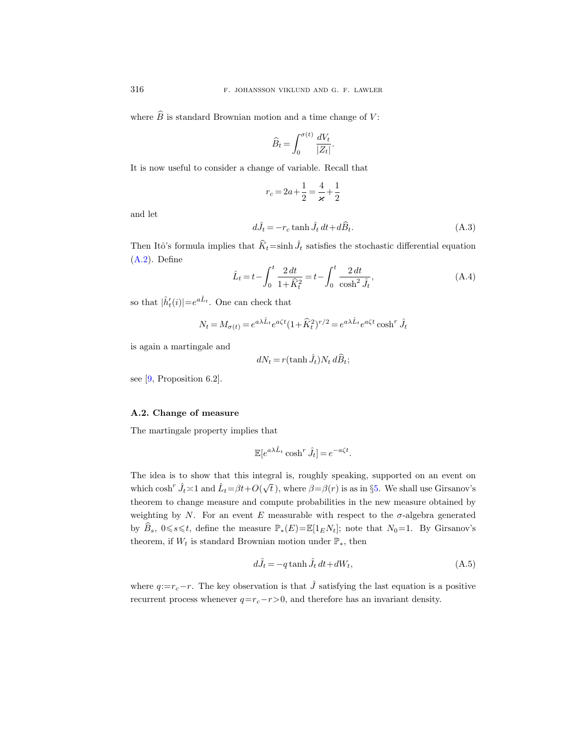where $\widehat{B}$ is standard Brownian motion and a time change of $V$:

$$\widehat{B}_t = \int_0^{\sigma(t)} \frac{dV_t}{|Z_t|}.$$

It is now useful to consider a change of variable. Recall that

$$r_c = 2a + \frac{1}{2} = \frac{4}{\varkappa} + \frac{1}{2}$$

and let

$$d\hat{J}_t = -r_c \tanh \hat{J}_t \, dt + d\widehat{B}_t. \tag{A.3}$$

Then Itô's formula implies that $\widehat{K}_t = \sinh \hat{J}_t$ satisfies the stochastic differential equation (A.2). Define

$$\hat{L}_t = t - \int_0^t \frac{2\,dt}{1+\widehat{K}_t^2} = t - \int_0^t \frac{2\,dt}{\cosh^2 \hat{J}_t}, \tag{A.4}$$

so that $|\hat{h}_t'(i)| = e^{a\hat{L}_t}$. One can check that

$$N_t = M_{\sigma(t)} = e^{a\lambda \hat{L}_t} e^{a\zeta t} (1+\widehat{K}_t^2)^{r/2} = e^{a\lambda \hat{L}_t} e^{a\zeta t} \cosh^r \hat{J}_t$$

is again a martingale and

$$dN_t = r(\tanh \hat{J}_t) N_t \, d\widehat{B}_t;$$

see [9, Proposition 6.2].

## A.2. Change of measure

The martingale property implies that

$$\mathbb{E}[e^{a\lambda \hat{L}_t} \cosh^r \hat{J}_t] = e^{-a\zeta t}.$$

The idea is to show that this integral is, roughly speaking, supported on an event on which $\cosh^r \hat{J}_t \asymp 1$ and $\hat{L}_t = \beta t + O(\sqrt{t}\,)$, where $\beta = \beta(r)$ is as in §5. We shall use Girsanov's theorem to change measure and compute probabilities in the new measure obtained by weighting by $N$. For an event $E$ measurable with respect to the $\sigma$-algebra generated by $\widehat{B}_s$, $0 \leqslant s \leqslant t$, define the measure $\mathbb{P}_*(E) = \mathbb{E}[1_E N_t]$; note that $N_0 = 1$. By Girsanov's theorem, if $W_t$ is standard Brownian motion under $\mathbb{P}_*$, then

$$d\hat{J}_t = -q \tanh \hat{J}_t \, dt + dW_t, \tag{A.5}$$

where $q := r_c - r$. The key observation is that $\hat{J}$ satisfying the last equation is a positive recurrent process whenever $q = r_c - r > 0$, and therefore has an invariant density.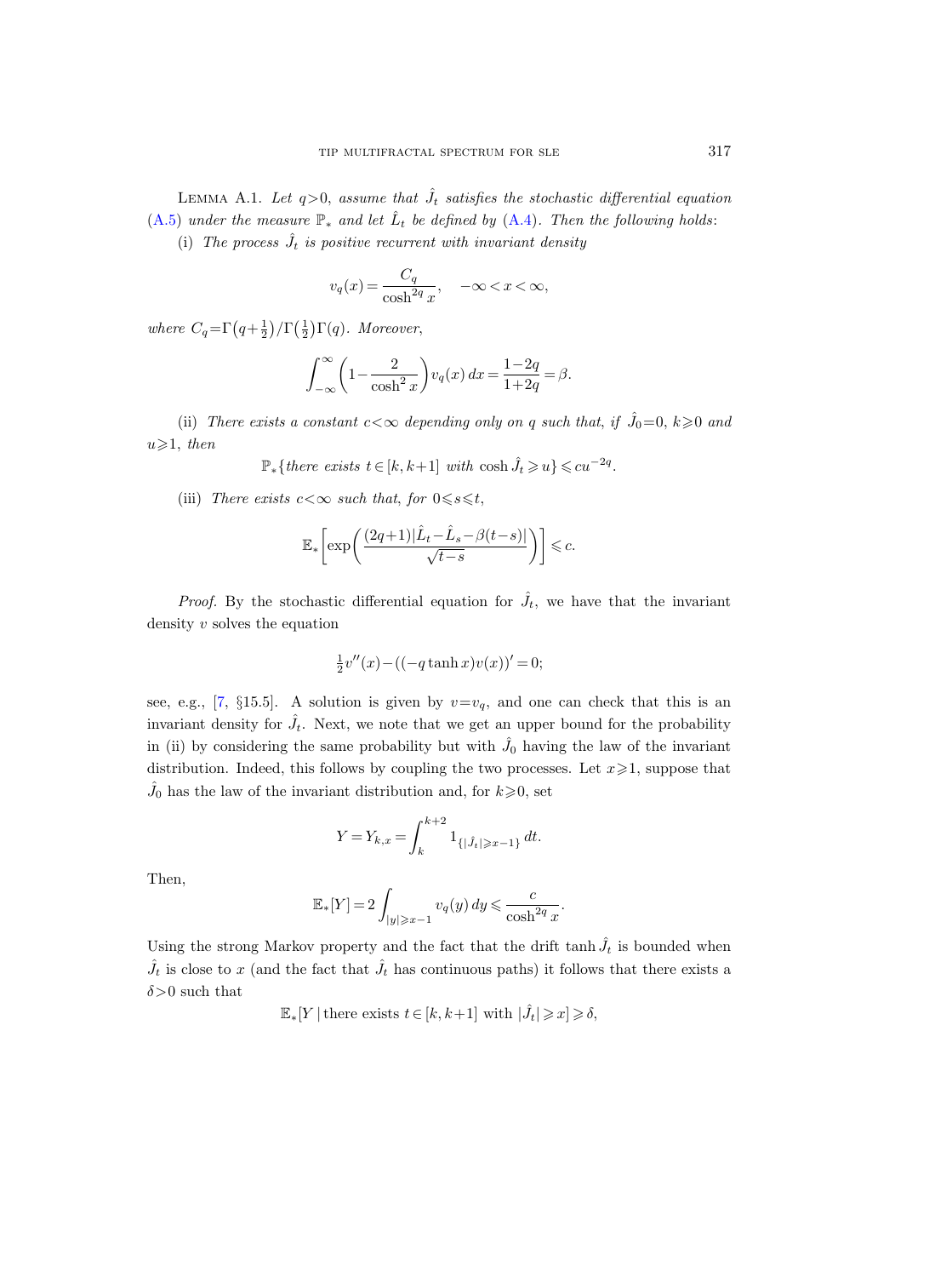**Lemma A.1.** *Let $q>0$, assume that $\hat{J}_t$ satisfies the stochastic differential equation* (A.5) *under the measure $\mathbb{P}_*$ and let $\hat{L}_t$ be defined by* (A.4). *Then the following holds*:

(i) *The process $\hat{J}_t$ is positive recurrent with invariant density*

$$v_q(x) = \frac{C_q}{\cosh^{2q} x}, \quad -\infty < x < \infty,$$

*where $C_q = \Gamma\big(q+\frac{1}{2}\big)/\Gamma\big(\frac{1}{2}\big)\Gamma(q)$. Moreover,*

$$\int_{-\infty}^{\infty} \left(1 - \frac{2}{\cosh^2 x}\right) v_q(x)\, dx = \frac{1-2q}{1+2q} = \beta.$$

(ii) *There exists a constant $c<\infty$ depending only on $q$ such that, if $\hat{J}_0=0$, $k\geqslant 0$ and $u\geqslant 1$, then*

$$\mathbb{P}_*\{\text{there exists } t\in[k,k+1] \text{ with } \cosh \hat{J}_t \geqslant u\} \leqslant c u^{-2q}.$$

(iii) *There exists $c<\infty$ such that, for $0\leqslant s\leqslant t$,*

$$\mathbb{E}_*\left[\exp\left(\frac{(2q+1)|\hat{L}_t - \hat{L}_s - \beta(t-s)|}{\sqrt{t-s}}\right)\right] \leqslant c.$$

*Proof.* By the stochastic differential equation for $\hat{J}_t$, we have that the invariant density $v$ solves the equation

$$\tfrac{1}{2} v''(x) - ((-q \tanh x) v(x))' = 0;$$

see, e.g., [7, §15.5]. A solution is given by $v=v_q$, and one can check that this is an invariant density for $\hat{J}_t$. Next, we note that we get an upper bound for the probability in (ii) by considering the same probability but with $\hat{J}_0$ having the law of the invariant distribution. Indeed, this follows by coupling the two processes. Let $x\geqslant 1$, suppose that $\hat{J}_0$ has the law of the invariant distribution and, for $k\geqslant 0$, set

$$Y = Y_{k,x} = \int_k^{k+2} 1_{\{|\hat{J}_t|\geqslant x-1\}}\, dt.$$

Then,

$$\mathbb{E}_*[Y] = 2\int_{|y|\geqslant x-1} v_q(y)\, dy \leqslant \frac{c}{\cosh^{2q} x}.$$

Using the strong Markov property and the fact that the drift $\tanh \hat{J}_t$ is bounded when $\hat{J}_t$ is close to $x$ (and the fact that $\hat{J}_t$ has continuous paths) it follows that there exists a $\delta>0$ such that

$$\mathbb{E}_*[Y \mid \text{there exists } t\in[k,k+1] \text{ with } |\hat{J}_t|\geqslant x] \geqslant \delta,$$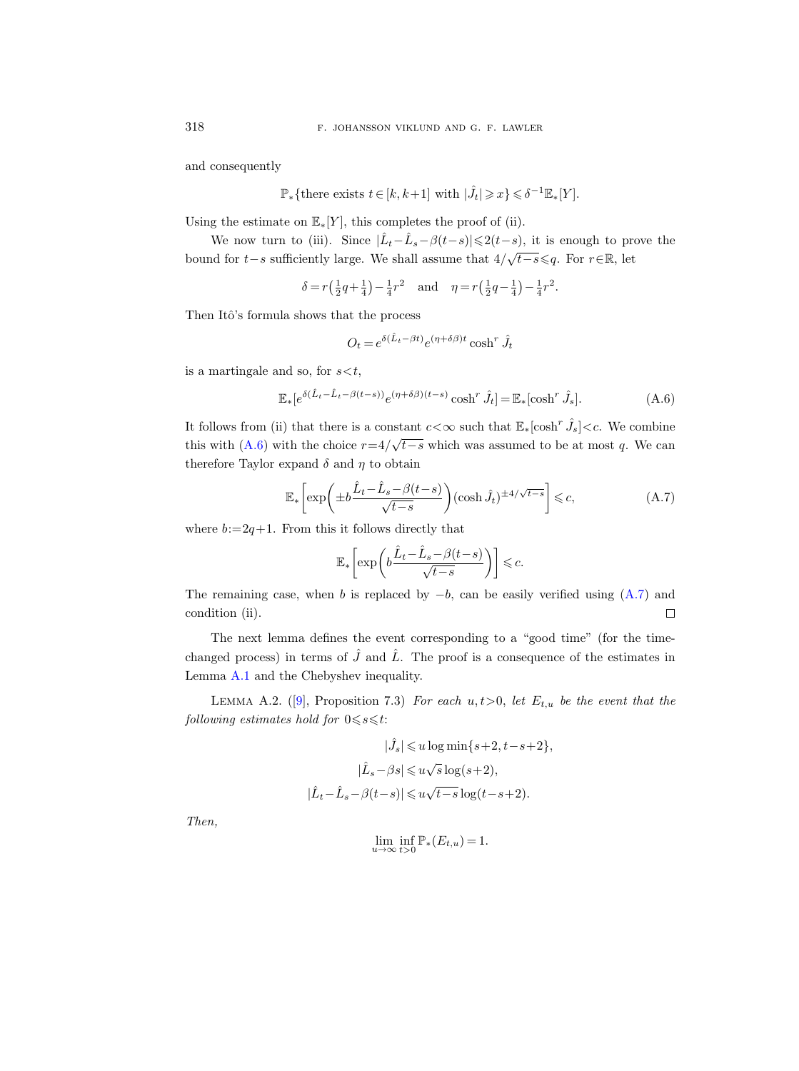and consequently

$$\mathbb{P}_*\{\text{there exists } t\in[k,k+1] \text{ with } |\hat{J}_t|\geqslant x\}\leqslant \delta^{-1}\mathbb{E}_*[Y].$$

Using the estimate on $\mathbb{E}_*[Y]$, this completes the proof of (ii).

We now turn to (iii). Since $|\hat{L}_t-\hat{L}_s-\beta(t-s)|\leqslant 2(t-s)$, it is enough to prove the bound for $t-s$ sufficiently large. We shall assume that $4/\sqrt{t-s}\leqslant q$. For $r\in\mathbb{R}$, let

$$\delta = r\left(\tfrac{1}{2}q+\tfrac{1}{4}\right)-\tfrac{1}{4}r^2 \quad \text{and} \quad \eta = r\left(\tfrac{1}{2}q-\tfrac{1}{4}\right)-\tfrac{1}{4}r^2.$$

Then Itô's formula shows that the process

$$O_t = e^{\delta(\hat{L}_t-\beta t)}e^{(\eta+\delta\beta)t}\cosh^r \hat{J}_t$$

is a martingale and so, for $s<t$,

$$\mathbb{E}_*[e^{\delta(\hat{L}_t-\hat{L}_s-\beta(t-s))}e^{(\eta+\delta\beta)(t-s)}\cosh^r \hat{J}_t] = \mathbb{E}_*[\cosh^r \hat{J}_s]. \tag{A.6}$$

It follows from (ii) that there is a constant $c<\infty$ such that $\mathbb{E}_*[\cosh^r \hat{J}_s]<c$. We combine this with (A.6) with the choice $r=4/\sqrt{t-s}$ which was assumed to be at most $q$. We can therefore Taylor expand $\delta$ and $\eta$ to obtain

$$\mathbb{E}_*\left[\exp\left(\pm b\frac{\hat{L}_t-\hat{L}_s-\beta(t-s)}{\sqrt{t-s}}\right)(\cosh \hat{J}_t)^{\pm 4/\sqrt{t-s}}\right]\leqslant c, \tag{A.7}$$

where $b:=2q+1$. From this it follows directly that

$$\mathbb{E}_*\left[\exp\left(b\frac{\hat{L}_t-\hat{L}_s-\beta(t-s)}{\sqrt{t-s}}\right)\right]\leqslant c.$$

The remaining case, when $b$ is replaced by $-b$, can be easily verified using (A.7) and condition (ii). $\square$

The next lemma defines the event corresponding to a "good time" (for the time-changed process) in terms of $\hat{J}$ and $\hat{L}$. The proof is a consequence of the estimates in Lemma A.1 and the Chebyshev inequality.

Lemma A.2. ([9], Proposition 7.3) *For each $u,t>0$, let $E_{t,u}$ be the event that the following estimates hold for $0\leqslant s\leqslant t$:*

$$|\hat{J}_s|\leqslant u\log\min\{s+2,t-s+2\},$$

$$|\hat{L}_s-\beta s|\leqslant u\sqrt{s}\log(s+2),$$

$$|\hat{L}_t-\hat{L}_s-\beta(t-s)|\leqslant u\sqrt{t-s}\log(t-s+2).$$

*Then,*

$$\lim_{u\to\infty}\inf_{t>0}\mathbb{P}_*(E_{t,u})=1.$$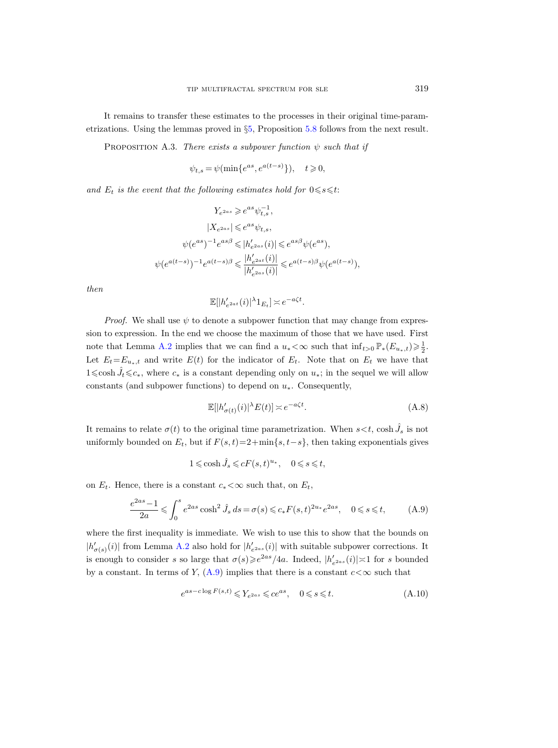It remains to transfer these estimates to the processes in their original time-parametrizations. Using the lemmas proved in §5, Proposition 5.8 follows from the next result.

PROPOSITION A.3. *There exists a subpower function $\psi$ such that if*

$$\psi_{t,s} = \psi(\min\{e^{as}, e^{a(t-s)}\}), \quad t \geqslant 0,$$

*and $E_t$ is the event that the following estimates hold for $0 \leqslant s \leqslant t$:*

$$Y_{e^{2as}} \geqslant e^{as}\psi_{t,s}^{-1},$$

$$|X_{e^{2as}}| \leqslant e^{as}\psi_{t,s},$$

$$\psi(e^{as})^{-1}e^{as\beta} \leqslant |h'_{e^{2as}}(i)| \leqslant e^{as\beta}\psi(e^{as}),$$

$$\psi(e^{a(t-s)})^{-1}e^{a(t-s)\beta} \leqslant \frac{|h'_{e^{2at}}(i)|}{|h'_{e^{2as}}(i)|} \leqslant e^{a(t-s)\beta}\psi(e^{a(t-s)}),$$

*then*

$$\mathbb{E}[|h'_{e^{2at}}(i)|^{\lambda} 1_{E_t}] \asymp e^{-a\zeta t}.$$

*Proof.* We shall use $\psi$ to denote a subpower function that may change from expression to expression. In the end we choose the maximum of those that we have used. First note that Lemma A.2 implies that we can find a $u_* < \infty$ such that $\inf_{t>0} \mathbb{P}_*(E_{u_*,t}) \geqslant \frac{1}{2}$. Let $E_t = E_{u_*,t}$ and write $E(t)$ for the indicator of $E_t$. Note that on $E_t$ we have that $1 \leqslant \cosh \hat{J}_t \leqslant c_*$, where $c_*$ is a constant depending only on $u_*$; in the sequel we will allow constants (and subpower functions) to depend on $u_*$. Consequently,

$$\mathbb{E}[|h'_{\sigma(t)}(i)|^{\lambda} E(t)] \asymp e^{-a\zeta t}. \tag{A.8}$$

It remains to relate $\sigma(t)$ to the original time parametrization. When $s < t$, $\cosh \hat{J}_s$ is not uniformly bounded on $E_t$, but if $F(s,t) = 2 + \min\{s, t-s\}$, then taking exponentials gives

$$1 \leqslant \cosh \hat{J}_s \leqslant cF(s,t)^{u_*}, \quad 0 \leqslant s \leqslant t,$$

on $E_t$. Hence, there is a constant $c_* < \infty$ such that, on $E_t$,

$$\frac{e^{2as}-1}{2a} \leqslant \int_0^s e^{2as} \cosh^2 \hat{J}_s \, ds = \sigma(s) \leqslant c_* F(s,t)^{2u_*} e^{2as}, \quad 0 \leqslant s \leqslant t, \tag{A.9}$$

where the first inequality is immediate. We wish to use this to show that the bounds on $|h'_{\sigma(s)}(i)|$ from Lemma A.2 also hold for $|h'_{e^{2as}}(i)|$ with suitable subpower corrections. It is enough to consider $s$ so large that $\sigma(s) \geqslant e^{2as}/4a$. Indeed, $|h'_{e^{2as}}(i)| \asymp 1$ for $s$ bounded by a constant. In terms of $Y$, (A.9) implies that there is a constant $c < \infty$ such that

$$e^{as - c \log F(s,t)} \leqslant Y_{e^{2as}} \leqslant ce^{as}, \quad 0 \leqslant s \leqslant t. \tag{A.10}$$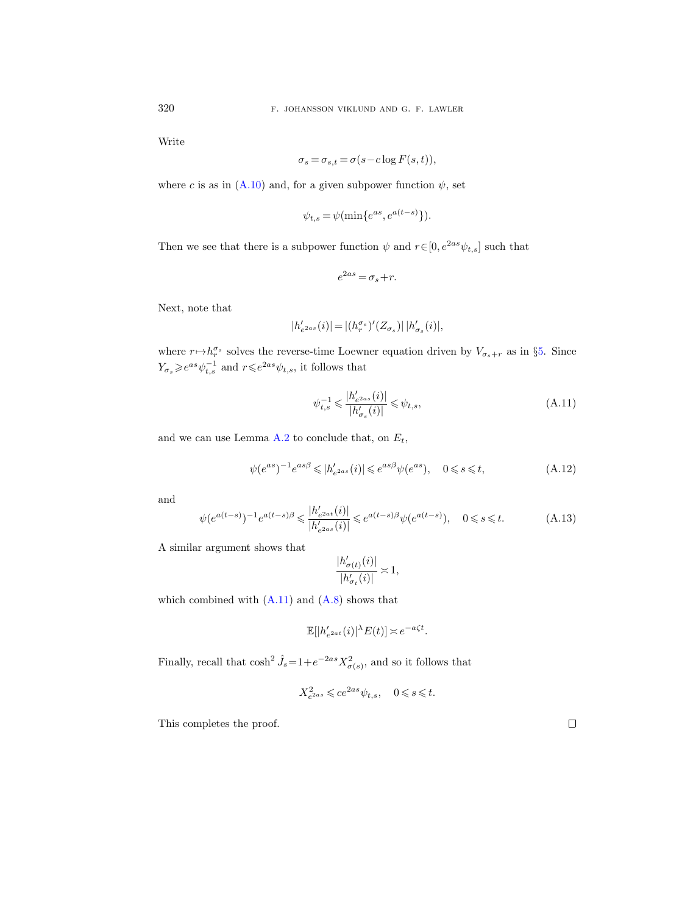Write

$$\sigma_s = \sigma_{s,t} = \sigma(s - c \log F(s,t)),$$

where $c$ is as in (A.10) and, for a given subpower function $\psi$, set

$$\psi_{t,s} = \psi(\min\{e^{as}, e^{a(t-s)}\}).$$

Then we see that there is a subpower function $\psi$ and $r \in [0, e^{2as}\psi_{t,s}]$ such that

$$e^{2as} = \sigma_s + r.$$

Next, note that

$$|h'_{e^{2as}}(i)| = |(h_r^{\sigma_s})'(Z_{\sigma_s})|\,|h'_{\sigma_s}(i)|,$$

where $r \mapsto h_r^{\sigma_s}$ solves the reverse-time Loewner equation driven by $V_{\sigma_s + r}$ as in §5. Since $Y_{\sigma_s} \geqslant e^{as}\psi_{t,s}^{-1}$ and $r \leqslant e^{2as}\psi_{t,s}$, it follows that

$$\psi_{t,s}^{-1} \leqslant \frac{|h'_{e^{2as}}(i)|}{|h'_{\sigma_s}(i)|} \leqslant \psi_{t,s}, \tag{A.11}$$

and we can use Lemma A.2 to conclude that, on $E_t$,

$$\psi(e^{as})^{-1} e^{as\beta} \leqslant |h'_{e^{2as}}(i)| \leqslant e^{as\beta}\psi(e^{as}), \quad 0 \leqslant s \leqslant t, \tag{A.12}$$

and

$$\psi(e^{a(t-s)})^{-1} e^{a(t-s)\beta} \leqslant \frac{|h'_{e^{2at}}(i)|}{|h'_{e^{2as}}(i)|} \leqslant e^{a(t-s)\beta}\psi(e^{a(t-s)}), \quad 0 \leqslant s \leqslant t. \tag{A.13}$$

A similar argument shows that

$$\frac{|h'_{\sigma(t)}(i)|}{|h'_{\sigma_t}(i)|} \asymp 1,$$

which combined with (A.11) and (A.8) shows that

$$\mathbb{E}[|h'_{e^{2at}}(i)|^{\lambda} E(t)] \asymp e^{-a\zeta t}.$$

Finally, recall that $\cosh^2 \hat{J}_s = 1 + e^{-2as} X^2_{\sigma(s)}$, and so it follows that

$$X^2_{e^{2as}} \leqslant c e^{2as}\psi_{t,s}, \quad 0 \leqslant s \leqslant t.$$

This completes the proof. $\square$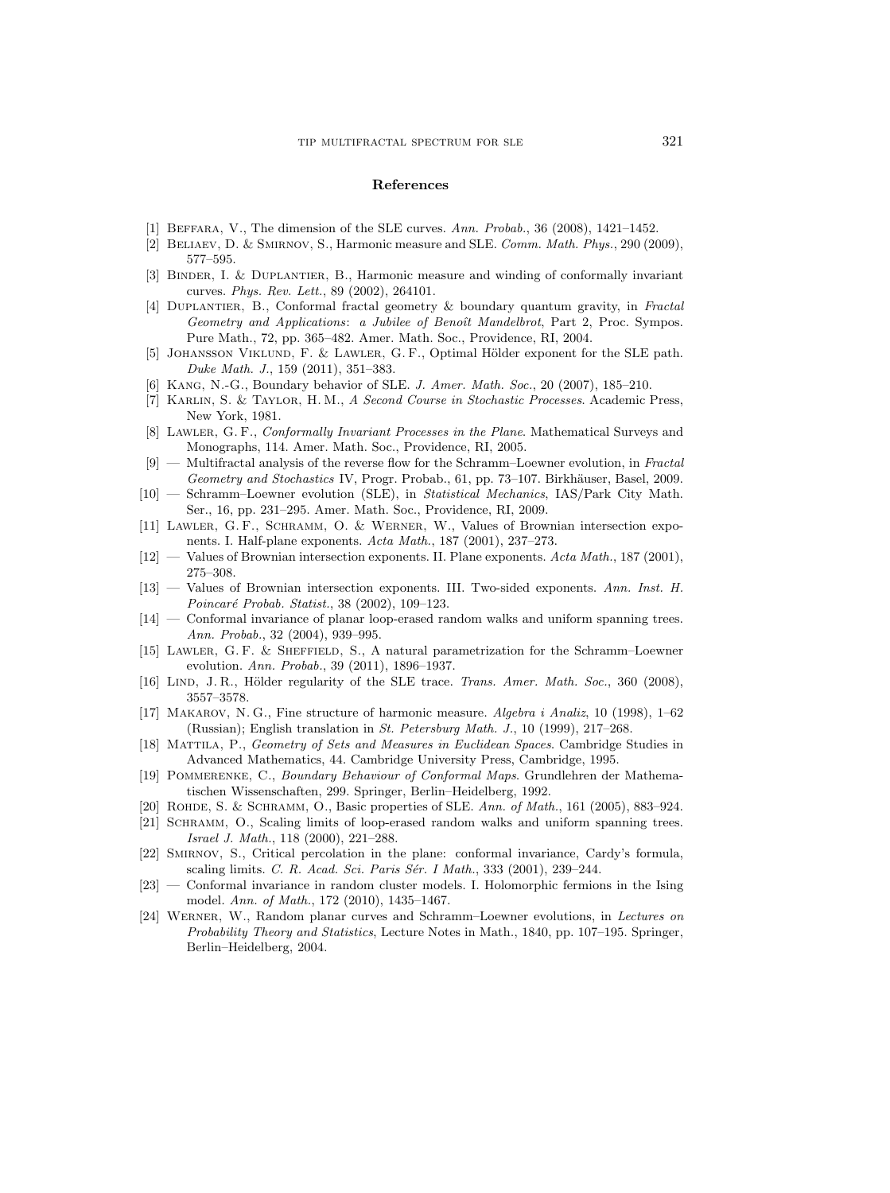## References

[1] Beffara, V., The dimension of the SLE curves. *Ann. Probab.*, 36 (2008), 1421–1452.

[2] Beliaev, D. & Smirnov, S., Harmonic measure and SLE. *Comm. Math. Phys.*, 290 (2009), 577–595.

[3] Binder, I. & Duplantier, B., Harmonic measure and winding of conformally invariant curves. *Phys. Rev. Lett.*, 89 (2002), 264101.

[4] Duplantier, B., Conformal fractal geometry & boundary quantum gravity, in *Fractal Geometry and Applications: a Jubilee of Benoît Mandelbrot*, Part 2, Proc. Sympos. Pure Math., 72, pp. 365–482. Amer. Math. Soc., Providence, RI, 2004.

[5] Johansson Viklund, F. & Lawler, G. F., Optimal Hölder exponent for the SLE path. *Duke Math. J.*, 159 (2011), 351–383.

[6] Kang, N.-G., Boundary behavior of SLE. *J. Amer. Math. Soc.*, 20 (2007), 185–210.

[7] Karlin, S. & Taylor, H. M., *A Second Course in Stochastic Processes*. Academic Press, New York, 1981.

[8] Lawler, G. F., *Conformally Invariant Processes in the Plane*. Mathematical Surveys and Monographs, 114. Amer. Math. Soc., Providence, RI, 2005.

[9] — Multifractal analysis of the reverse flow for the Schramm–Loewner evolution, in *Fractal Geometry and Stochastics* IV, Progr. Probab., 61, pp. 73–107. Birkhäuser, Basel, 2009.

[10] — Schramm–Loewner evolution (SLE), in *Statistical Mechanics*, IAS/Park City Math. Ser., 16, pp. 231–295. Amer. Math. Soc., Providence, RI, 2009.

[11] Lawler, G. F., Schramm, O. & Werner, W., Values of Brownian intersection exponents. I. Half-plane exponents. *Acta Math.*, 187 (2001), 237–273.

[12] — Values of Brownian intersection exponents. II. Plane exponents. *Acta Math.*, 187 (2001), 275–308.

[13] — Values of Brownian intersection exponents. III. Two-sided exponents. *Ann. Inst. H. Poincaré Probab. Statist.*, 38 (2002), 109–123.

[14] — Conformal invariance of planar loop-erased random walks and uniform spanning trees. *Ann. Probab.*, 32 (2004), 939–995.

[15] Lawler, G. F. & Sheffield, S., A natural parametrization for the Schramm–Loewner evolution. *Ann. Probab.*, 39 (2011), 1896–1937.

[16] Lind, J. R., Hölder regularity of the SLE trace. *Trans. Amer. Math. Soc.*, 360 (2008), 3557–3578.

[17] Makarov, N. G., Fine structure of harmonic measure. *Algebra i Analiz*, 10 (1998), 1–62 (Russian); English translation in *St. Petersburg Math. J.*, 10 (1999), 217–268.

[18] Mattila, P., *Geometry of Sets and Measures in Euclidean Spaces*. Cambridge Studies in Advanced Mathematics, 44. Cambridge University Press, Cambridge, 1995.

[19] Pommerenke, C., *Boundary Behaviour of Conformal Maps*. Grundlehren der Mathematischen Wissenschaften, 299. Springer, Berlin–Heidelberg, 1992.

[20] Rohde, S. & Schramm, O., Basic properties of SLE. *Ann. of Math.*, 161 (2005), 883–924.

[21] Schramm, O., Scaling limits of loop-erased random walks and uniform spanning trees. *Israel J. Math.*, 118 (2000), 221–288.

[22] Smirnov, S., Critical percolation in the plane: conformal invariance, Cardy's formula, scaling limits. *C. R. Acad. Sci. Paris Sér. I Math.*, 333 (2001), 239–244.

[23] — Conformal invariance in random cluster models. I. Holomorphic fermions in the Ising model. *Ann. of Math.*, 172 (2010), 1435–1467.

[24] Werner, W., Random planar curves and Schramm–Loewner evolutions, in *Lectures on Probability Theory and Statistics*, Lecture Notes in Math., 1840, pp. 107–195. Springer, Berlin–Heidelberg, 2004.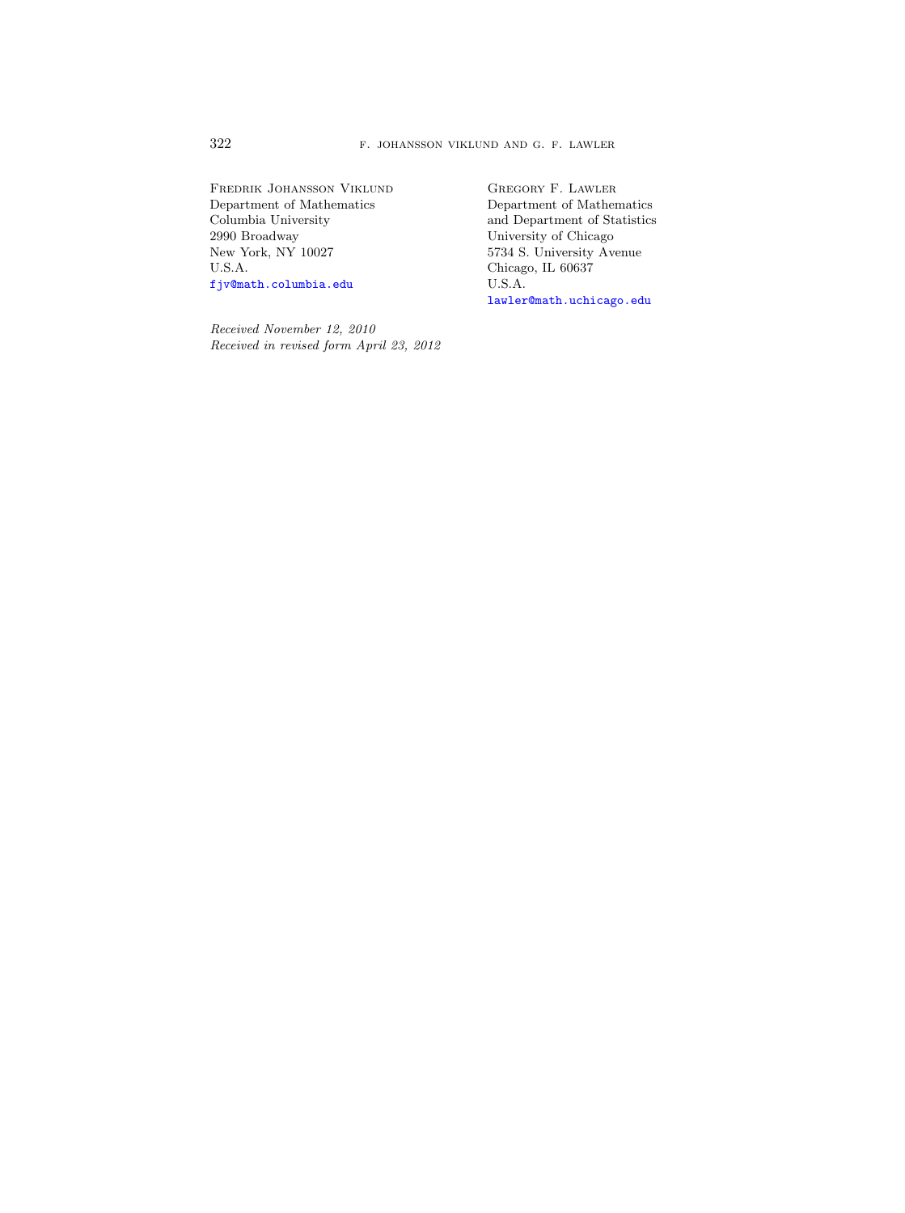Fredrik Johansson Viklund
Department of Mathematics
Columbia University
2990 Broadway
New York, NY 10027
U.S.A.
fjv@math.columbia.edu

Gregory F. Lawler
Department of Mathematics
and Department of Statistics
University of Chicago
5734 S. University Avenue
Chicago, IL 60637
U.S.A.
lawler@math.uchicago.edu

*Received November 12, 2010*
*Received in revised form April 23, 2012*